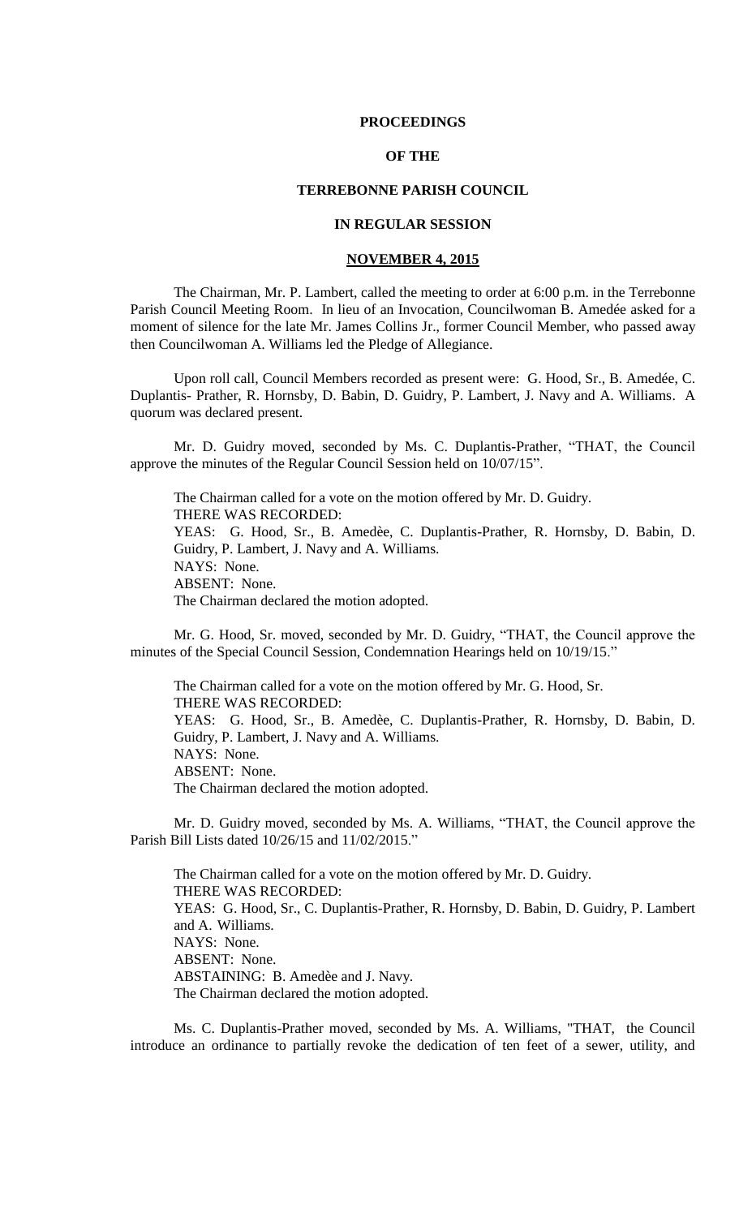**PROCEEDINGS**

**OF THE**

**TERREBONNE PARISH COUNCIL**

**IN REGULAR SESSION**

**NOVEMBER 4, 2015**

The Chairman, Mr. P. Lambert, called the meeting to order at 6:00 p.m. in the Terrebonne Parish Council Meeting Room. In lieu of an Invocation, Councilwoman B. Amedée asked for a moment of silence for the late Mr. James Collins Jr., former Council Member, who passed away then Councilwoman A. Williams led the Pledge of Allegiance.

Upon roll call, Council Members recorded as present were: G. Hood, Sr., B. Amedée, C. Duplantis- Prather, R. Hornsby, D. Babin, D. Guidry, P. Lambert, J. Navy and A. Williams. A quorum was declared present.

Mr. D. Guidry moved, seconded by Ms. C. Duplantis-Prather, "THAT, the Council approve the minutes of the Regular Council Session held on 10/07/15".

The Chairman called for a vote on the motion offered by Mr. D. Guidry.
THERE WAS RECORDED:
YEAS: G. Hood, Sr., B. Amedèe, C. Duplantis-Prather, R. Hornsby, D. Babin, D. Guidry, P. Lambert, J. Navy and A. Williams.
NAYS: None.
ABSENT: None.
The Chairman declared the motion adopted.

Mr. G. Hood, Sr. moved, seconded by Mr. D. Guidry, "THAT, the Council approve the minutes of the Special Council Session, Condemnation Hearings held on 10/19/15."

The Chairman called for a vote on the motion offered by Mr. G. Hood, Sr.
THERE WAS RECORDED:
YEAS: G. Hood, Sr., B. Amedèe, C. Duplantis-Prather, R. Hornsby, D. Babin, D. Guidry, P. Lambert, J. Navy and A. Williams.
NAYS: None.
ABSENT: None.
The Chairman declared the motion adopted.

Mr. D. Guidry moved, seconded by Ms. A. Williams, "THAT, the Council approve the Parish Bill Lists dated 10/26/15 and 11/02/2015."

The Chairman called for a vote on the motion offered by Mr. D. Guidry.
THERE WAS RECORDED:
YEAS: G. Hood, Sr., C. Duplantis-Prather, R. Hornsby, D. Babin, D. Guidry, P. Lambert and A. Williams.
NAYS: None.
ABSENT: None.
ABSTAINING: B. Amedèe and J. Navy.
The Chairman declared the motion adopted.

Ms. C. Duplantis-Prather moved, seconded by Ms. A. Williams, "THAT, the Council introduce an ordinance to partially revoke the dedication of ten feet of a sewer, utility, and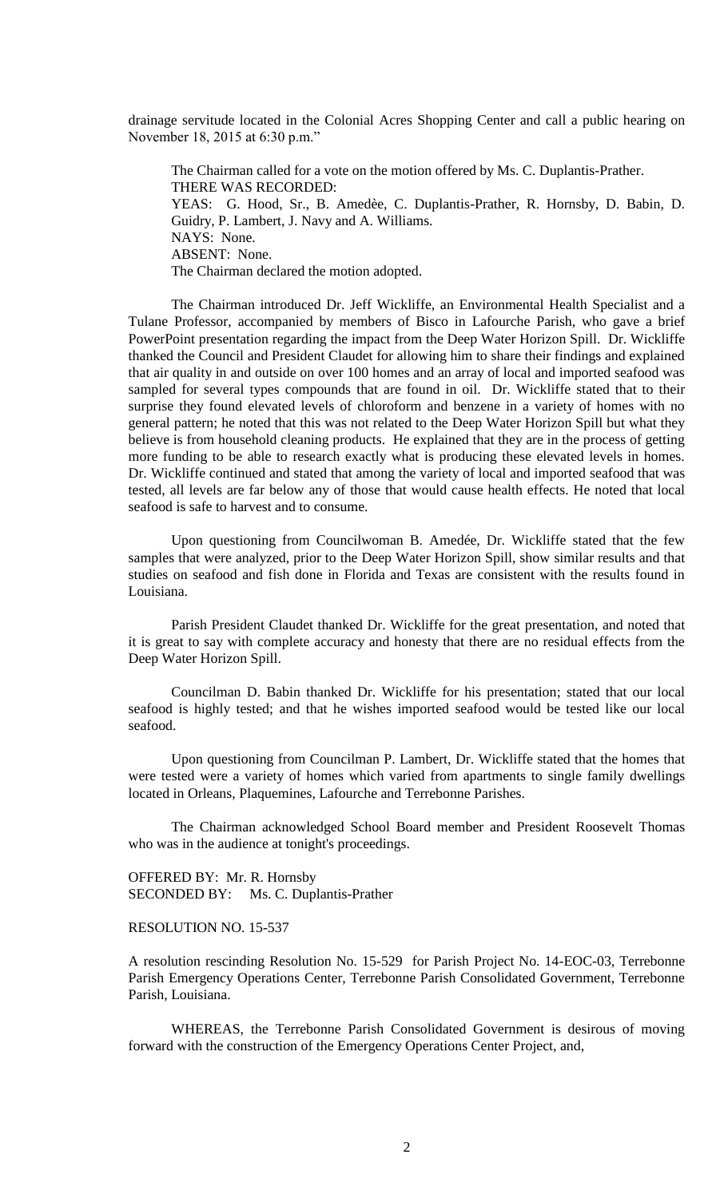drainage servitude located in the Colonial Acres Shopping Center and call a public hearing on November 18, 2015 at 6:30 p.m."

The Chairman called for a vote on the motion offered by Ms. C. Duplantis-Prather.
THERE WAS RECORDED:
YEAS: G. Hood, Sr., B. Amedèe, C. Duplantis-Prather, R. Hornsby, D. Babin, D. Guidry, P. Lambert, J. Navy and A. Williams.
NAYS: None.
ABSENT: None.
The Chairman declared the motion adopted.

The Chairman introduced Dr. Jeff Wickliffe, an Environmental Health Specialist and a Tulane Professor, accompanied by members of Bisco in Lafourche Parish, who gave a brief PowerPoint presentation regarding the impact from the Deep Water Horizon Spill. Dr. Wickliffe thanked the Council and President Claudet for allowing him to share their findings and explained that air quality in and outside on over 100 homes and an array of local and imported seafood was sampled for several types compounds that are found in oil. Dr. Wickliffe stated that to their surprise they found elevated levels of chloroform and benzene in a variety of homes with no general pattern; he noted that this was not related to the Deep Water Horizon Spill but what they believe is from household cleaning products. He explained that they are in the process of getting more funding to be able to research exactly what is producing these elevated levels in homes. Dr. Wickliffe continued and stated that among the variety of local and imported seafood that was tested, all levels are far below any of those that would cause health effects. He noted that local seafood is safe to harvest and to consume.

Upon questioning from Councilwoman B. Amedée, Dr. Wickliffe stated that the few samples that were analyzed, prior to the Deep Water Horizon Spill, show similar results and that studies on seafood and fish done in Florida and Texas are consistent with the results found in Louisiana.

Parish President Claudet thanked Dr. Wickliffe for the great presentation, and noted that it is great to say with complete accuracy and honesty that there are no residual effects from the Deep Water Horizon Spill.

Councilman D. Babin thanked Dr. Wickliffe for his presentation; stated that our local seafood is highly tested; and that he wishes imported seafood would be tested like our local seafood.

Upon questioning from Councilman P. Lambert, Dr. Wickliffe stated that the homes that were tested were a variety of homes which varied from apartments to single family dwellings located in Orleans, Plaquemines, Lafourche and Terrebonne Parishes.

The Chairman acknowledged School Board member and President Roosevelt Thomas who was in the audience at tonight's proceedings.

OFFERED BY: Mr. R. Hornsby
SECONDED BY: Ms. C. Duplantis-Prather

RESOLUTION NO. 15-537

A resolution rescinding Resolution No. 15-529 for Parish Project No. 14-EOC-03, Terrebonne Parish Emergency Operations Center, Terrebonne Parish Consolidated Government, Terrebonne Parish, Louisiana.

WHEREAS, the Terrebonne Parish Consolidated Government is desirous of moving forward with the construction of the Emergency Operations Center Project, and,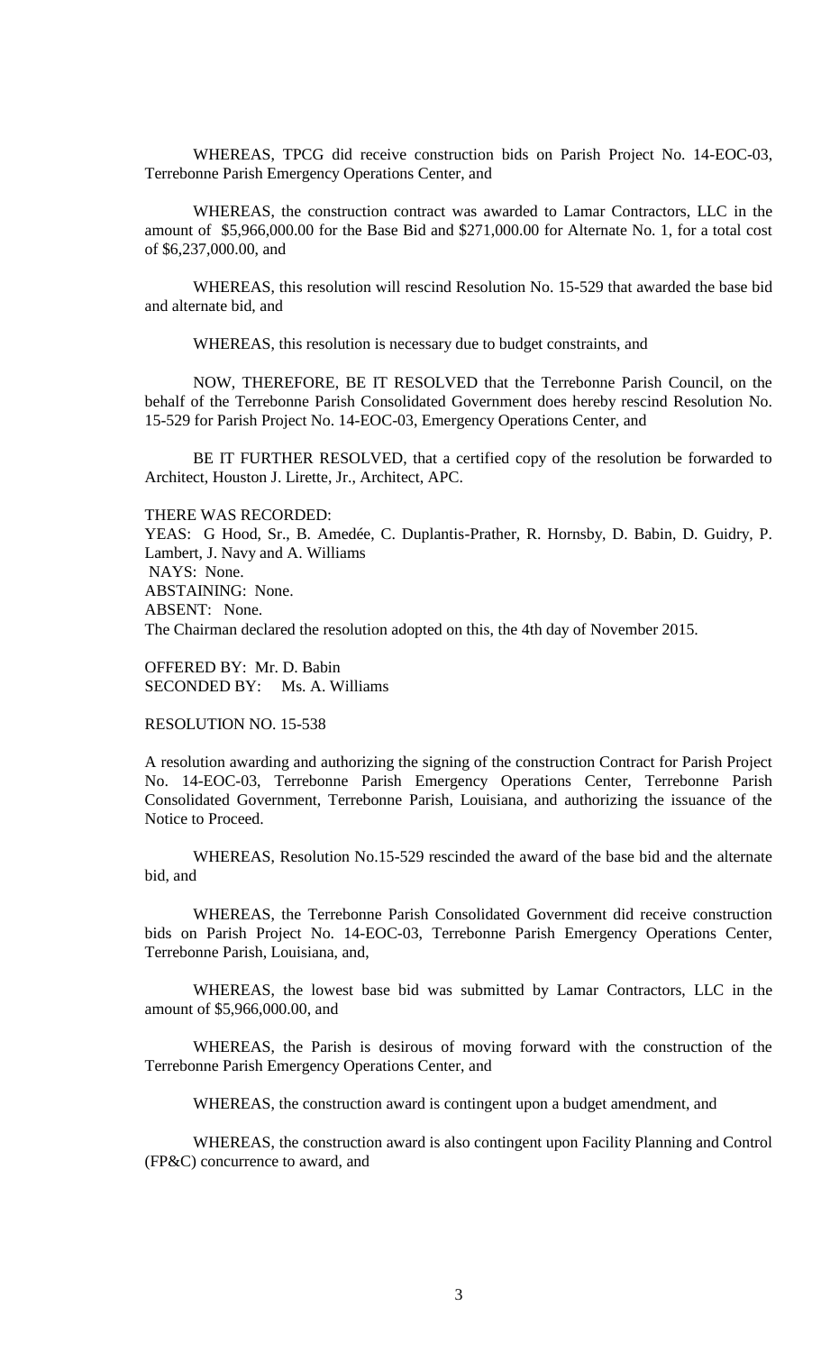WHEREAS, TPCG did receive construction bids on Parish Project No. 14-EOC-03, Terrebonne Parish Emergency Operations Center, and

WHEREAS, the construction contract was awarded to Lamar Contractors, LLC in the amount of $5,966,000.00 for the Base Bid and $271,000.00 for Alternate No. 1, for a total cost of $6,237,000.00, and

WHEREAS, this resolution will rescind Resolution No. 15-529 that awarded the base bid and alternate bid, and

WHEREAS, this resolution is necessary due to budget constraints, and

NOW, THEREFORE, BE IT RESOLVED that the Terrebonne Parish Council, on the behalf of the Terrebonne Parish Consolidated Government does hereby rescind Resolution No. 15-529 for Parish Project No. 14-EOC-03, Emergency Operations Center, and

BE IT FURTHER RESOLVED, that a certified copy of the resolution be forwarded to Architect, Houston J. Lirette, Jr., Architect, APC.

THERE WAS RECORDED:
YEAS: G Hood, Sr., B. Amedée, C. Duplantis-Prather, R. Hornsby, D. Babin, D. Guidry, P. Lambert, J. Navy and A. Williams
NAYS: None.
ABSTAINING: None.
ABSENT: None.
The Chairman declared the resolution adopted on this, the 4th day of November 2015.

OFFERED BY: Mr. D. Babin
SECONDED BY: Ms. A. Williams

RESOLUTION NO. 15-538

A resolution awarding and authorizing the signing of the construction Contract for Parish Project No. 14-EOC-03, Terrebonne Parish Emergency Operations Center, Terrebonne Parish Consolidated Government, Terrebonne Parish, Louisiana, and authorizing the issuance of the Notice to Proceed.

WHEREAS, Resolution No.15-529 rescinded the award of the base bid and the alternate bid, and

WHEREAS, the Terrebonne Parish Consolidated Government did receive construction bids on Parish Project No. 14-EOC-03, Terrebonne Parish Emergency Operations Center, Terrebonne Parish, Louisiana, and,

WHEREAS, the lowest base bid was submitted by Lamar Contractors, LLC in the amount of $5,966,000.00, and

WHEREAS, the Parish is desirous of moving forward with the construction of the Terrebonne Parish Emergency Operations Center, and

WHEREAS, the construction award is contingent upon a budget amendment, and

WHEREAS, the construction award is also contingent upon Facility Planning and Control (FP&C) concurrence to award, and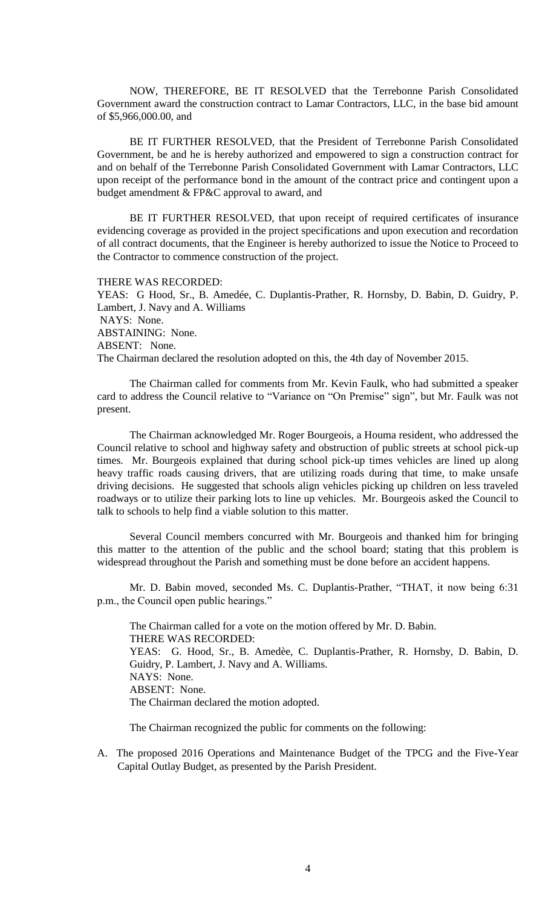NOW, THEREFORE, BE IT RESOLVED that the Terrebonne Parish Consolidated Government award the construction contract to Lamar Contractors, LLC, in the base bid amount of $5,966,000.00, and

BE IT FURTHER RESOLVED, that the President of Terrebonne Parish Consolidated Government, be and he is hereby authorized and empowered to sign a construction contract for and on behalf of the Terrebonne Parish Consolidated Government with Lamar Contractors, LLC upon receipt of the performance bond in the amount of the contract price and contingent upon a budget amendment & FP&C approval to award, and

BE IT FURTHER RESOLVED, that upon receipt of required certificates of insurance evidencing coverage as provided in the project specifications and upon execution and recordation of all contract documents, that the Engineer is hereby authorized to issue the Notice to Proceed to the Contractor to commence construction of the project.

THERE WAS RECORDED:
YEAS: G Hood, Sr., B. Amedée, C. Duplantis-Prather, R. Hornsby, D. Babin, D. Guidry, P. Lambert, J. Navy and A. Williams
NAYS: None.
ABSTAINING: None.
ABSENT: None.
The Chairman declared the resolution adopted on this, the 4th day of November 2015.

The Chairman called for comments from Mr. Kevin Faulk, who had submitted a speaker card to address the Council relative to "Variance on "On Premise" sign", but Mr. Faulk was not present.

The Chairman acknowledged Mr. Roger Bourgeois, a Houma resident, who addressed the Council relative to school and highway safety and obstruction of public streets at school pick-up times. Mr. Bourgeois explained that during school pick-up times vehicles are lined up along heavy traffic roads causing drivers, that are utilizing roads during that time, to make unsafe driving decisions. He suggested that schools align vehicles picking up children on less traveled roadways or to utilize their parking lots to line up vehicles. Mr. Bourgeois asked the Council to talk to schools to help find a viable solution to this matter.

Several Council members concurred with Mr. Bourgeois and thanked him for bringing this matter to the attention of the public and the school board; stating that this problem is widespread throughout the Parish and something must be done before an accident happens.

Mr. D. Babin moved, seconded Ms. C. Duplantis-Prather, "THAT, it now being 6:31 p.m., the Council open public hearings."

The Chairman called for a vote on the motion offered by Mr. D. Babin.
THERE WAS RECORDED:
YEAS: G. Hood, Sr., B. Amedèe, C. Duplantis-Prather, R. Hornsby, D. Babin, D. Guidry, P. Lambert, J. Navy and A. Williams.
NAYS: None.
ABSENT: None.
The Chairman declared the motion adopted.

The Chairman recognized the public for comments on the following:

A. The proposed 2016 Operations and Maintenance Budget of the TPCG and the Five-Year Capital Outlay Budget, as presented by the Parish President.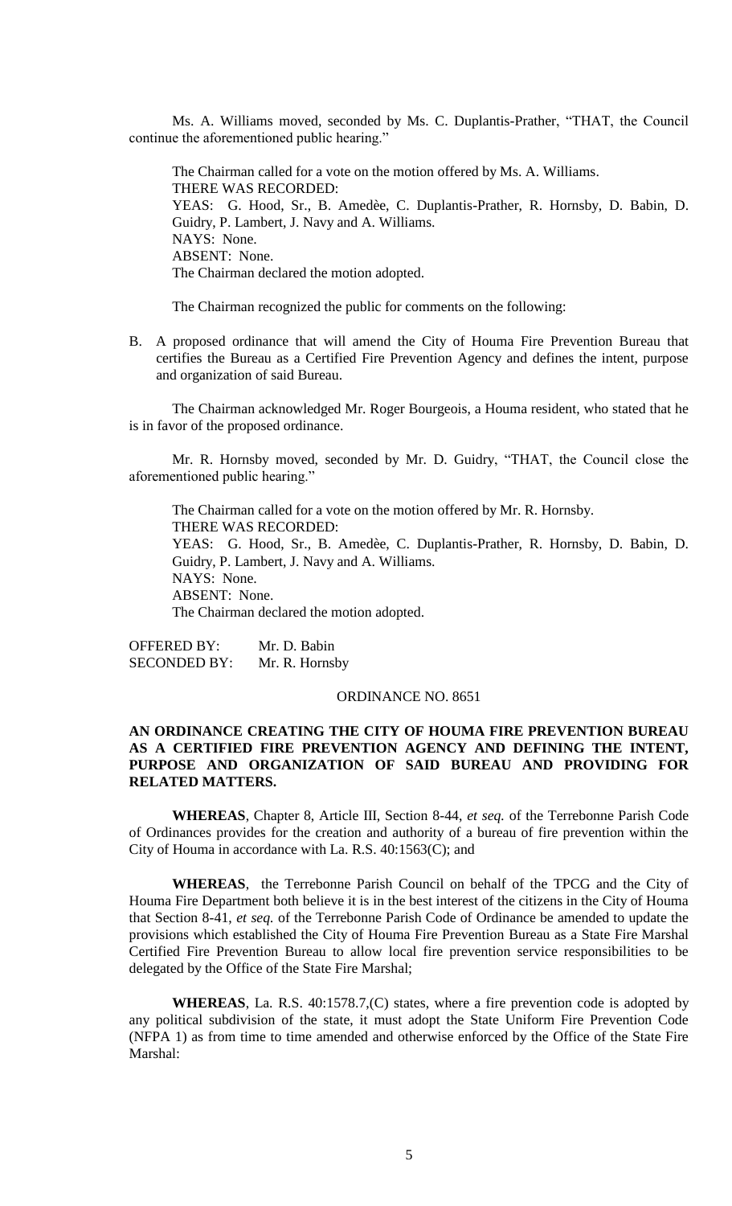Ms. A. Williams moved, seconded by Ms. C. Duplantis-Prather, "THAT, the Council continue the aforementioned public hearing."

The Chairman called for a vote on the motion offered by Ms. A. Williams.
THERE WAS RECORDED:
YEAS: G. Hood, Sr., B. Amedèe, C. Duplantis-Prather, R. Hornsby, D. Babin, D. Guidry, P. Lambert, J. Navy and A. Williams.
NAYS: None.
ABSENT: None.
The Chairman declared the motion adopted.

The Chairman recognized the public for comments on the following:

B. A proposed ordinance that will amend the City of Houma Fire Prevention Bureau that certifies the Bureau as a Certified Fire Prevention Agency and defines the intent, purpose and organization of said Bureau.

The Chairman acknowledged Mr. Roger Bourgeois, a Houma resident, who stated that he is in favor of the proposed ordinance.

Mr. R. Hornsby moved, seconded by Mr. D. Guidry, "THAT, the Council close the aforementioned public hearing."

The Chairman called for a vote on the motion offered by Mr. R. Hornsby.
THERE WAS RECORDED:
YEAS: G. Hood, Sr., B. Amedèe, C. Duplantis-Prather, R. Hornsby, D. Babin, D. Guidry, P. Lambert, J. Navy and A. Williams.
NAYS: None.
ABSENT: None.
The Chairman declared the motion adopted.

OFFERED BY: Mr. D. Babin
SECONDED BY: Mr. R. Hornsby

ORDINANCE NO. 8651

**AN ORDINANCE CREATING THE CITY OF HOUMA FIRE PREVENTION BUREAU AS A CERTIFIED FIRE PREVENTION AGENCY AND DEFINING THE INTENT, PURPOSE AND ORGANIZATION OF SAID BUREAU AND PROVIDING FOR RELATED MATTERS.**

**WHEREAS**, Chapter 8, Article III, Section 8-44, *et seq.* of the Terrebonne Parish Code of Ordinances provides for the creation and authority of a bureau of fire prevention within the City of Houma in accordance with La. R.S. 40:1563(C); and

**WHEREAS**, the Terrebonne Parish Council on behalf of the TPCG and the City of Houma Fire Department both believe it is in the best interest of the citizens in the City of Houma that Section 8-41, *et seq.* of the Terrebonne Parish Code of Ordinance be amended to update the provisions which established the City of Houma Fire Prevention Bureau as a State Fire Marshal Certified Fire Prevention Bureau to allow local fire prevention service responsibilities to be delegated by the Office of the State Fire Marshal;

**WHEREAS**, La. R.S. 40:1578.7,(C) states, where a fire prevention code is adopted by any political subdivision of the state, it must adopt the State Uniform Fire Prevention Code (NFPA 1) as from time to time amended and otherwise enforced by the Office of the State Fire Marshal: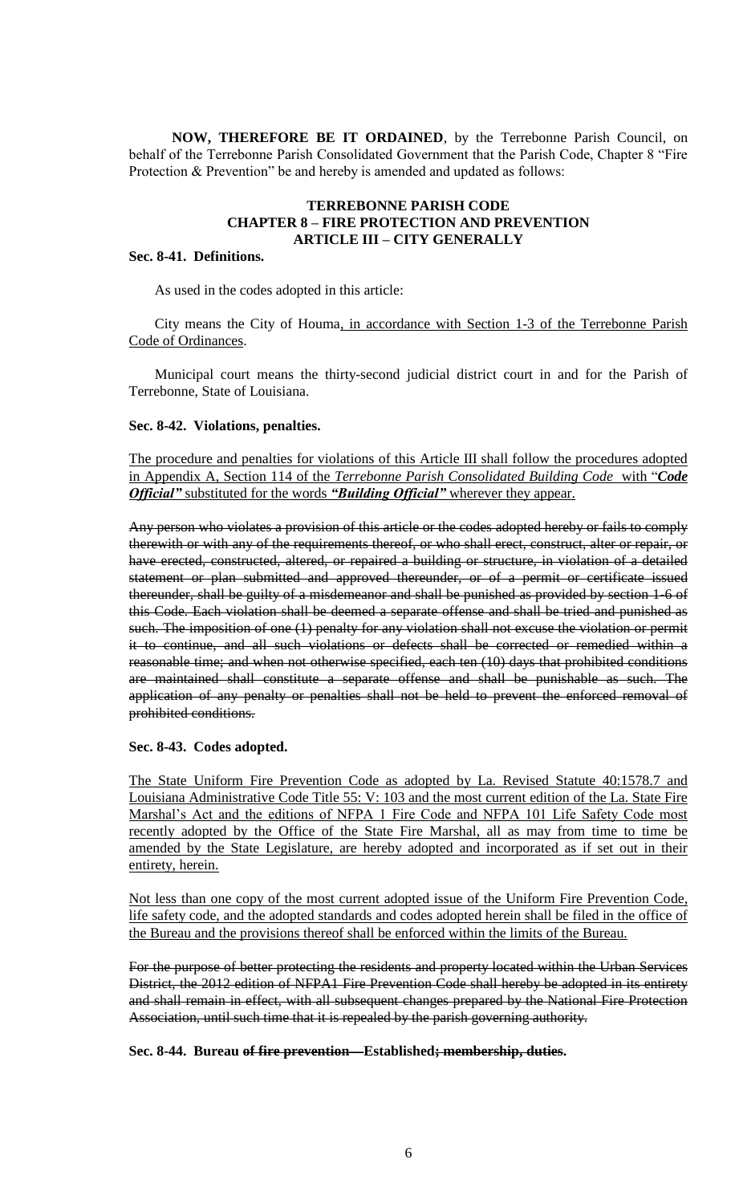**NOW, THEREFORE BE IT ORDAINED**, by the Terrebonne Parish Council, on behalf of the Terrebonne Parish Consolidated Government that the Parish Code, Chapter 8 "Fire Protection & Prevention" be and hereby is amended and updated as follows:

**TERREBONNE PARISH CODE**
**CHAPTER 8 – FIRE PROTECTION AND PREVENTION**
**ARTICLE III – CITY GENERALLY**

**Sec. 8-41. Definitions.**

As used in the codes adopted in this article:

City means the City of Houma<u>, in accordance with Section 1-3 of the Terrebonne Parish Code of Ordinances</u>.

Municipal court means the thirty-second judicial district court in and for the Parish of Terrebonne, State of Louisiana.

**Sec. 8-42. Violations, penalties.**

<u>The procedure and penalties for violations of this Article III shall follow the procedures adopted in Appendix A, Section 114 of the *Terrebonne Parish Consolidated Building Code* with "***Code Official"*** substituted for the words ***"Building Official"*** wherever they appear.</u>

~~Any person who violates a provision of this article or the codes adopted hereby or fails to comply therewith or with any of the requirements thereof, or who shall erect, construct, alter or repair, or have erected, constructed, altered, or repaired a building or structure, in violation of a detailed statement or plan submitted and approved thereunder, or of a permit or certificate issued thereunder, shall be guilty of a misdemeanor and shall be punished as provided by section 1-6 of this Code. Each violation shall be deemed a separate offense and shall be tried and punished as such. The imposition of one (1) penalty for any violation shall not excuse the violation or permit it to continue, and all such violations or defects shall be corrected or remedied within a reasonable time; and when not otherwise specified, each ten (10) days that prohibited conditions are maintained shall constitute a separate offense and shall be punishable as such. The application of any penalty or penalties shall not be held to prevent the enforced removal of prohibited conditions.~~

**Sec. 8-43. Codes adopted.**

<u>The State Uniform Fire Prevention Code as adopted by La. Revised Statute 40:1578.7 and Louisiana Administrative Code Title 55: V: 103 and the most current edition of the La. State Fire Marshal's Act and the editions of NFPA 1 Fire Code and NFPA 101 Life Safety Code most recently adopted by the Office of the State Fire Marshal, all as may from time to time be amended by the State Legislature, are hereby adopted and incorporated as if set out in their entirety, herein.</u>

<u>Not less than one copy of the most current adopted issue of the Uniform Fire Prevention Code, life safety code, and the adopted standards and codes adopted herein shall be filed in the office of the Bureau and the provisions thereof shall be enforced within the limits of the Bureau.</u>

~~For the purpose of better protecting the residents and property located within the Urban Services District, the 2012 edition of NFPA1 Fire Prevention Code shall hereby be adopted in its entirety and shall remain in effect, with all subsequent changes prepared by the National Fire Protection Association, until such time that it is repealed by the parish governing authority.~~

**Sec. 8-44. Bureau ~~of fire prevention—~~Established~~; membership, duties~~.**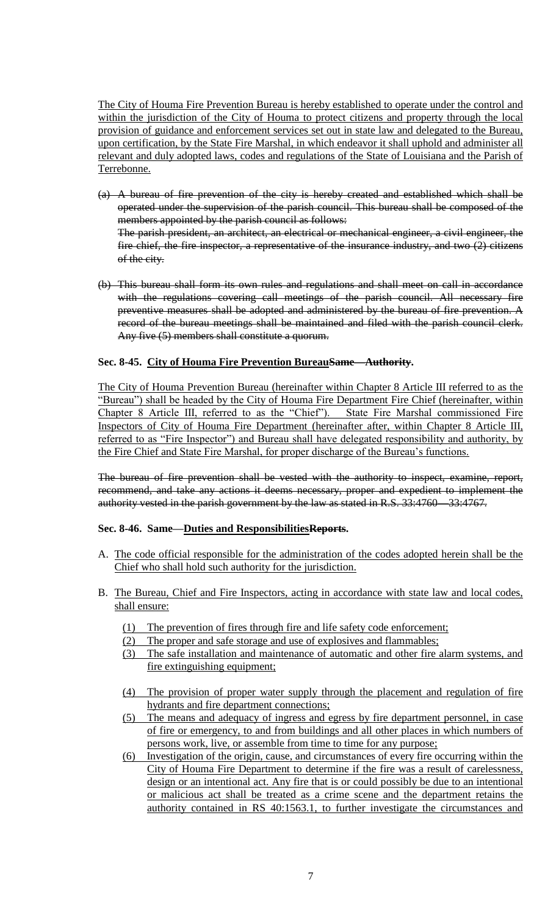The City of Houma Fire Prevention Bureau is hereby established to operate under the control and within the jurisdiction of the City of Houma to protect citizens and property through the local provision of guidance and enforcement services set out in state law and delegated to the Bureau, upon certification, by the State Fire Marshal, in which endeavor it shall uphold and administer all relevant and duly adopted laws, codes and regulations of the State of Louisiana and the Parish of Terrebonne.

~~(a) A bureau of fire prevention of the city is hereby created and established which shall be operated under the supervision of the parish council. This bureau shall be composed of the members appointed by the parish council as follows:~~
~~The parish president, an architect, an electrical or mechanical engineer, a civil engineer, the fire chief, the fire inspector, a representative of the insurance industry, and two (2) citizens of the city.~~

~~(b) This bureau shall form its own rules and regulations and shall meet on call in accordance with the regulations covering call meetings of the parish council. All necessary fire preventive measures shall be adopted and administered by the bureau of fire prevention. A record of the bureau meetings shall be maintained and filed with the parish council clerk. Any five (5) members shall constitute a quorum.~~

**Sec. 8-45. City of Houma Fire Prevention Bureau~~Same—Authority~~.**

The City of Houma Prevention Bureau (hereinafter within Chapter 8 Article III referred to as the "Bureau") shall be headed by the City of Houma Fire Department Fire Chief (hereinafter, within Chapter 8 Article III, referred to as the "Chief"). State Fire Marshal commissioned Fire Inspectors of City of Houma Fire Department (hereinafter after, within Chapter 8 Article III, referred to as "Fire Inspector") and Bureau shall have delegated responsibility and authority, by the Fire Chief and State Fire Marshal, for proper discharge of the Bureau's functions.

~~The bureau of fire prevention shall be vested with the authority to inspect, examine, report, recommend, and take any actions it deems necessary, proper and expedient to implement the authority vested in the parish government by the law as stated in R.S. 33:4760—33:4767.~~

**Sec. 8-46. Same—Duties and Responsibilities~~Reports~~.**

A. The code official responsible for the administration of the codes adopted herein shall be the Chief who shall hold such authority for the jurisdiction.

B. The Bureau, Chief and Fire Inspectors, acting in accordance with state law and local codes, shall ensure:

   (1) The prevention of fires through fire and life safety code enforcement;
   (2) The proper and safe storage and use of explosives and flammables;
   (3) The safe installation and maintenance of automatic and other fire alarm systems, and fire extinguishing equipment;
   (4) The provision of proper water supply through the placement and regulation of fire hydrants and fire department connections;
   (5) The means and adequacy of ingress and egress by fire department personnel, in case of fire or emergency, to and from buildings and all other places in which numbers of persons work, live, or assemble from time to time for any purpose;
   (6) Investigation of the origin, cause, and circumstances of every fire occurring within the City of Houma Fire Department to determine if the fire was a result of carelessness, design or an intentional act. Any fire that is or could possibly be due to an intentional or malicious act shall be treated as a crime scene and the department retains the authority contained in RS 40:1563.1, to further investigate the circumstances and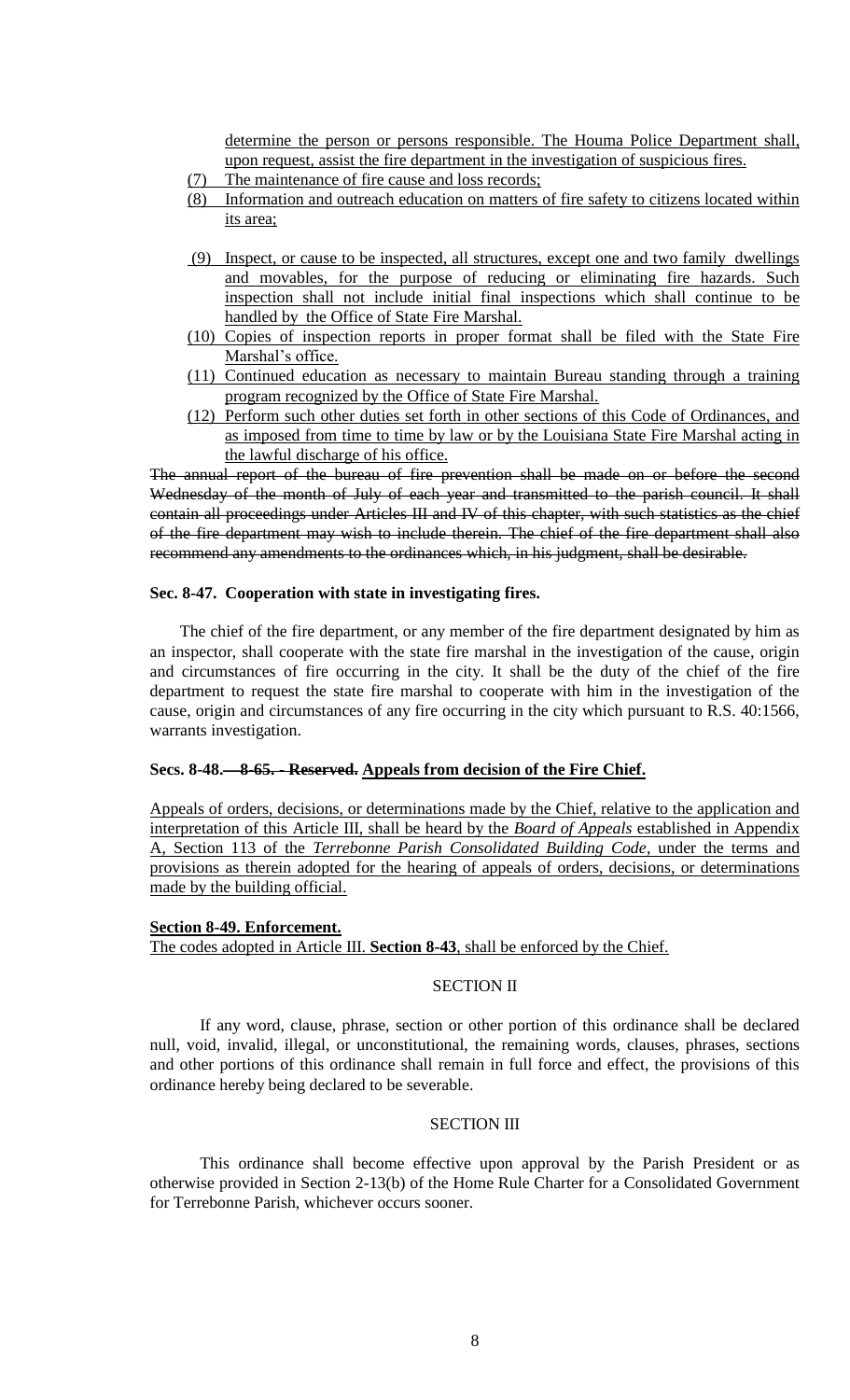determine the person or persons responsible. The Houma Police Department shall, upon request, assist the fire department in the investigation of suspicious fires.

(7) The maintenance of fire cause and loss records;

(8) Information and outreach education on matters of fire safety to citizens located within its area;

(9) Inspect, or cause to be inspected, all structures, except one and two family dwellings and movables, for the purpose of reducing or eliminating fire hazards. Such inspection shall not include initial final inspections which shall continue to be handled by the Office of State Fire Marshal.

(10) Copies of inspection reports in proper format shall be filed with the State Fire Marshal's office.

(11) Continued education as necessary to maintain Bureau standing through a training program recognized by the Office of State Fire Marshal.

(12) Perform such other duties set forth in other sections of this Code of Ordinances, and as imposed from time to time by law or by the Louisiana State Fire Marshal acting in the lawful discharge of his office.

~~The annual report of the bureau of fire prevention shall be made on or before the second Wednesday of the month of July of each year and transmitted to the parish council. It shall contain all proceedings under Articles III and IV of this chapter, with such statistics as the chief of the fire department may wish to include therein. The chief of the fire department shall also recommend any amendments to the ordinances which, in his judgment, shall be desirable.~~

**Sec. 8-47. Cooperation with state in investigating fires.**

The chief of the fire department, or any member of the fire department designated by him as an inspector, shall cooperate with the state fire marshal in the investigation of the cause, origin and circumstances of fire occurring in the city. It shall be the duty of the chief of the fire department to request the state fire marshal to cooperate with him in the investigation of the cause, origin and circumstances of any fire occurring in the city which pursuant to R.S. 40:1566, warrants investigation.

**Secs. 8-48.~~—8-65. - Reserved.~~ Appeals from decision of the Fire Chief.**

Appeals of orders, decisions, or determinations made by the Chief, relative to the application and interpretation of this Article III, shall be heard by the *Board of Appeals* established in Appendix A, Section 113 of the *Terrebonne Parish Consolidated Building Code*, under the terms and provisions as therein adopted for the hearing of appeals of orders, decisions, or determinations made by the building official.

**Section 8-49. Enforcement.**

The codes adopted in Article III. **Section 8-43**, shall be enforced by the Chief.

SECTION II

If any word, clause, phrase, section or other portion of this ordinance shall be declared null, void, invalid, illegal, or unconstitutional, the remaining words, clauses, phrases, sections and other portions of this ordinance shall remain in full force and effect, the provisions of this ordinance hereby being declared to be severable.

SECTION III

This ordinance shall become effective upon approval by the Parish President or as otherwise provided in Section 2-13(b) of the Home Rule Charter for a Consolidated Government for Terrebonne Parish, whichever occurs sooner.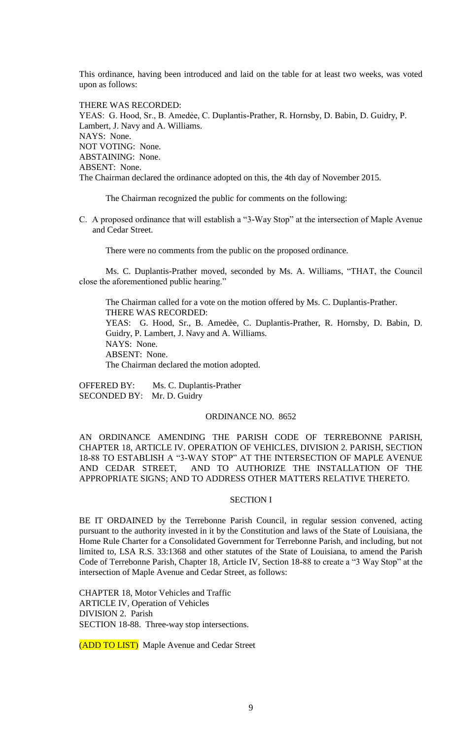This ordinance, having been introduced and laid on the table for at least two weeks, was voted upon as follows:

THERE WAS RECORDED:
YEAS: G. Hood, Sr., B. Amedée, C. Duplantis-Prather, R. Hornsby, D. Babin, D. Guidry, P. Lambert, J. Navy and A. Williams.
NAYS: None.
NOT VOTING: None.
ABSTAINING: None.
ABSENT: None.
The Chairman declared the ordinance adopted on this, the 4th day of November 2015.

The Chairman recognized the public for comments on the following:

C. A proposed ordinance that will establish a "3-Way Stop" at the intersection of Maple Avenue and Cedar Street.

There were no comments from the public on the proposed ordinance.

Ms. C. Duplantis-Prather moved, seconded by Ms. A. Williams, "THAT, the Council close the aforementioned public hearing."

The Chairman called for a vote on the motion offered by Ms. C. Duplantis-Prather.
THERE WAS RECORDED:
YEAS: G. Hood, Sr., B. Amedèe, C. Duplantis-Prather, R. Hornsby, D. Babin, D. Guidry, P. Lambert, J. Navy and A. Williams.
NAYS: None.
ABSENT: None.
The Chairman declared the motion adopted.

OFFERED BY: Ms. C. Duplantis-Prather
SECONDED BY: Mr. D. Guidry

ORDINANCE NO. 8652

AN ORDINANCE AMENDING THE PARISH CODE OF TERREBONNE PARISH, CHAPTER 18, ARTICLE IV. OPERATION OF VEHICLES, DIVISION 2. PARISH, SECTION 18-88 TO ESTABLISH A "3-WAY STOP" AT THE INTERSECTION OF MAPLE AVENUE AND CEDAR STREET, AND TO AUTHORIZE THE INSTALLATION OF THE APPROPRIATE SIGNS; AND TO ADDRESS OTHER MATTERS RELATIVE THERETO.

SECTION I

BE IT ORDAINED by the Terrebonne Parish Council, in regular session convened, acting pursuant to the authority invested in it by the Constitution and laws of the State of Louisiana, the Home Rule Charter for a Consolidated Government for Terrebonne Parish, and including, but not limited to, LSA R.S. 33:1368 and other statutes of the State of Louisiana, to amend the Parish Code of Terrebonne Parish, Chapter 18, Article IV, Section 18-88 to create a "3 Way Stop" at the intersection of Maple Avenue and Cedar Street, as follows:

CHAPTER 18, Motor Vehicles and Traffic
ARTICLE IV, Operation of Vehicles
DIVISION 2. Parish
SECTION 18-88. Three-way stop intersections.

(ADD TO LIST) Maple Avenue and Cedar Street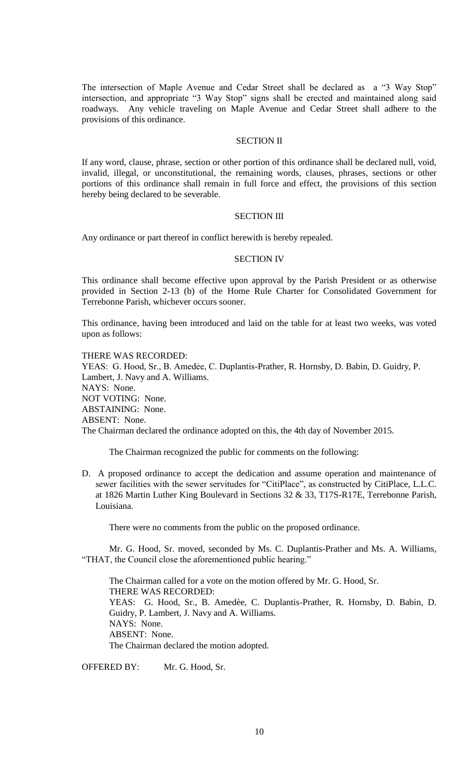The intersection of Maple Avenue and Cedar Street shall be declared as a "3 Way Stop" intersection, and appropriate "3 Way Stop" signs shall be erected and maintained along said roadways. Any vehicle traveling on Maple Avenue and Cedar Street shall adhere to the provisions of this ordinance.

SECTION II

If any word, clause, phrase, section or other portion of this ordinance shall be declared null, void, invalid, illegal, or unconstitutional, the remaining words, clauses, phrases, sections or other portions of this ordinance shall remain in full force and effect, the provisions of this section hereby being declared to be severable.

SECTION III

Any ordinance or part thereof in conflict herewith is hereby repealed.

SECTION IV

This ordinance shall become effective upon approval by the Parish President or as otherwise provided in Section 2-13 (b) of the Home Rule Charter for Consolidated Government for Terrebonne Parish, whichever occurs sooner.

This ordinance, having been introduced and laid on the table for at least two weeks, was voted upon as follows:

THERE WAS RECORDED:
YEAS: G. Hood, Sr., B. Amedèe, C. Duplantis-Prather, R. Hornsby, D. Babin, D. Guidry, P. Lambert, J. Navy and A. Williams.
NAYS: None.
NOT VOTING: None.
ABSTAINING: None.
ABSENT: None.
The Chairman declared the ordinance adopted on this, the 4th day of November 2015.

The Chairman recognized the public for comments on the following:

D. A proposed ordinance to accept the dedication and assume operation and maintenance of sewer facilities with the sewer servitudes for "CitiPlace", as constructed by CitiPlace, L.L.C. at 1826 Martin Luther King Boulevard in Sections 32 & 33, T17S-R17E, Terrebonne Parish, Louisiana.

There were no comments from the public on the proposed ordinance.

Mr. G. Hood, Sr. moved, seconded by Ms. C. Duplantis-Prather and Ms. A. Williams, "THAT, the Council close the aforementioned public hearing."

The Chairman called for a vote on the motion offered by Mr. G. Hood, Sr.
THERE WAS RECORDED:
YEAS: G. Hood, Sr., B. Amedèe, C. Duplantis-Prather, R. Hornsby, D. Babin, D. Guidry, P. Lambert, J. Navy and A. Williams.
NAYS: None.
ABSENT: None.
The Chairman declared the motion adopted.

OFFERED BY: Mr. G. Hood, Sr.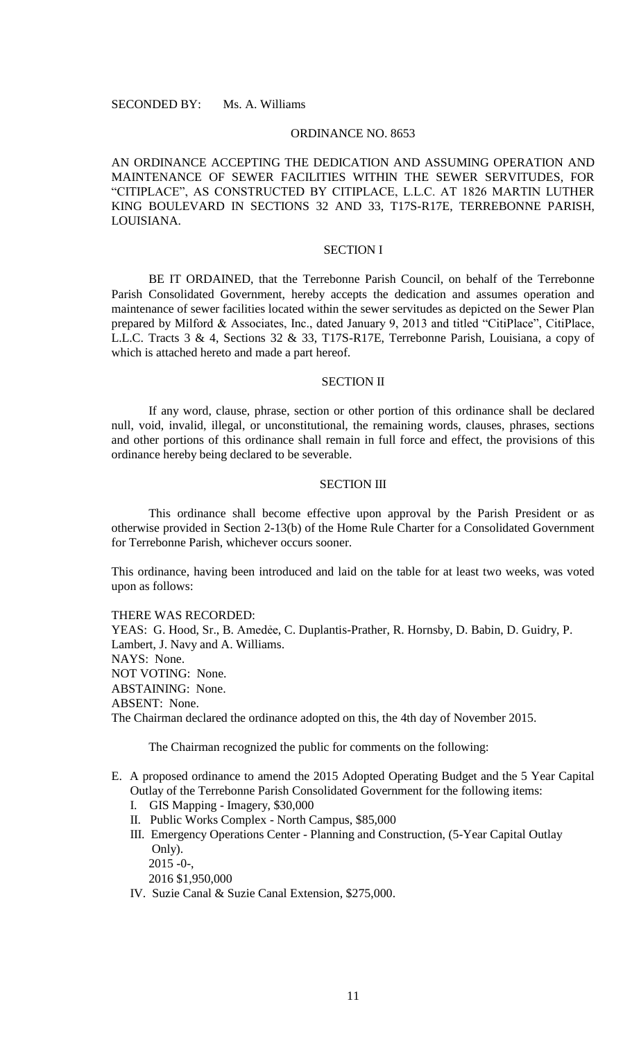SECONDED BY: Ms. A. Williams

ORDINANCE NO. 8653

AN ORDINANCE ACCEPTING THE DEDICATION AND ASSUMING OPERATION AND MAINTENANCE OF SEWER FACILITIES WITHIN THE SEWER SERVITUDES, FOR "CITIPLACE", AS CONSTRUCTED BY CITIPLACE, L.L.C. AT 1826 MARTIN LUTHER KING BOULEVARD IN SECTIONS 32 AND 33, T17S-R17E, TERREBONNE PARISH, LOUISIANA.

SECTION I

BE IT ORDAINED, that the Terrebonne Parish Council, on behalf of the Terrebonne Parish Consolidated Government, hereby accepts the dedication and assumes operation and maintenance of sewer facilities located within the sewer servitudes as depicted on the Sewer Plan prepared by Milford & Associates, Inc., dated January 9, 2013 and titled "CitiPlace", CitiPlace, L.L.C. Tracts 3 & 4, Sections 32 & 33, T17S-R17E, Terrebonne Parish, Louisiana, a copy of which is attached hereto and made a part hereof.

SECTION II

If any word, clause, phrase, section or other portion of this ordinance shall be declared null, void, invalid, illegal, or unconstitutional, the remaining words, clauses, phrases, sections and other portions of this ordinance shall remain in full force and effect, the provisions of this ordinance hereby being declared to be severable.

SECTION III

This ordinance shall become effective upon approval by the Parish President or as otherwise provided in Section 2-13(b) of the Home Rule Charter for a Consolidated Government for Terrebonne Parish, whichever occurs sooner.

This ordinance, having been introduced and laid on the table for at least two weeks, was voted upon as follows:

THERE WAS RECORDED:
YEAS: G. Hood, Sr., B. Amedée, C. Duplantis-Prather, R. Hornsby, D. Babin, D. Guidry, P. Lambert, J. Navy and A. Williams.
NAYS: None.
NOT VOTING: None.
ABSTAINING: None.
ABSENT: None.
The Chairman declared the ordinance adopted on this, the 4th day of November 2015.

The Chairman recognized the public for comments on the following:

E. A proposed ordinance to amend the 2015 Adopted Operating Budget and the 5 Year Capital Outlay of the Terrebonne Parish Consolidated Government for the following items:
   I. GIS Mapping - Imagery, $30,000
   II. Public Works Complex - North Campus, $85,000
   III. Emergency Operations Center - Planning and Construction, (5-Year Capital Outlay Only).
   2015 -0-,
   2016 $1,950,000
   IV. Suzie Canal & Suzie Canal Extension, $275,000.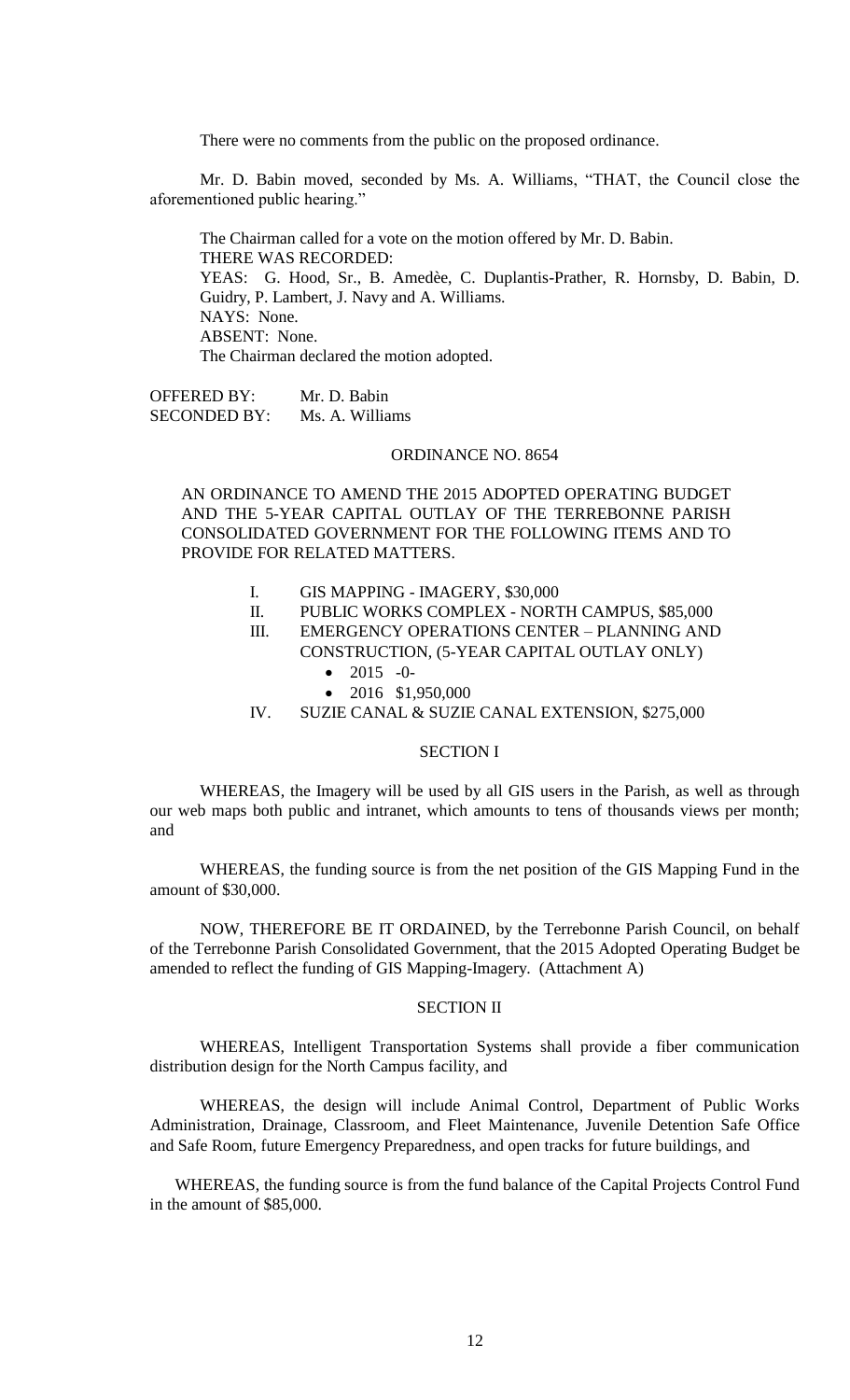There were no comments from the public on the proposed ordinance.

Mr. D. Babin moved, seconded by Ms. A. Williams, "THAT, the Council close the aforementioned public hearing."

The Chairman called for a vote on the motion offered by Mr. D. Babin.
THERE WAS RECORDED:
YEAS: G. Hood, Sr., B. Amedèe, C. Duplantis-Prather, R. Hornsby, D. Babin, D. Guidry, P. Lambert, J. Navy and A. Williams.
NAYS: None.
ABSENT: None.
The Chairman declared the motion adopted.

OFFERED BY: Mr. D. Babin
SECONDED BY: Ms. A. Williams

## ORDINANCE NO. 8654

AN ORDINANCE TO AMEND THE 2015 ADOPTED OPERATING BUDGET AND THE 5-YEAR CAPITAL OUTLAY OF THE TERREBONNE PARISH CONSOLIDATED GOVERNMENT FOR THE FOLLOWING ITEMS AND TO PROVIDE FOR RELATED MATTERS.

I. GIS MAPPING - IMAGERY, $30,000
II. PUBLIC WORKS COMPLEX - NORTH CAMPUS, $85,000
III. EMERGENCY OPERATIONS CENTER – PLANNING AND CONSTRUCTION, (5-YEAR CAPITAL OUTLAY ONLY)
  - 2015 -0-
  - 2016 $1,950,000
IV. SUZIE CANAL & SUZIE CANAL EXTENSION, $275,000

### SECTION I

WHEREAS, the Imagery will be used by all GIS users in the Parish, as well as through our web maps both public and intranet, which amounts to tens of thousands views per month; and

WHEREAS, the funding source is from the net position of the GIS Mapping Fund in the amount of $30,000.

NOW, THEREFORE BE IT ORDAINED, by the Terrebonne Parish Council, on behalf of the Terrebonne Parish Consolidated Government, that the 2015 Adopted Operating Budget be amended to reflect the funding of GIS Mapping-Imagery. (Attachment A)

### SECTION II

WHEREAS, Intelligent Transportation Systems shall provide a fiber communication distribution design for the North Campus facility, and

WHEREAS, the design will include Animal Control, Department of Public Works Administration, Drainage, Classroom, and Fleet Maintenance, Juvenile Detention Safe Office and Safe Room, future Emergency Preparedness, and open tracks for future buildings, and

WHEREAS, the funding source is from the fund balance of the Capital Projects Control Fund in the amount of $85,000.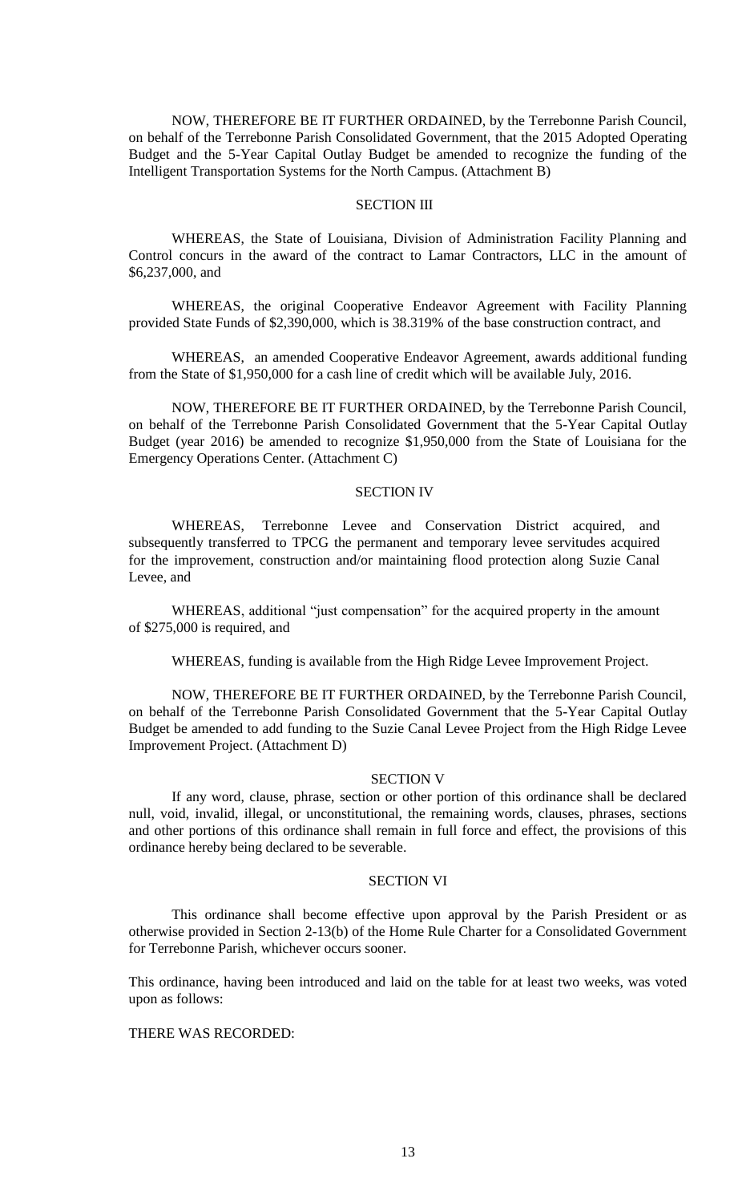NOW, THEREFORE BE IT FURTHER ORDAINED, by the Terrebonne Parish Council, on behalf of the Terrebonne Parish Consolidated Government, that the 2015 Adopted Operating Budget and the 5-Year Capital Outlay Budget be amended to recognize the funding of the Intelligent Transportation Systems for the North Campus. (Attachment B)

SECTION III

WHEREAS, the State of Louisiana, Division of Administration Facility Planning and Control concurs in the award of the contract to Lamar Contractors, LLC in the amount of $6,237,000, and

WHEREAS, the original Cooperative Endeavor Agreement with Facility Planning provided State Funds of $2,390,000, which is 38.319% of the base construction contract, and

WHEREAS, an amended Cooperative Endeavor Agreement, awards additional funding from the State of $1,950,000 for a cash line of credit which will be available July, 2016.

NOW, THEREFORE BE IT FURTHER ORDAINED, by the Terrebonne Parish Council, on behalf of the Terrebonne Parish Consolidated Government that the 5-Year Capital Outlay Budget (year 2016) be amended to recognize $1,950,000 from the State of Louisiana for the Emergency Operations Center. (Attachment C)

SECTION IV

WHEREAS, Terrebonne Levee and Conservation District acquired, and subsequently transferred to TPCG the permanent and temporary levee servitudes acquired for the improvement, construction and/or maintaining flood protection along Suzie Canal Levee, and

WHEREAS, additional "just compensation" for the acquired property in the amount of $275,000 is required, and

WHEREAS, funding is available from the High Ridge Levee Improvement Project.

NOW, THEREFORE BE IT FURTHER ORDAINED, by the Terrebonne Parish Council, on behalf of the Terrebonne Parish Consolidated Government that the 5-Year Capital Outlay Budget be amended to add funding to the Suzie Canal Levee Project from the High Ridge Levee Improvement Project. (Attachment D)

SECTION V

If any word, clause, phrase, section or other portion of this ordinance shall be declared null, void, invalid, illegal, or unconstitutional, the remaining words, clauses, phrases, sections and other portions of this ordinance shall remain in full force and effect, the provisions of this ordinance hereby being declared to be severable.

SECTION VI

This ordinance shall become effective upon approval by the Parish President or as otherwise provided in Section 2-13(b) of the Home Rule Charter for a Consolidated Government for Terrebonne Parish, whichever occurs sooner.

This ordinance, having been introduced and laid on the table for at least two weeks, was voted upon as follows:

THERE WAS RECORDED: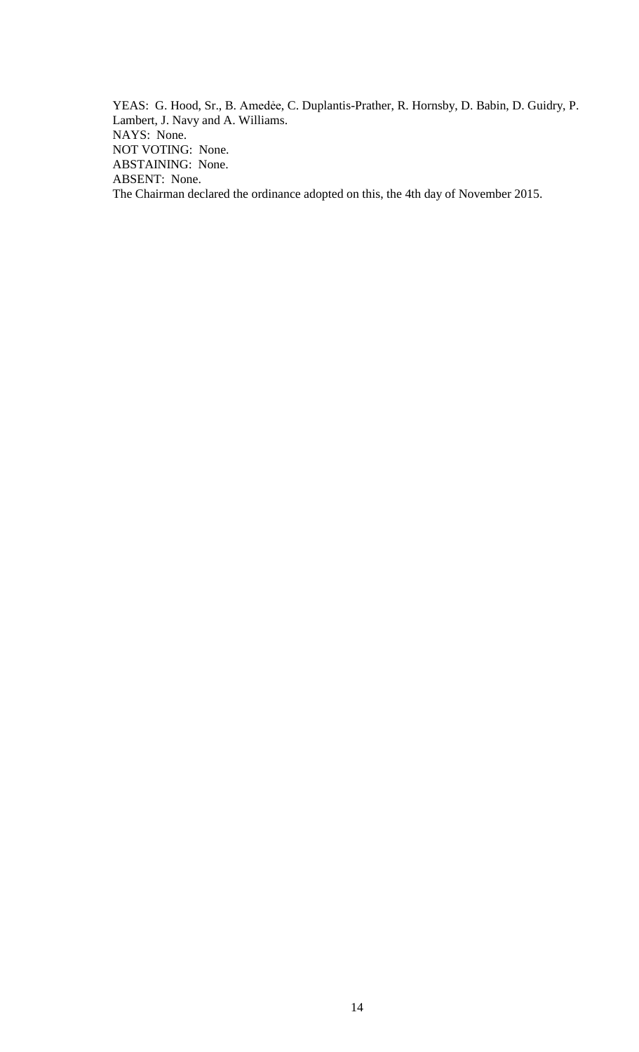YEAS: G. Hood, Sr., B. Amedėe, C. Duplantis-Prather, R. Hornsby, D. Babin, D. Guidry, P. Lambert, J. Navy and A. Williams.
NAYS: None.
NOT VOTING: None.
ABSTAINING: None.
ABSENT: None.
The Chairman declared the ordinance adopted on this, the 4th day of November 2015.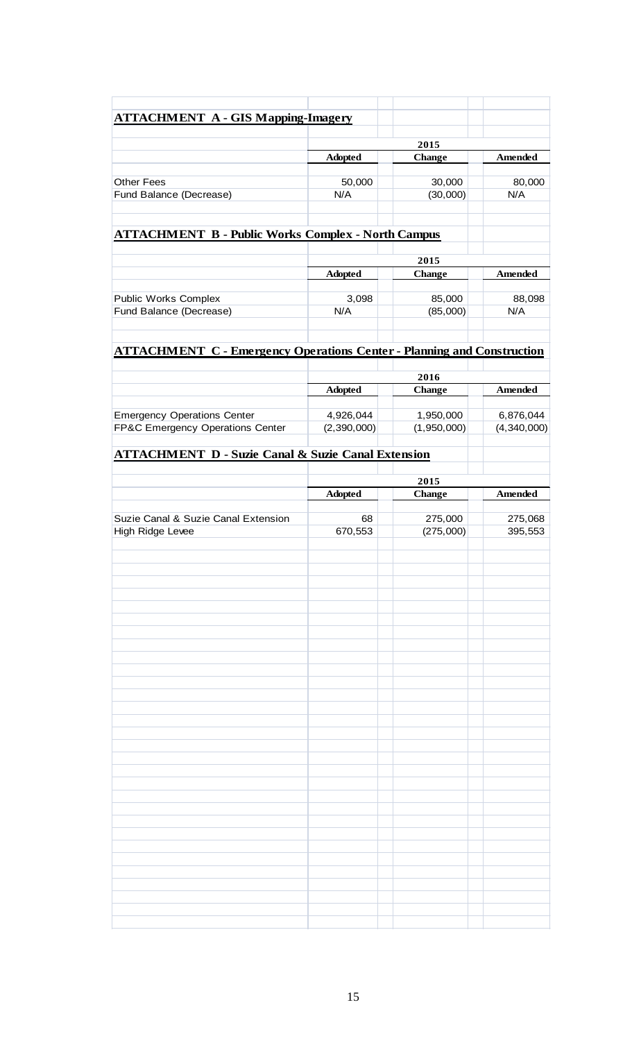## ATTACHMENT A - GIS Mapping-Imagery

| | 2015 | | |
|---|---|---|---|
| | **Adopted** | **Change** | **Amended** |
| Other Fees | 50,000 | 30,000 | 80,000 |
| Fund Balance (Decrease) | N/A | (30,000) | N/A |

## ATTACHMENT B - Public Works Complex - North Campus

| | 2015 | | |
|---|---|---|---|
| | **Adopted** | **Change** | **Amended** |
| Public Works Complex | 3,098 | 85,000 | 88,098 |
| Fund Balance (Decrease) | N/A | (85,000) | N/A |

## ATTACHMENT C - Emergency Operations Center - Planning and Construction

| | 2016 | | |
|---|---|---|---|
| | **Adopted** | **Change** | **Amended** |
| Emergency Operations Center | 4,926,044 | 1,950,000 | 6,876,044 |
| FP&C Emergency Operations Center | (2,390,000) | (1,950,000) | (4,340,000) |

## ATTACHMENT D - Suzie Canal & Suzie Canal Extension

| | 2015 | | |
|---|---|---|---|
| | **Adopted** | **Change** | **Amended** |
| Suzie Canal & Suzie Canal Extension | 68 | 275,000 | 275,068 |
| High Ridge Levee | 670,553 | (275,000) | 395,553 |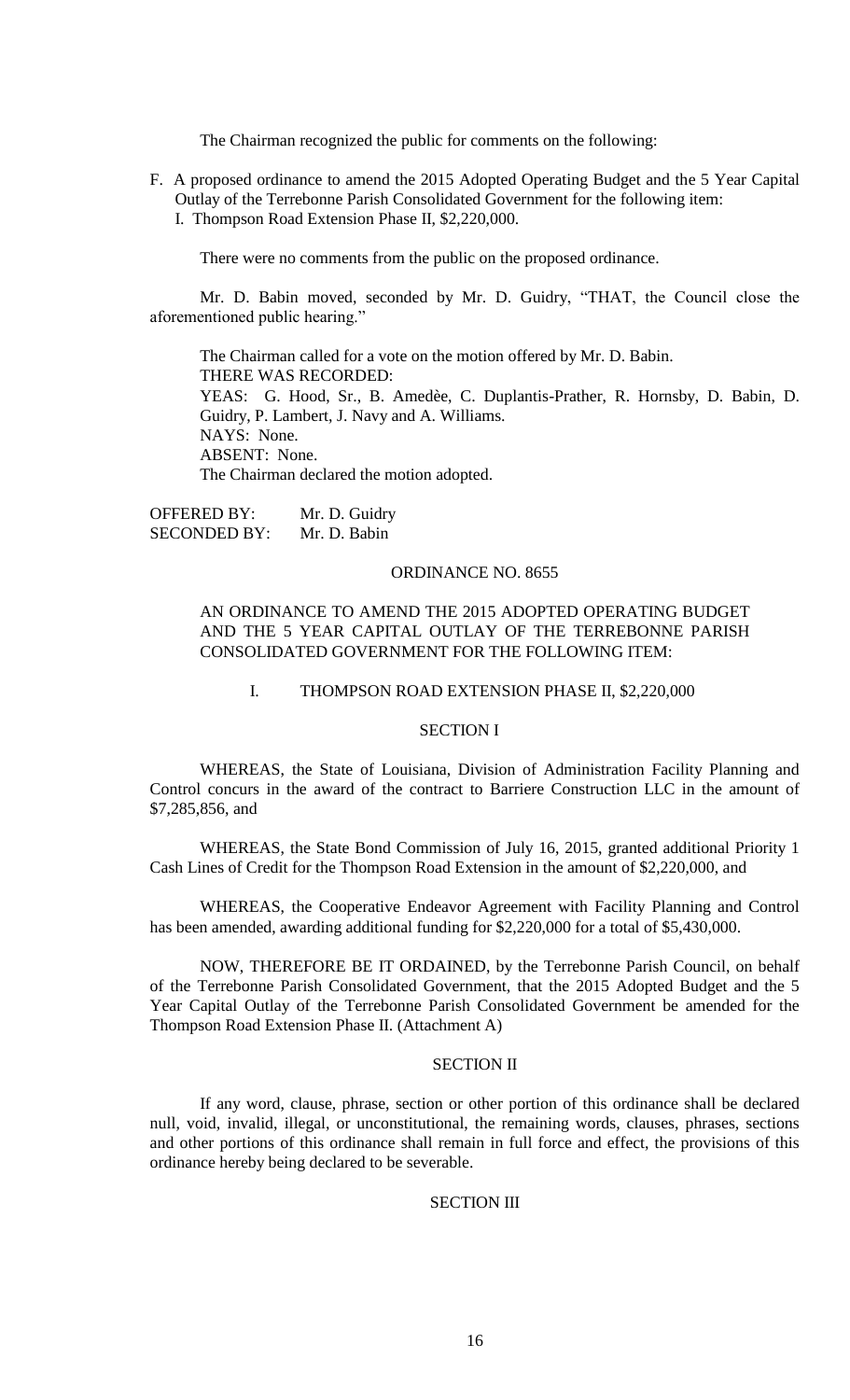The Chairman recognized the public for comments on the following:

F. A proposed ordinance to amend the 2015 Adopted Operating Budget and the 5 Year Capital Outlay of the Terrebonne Parish Consolidated Government for the following item:
   I. Thompson Road Extension Phase II, $2,220,000.

There were no comments from the public on the proposed ordinance.

Mr. D. Babin moved, seconded by Mr. D. Guidry, "THAT, the Council close the aforementioned public hearing."

The Chairman called for a vote on the motion offered by Mr. D. Babin.
THERE WAS RECORDED:
YEAS: G. Hood, Sr., B. Amedèe, C. Duplantis-Prather, R. Hornsby, D. Babin, D. Guidry, P. Lambert, J. Navy and A. Williams.
NAYS: None.
ABSENT: None.
The Chairman declared the motion adopted.

OFFERED BY: Mr. D. Guidry
SECONDED BY: Mr. D. Babin

ORDINANCE NO. 8655

AN ORDINANCE TO AMEND THE 2015 ADOPTED OPERATING BUDGET AND THE 5 YEAR CAPITAL OUTLAY OF THE TERREBONNE PARISH CONSOLIDATED GOVERNMENT FOR THE FOLLOWING ITEM:

I. THOMPSON ROAD EXTENSION PHASE II, $2,220,000

SECTION I

WHEREAS, the State of Louisiana, Division of Administration Facility Planning and Control concurs in the award of the contract to Barriere Construction LLC in the amount of $7,285,856, and

WHEREAS, the State Bond Commission of July 16, 2015, granted additional Priority 1 Cash Lines of Credit for the Thompson Road Extension in the amount of $2,220,000, and

WHEREAS, the Cooperative Endeavor Agreement with Facility Planning and Control has been amended, awarding additional funding for $2,220,000 for a total of $5,430,000.

NOW, THEREFORE BE IT ORDAINED, by the Terrebonne Parish Council, on behalf of the Terrebonne Parish Consolidated Government, that the 2015 Adopted Budget and the 5 Year Capital Outlay of the Terrebonne Parish Consolidated Government be amended for the Thompson Road Extension Phase II. (Attachment A)

SECTION II

If any word, clause, phrase, section or other portion of this ordinance shall be declared null, void, invalid, illegal, or unconstitutional, the remaining words, clauses, phrases, sections and other portions of this ordinance shall remain in full force and effect, the provisions of this ordinance hereby being declared to be severable.

SECTION III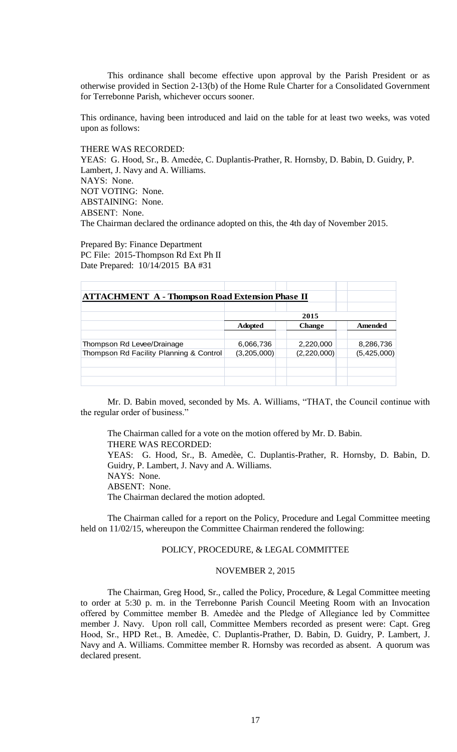This ordinance shall become effective upon approval by the Parish President or as otherwise provided in Section 2-13(b) of the Home Rule Charter for a Consolidated Government for Terrebonne Parish, whichever occurs sooner.

This ordinance, having been introduced and laid on the table for at least two weeks, was voted upon as follows:

THERE WAS RECORDED:
YEAS: G. Hood, Sr., B. Amedėe, C. Duplantis-Prather, R. Hornsby, D. Babin, D. Guidry, P. Lambert, J. Navy and A. Williams.
NAYS: None.
NOT VOTING: None.
ABSTAINING: None.
ABSENT: None.
The Chairman declared the ordinance adopted on this, the 4th day of November 2015.

Prepared By: Finance Department
PC File: 2015-Thompson Rd Ext Ph II
Date Prepared: 10/14/2015 BA #31

**ATTACHMENT A - Thompson Road Extension Phase II**

| | 2015 | | |
|---|---|---|---|
| | **Adopted** | **Change** | **Amended** |
| Thompson Rd Levee/Drainage | 6,066,736 | 2,220,000 | 8,286,736 |
| Thompson Rd Facility Planning & Control | (3,205,000) | (2,220,000) | (5,425,000) |

Mr. D. Babin moved, seconded by Ms. A. Williams, "THAT, the Council continue with the regular order of business."

The Chairman called for a vote on the motion offered by Mr. D. Babin.
THERE WAS RECORDED:
YEAS: G. Hood, Sr., B. Amedèe, C. Duplantis-Prather, R. Hornsby, D. Babin, D. Guidry, P. Lambert, J. Navy and A. Williams.
NAYS: None.
ABSENT: None.
The Chairman declared the motion adopted.

The Chairman called for a report on the Policy, Procedure and Legal Committee meeting held on 11/02/15, whereupon the Committee Chairman rendered the following:

POLICY, PROCEDURE, & LEGAL COMMITTEE

NOVEMBER 2, 2015

The Chairman, Greg Hood, Sr., called the Policy, Procedure, & Legal Committee meeting to order at 5:30 p. m. in the Terrebonne Parish Council Meeting Room with an Invocation offered by Committee member B. Amedèe and the Pledge of Allegiance led by Committee member J. Navy. Upon roll call, Committee Members recorded as present were: Capt. Greg Hood, Sr., HPD Ret., B. Amedèe, C. Duplantis-Prather, D. Babin, D. Guidry, P. Lambert, J. Navy and A. Williams. Committee member R. Hornsby was recorded as absent. A quorum was declared present.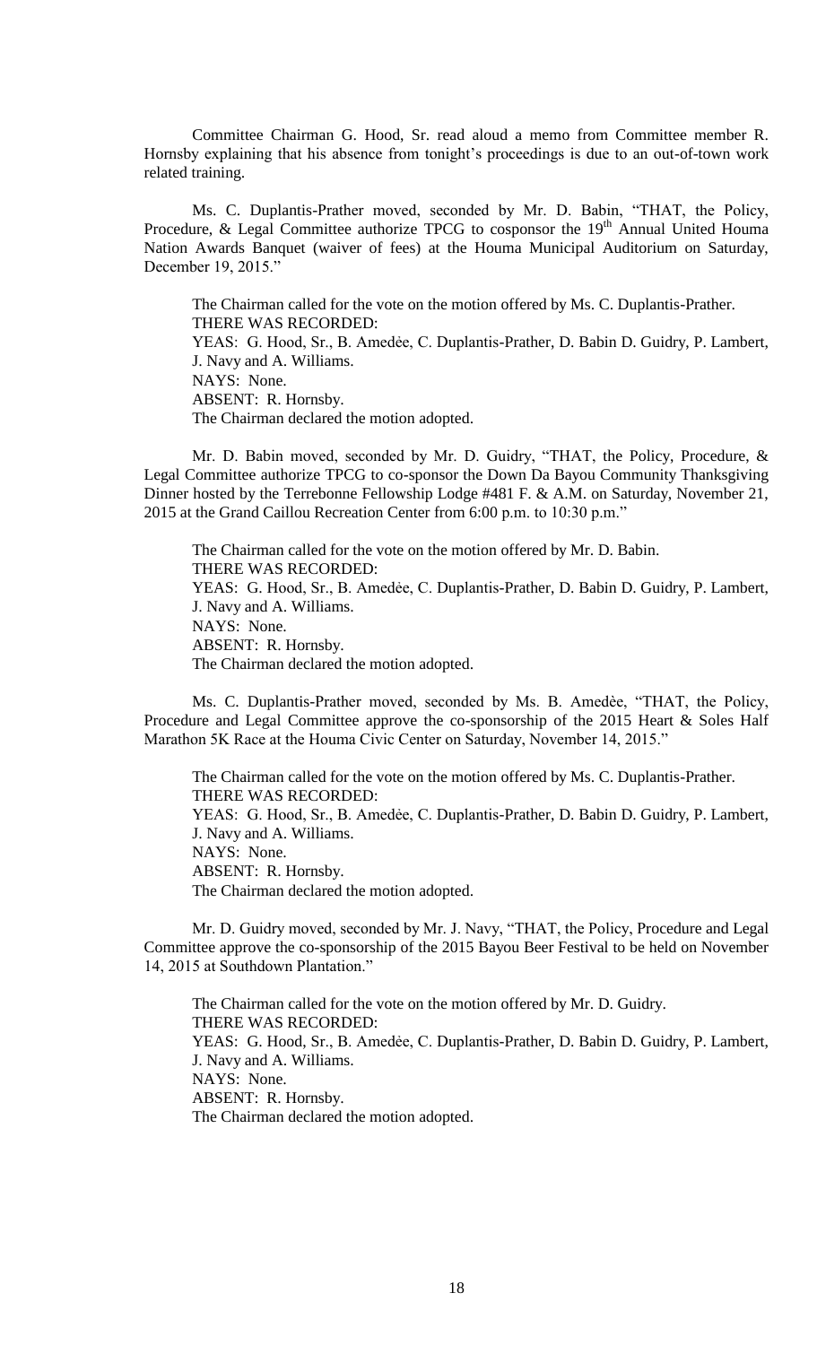Committee Chairman G. Hood, Sr. read aloud a memo from Committee member R. Hornsby explaining that his absence from tonight's proceedings is due to an out-of-town work related training.

Ms. C. Duplantis-Prather moved, seconded by Mr. D. Babin, "THAT, the Policy, Procedure, & Legal Committee authorize TPCG to cosponsor the 19th Annual United Houma Nation Awards Banquet (waiver of fees) at the Houma Municipal Auditorium on Saturday, December 19, 2015."

The Chairman called for the vote on the motion offered by Ms. C. Duplantis-Prather.
THERE WAS RECORDED:
YEAS: G. Hood, Sr., B. Amedẻe, C. Duplantis-Prather, D. Babin D. Guidry, P. Lambert, J. Navy and A. Williams.
NAYS: None.
ABSENT: R. Hornsby.
The Chairman declared the motion adopted.

Mr. D. Babin moved, seconded by Mr. D. Guidry, "THAT, the Policy, Procedure, & Legal Committee authorize TPCG to co-sponsor the Down Da Bayou Community Thanksgiving Dinner hosted by the Terrebonne Fellowship Lodge #481 F. & A.M. on Saturday, November 21, 2015 at the Grand Caillou Recreation Center from 6:00 p.m. to 10:30 p.m."

The Chairman called for the vote on the motion offered by Mr. D. Babin.
THERE WAS RECORDED:
YEAS: G. Hood, Sr., B. Amedẻe, C. Duplantis-Prather, D. Babin D. Guidry, P. Lambert, J. Navy and A. Williams.
NAYS: None.
ABSENT: R. Hornsby.
The Chairman declared the motion adopted.

Ms. C. Duplantis-Prather moved, seconded by Ms. B. Amedѐe, "THAT, the Policy, Procedure and Legal Committee approve the co-sponsorship of the 2015 Heart & Soles Half Marathon 5K Race at the Houma Civic Center on Saturday, November 14, 2015."

The Chairman called for the vote on the motion offered by Ms. C. Duplantis-Prather.
THERE WAS RECORDED:
YEAS: G. Hood, Sr., B. Amedẻe, C. Duplantis-Prather, D. Babin D. Guidry, P. Lambert, J. Navy and A. Williams.
NAYS: None.
ABSENT: R. Hornsby.
The Chairman declared the motion adopted.

Mr. D. Guidry moved, seconded by Mr. J. Navy, "THAT, the Policy, Procedure and Legal Committee approve the co-sponsorship of the 2015 Bayou Beer Festival to be held on November 14, 2015 at Southdown Plantation."

The Chairman called for the vote on the motion offered by Mr. D. Guidry.
THERE WAS RECORDED:
YEAS: G. Hood, Sr., B. Amedẻe, C. Duplantis-Prather, D. Babin D. Guidry, P. Lambert, J. Navy and A. Williams.
NAYS: None.
ABSENT: R. Hornsby.
The Chairman declared the motion adopted.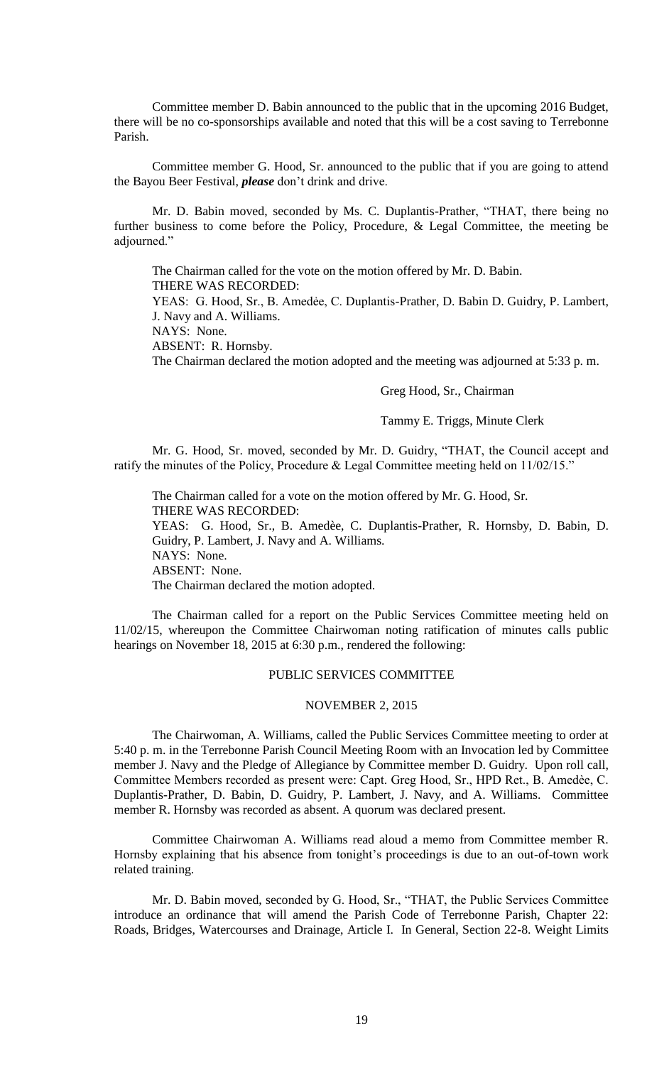Committee member D. Babin announced to the public that in the upcoming 2016 Budget, there will be no co-sponsorships available and noted that this will be a cost saving to Terrebonne Parish.

Committee member G. Hood, Sr. announced to the public that if you are going to attend the Bayou Beer Festival, ***please*** don't drink and drive.

Mr. D. Babin moved, seconded by Ms. C. Duplantis-Prather, "THAT, there being no further business to come before the Policy, Procedure, & Legal Committee, the meeting be adjourned."

The Chairman called for the vote on the motion offered by Mr. D. Babin.
THERE WAS RECORDED:
YEAS: G. Hood, Sr., B. Amedée, C. Duplantis-Prather, D. Babin D. Guidry, P. Lambert, J. Navy and A. Williams.
NAYS: None.
ABSENT: R. Hornsby.
The Chairman declared the motion adopted and the meeting was adjourned at 5:33 p. m.

Greg Hood, Sr., Chairman

Tammy E. Triggs, Minute Clerk

Mr. G. Hood, Sr. moved, seconded by Mr. D. Guidry, "THAT, the Council accept and ratify the minutes of the Policy, Procedure & Legal Committee meeting held on 11/02/15."

The Chairman called for a vote on the motion offered by Mr. G. Hood, Sr.
THERE WAS RECORDED:
YEAS: G. Hood, Sr., B. Amedèe, C. Duplantis-Prather, R. Hornsby, D. Babin, D. Guidry, P. Lambert, J. Navy and A. Williams.
NAYS: None.
ABSENT: None.
The Chairman declared the motion adopted.

The Chairman called for a report on the Public Services Committee meeting held on 11/02/15, whereupon the Committee Chairwoman noting ratification of minutes calls public hearings on November 18, 2015 at 6:30 p.m., rendered the following:

PUBLIC SERVICES COMMITTEE

NOVEMBER 2, 2015

The Chairwoman, A. Williams, called the Public Services Committee meeting to order at 5:40 p. m. in the Terrebonne Parish Council Meeting Room with an Invocation led by Committee member J. Navy and the Pledge of Allegiance by Committee member D. Guidry. Upon roll call, Committee Members recorded as present were: Capt. Greg Hood, Sr., HPD Ret., B. Amedèe, C. Duplantis-Prather, D. Babin, D. Guidry, P. Lambert, J. Navy, and A. Williams. Committee member R. Hornsby was recorded as absent. A quorum was declared present.

Committee Chairwoman A. Williams read aloud a memo from Committee member R. Hornsby explaining that his absence from tonight's proceedings is due to an out-of-town work related training.

Mr. D. Babin moved, seconded by G. Hood, Sr., "THAT, the Public Services Committee introduce an ordinance that will amend the Parish Code of Terrebonne Parish, Chapter 22: Roads, Bridges, Watercourses and Drainage, Article I. In General, Section 22-8. Weight Limits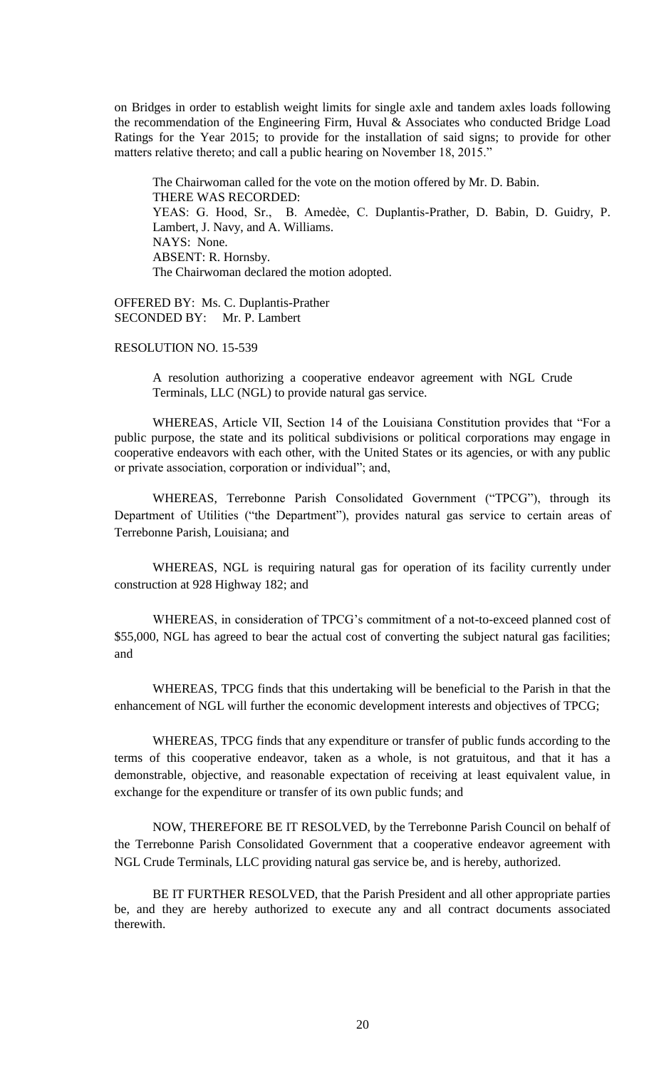on Bridges in order to establish weight limits for single axle and tandem axles loads following the recommendation of the Engineering Firm, Huval & Associates who conducted Bridge Load Ratings for the Year 2015; to provide for the installation of said signs; to provide for other matters relative thereto; and call a public hearing on November 18, 2015."

The Chairwoman called for the vote on the motion offered by Mr. D. Babin.
THERE WAS RECORDED:
YEAS: G. Hood, Sr., B. Amedèe, C. Duplantis-Prather, D. Babin, D. Guidry, P. Lambert, J. Navy, and A. Williams.
NAYS: None.
ABSENT: R. Hornsby.
The Chairwoman declared the motion adopted.

OFFERED BY: Ms. C. Duplantis-Prather
SECONDED BY: Mr. P. Lambert

RESOLUTION NO. 15-539

A resolution authorizing a cooperative endeavor agreement with NGL Crude Terminals, LLC (NGL) to provide natural gas service.

WHEREAS, Article VII, Section 14 of the Louisiana Constitution provides that "For a public purpose, the state and its political subdivisions or political corporations may engage in cooperative endeavors with each other, with the United States or its agencies, or with any public or private association, corporation or individual"; and,

WHEREAS, Terrebonne Parish Consolidated Government ("TPCG"), through its Department of Utilities ("the Department"), provides natural gas service to certain areas of Terrebonne Parish, Louisiana; and

WHEREAS, NGL is requiring natural gas for operation of its facility currently under construction at 928 Highway 182; and

WHEREAS, in consideration of TPCG's commitment of a not-to-exceed planned cost of \$55,000, NGL has agreed to bear the actual cost of converting the subject natural gas facilities; and

WHEREAS, TPCG finds that this undertaking will be beneficial to the Parish in that the enhancement of NGL will further the economic development interests and objectives of TPCG;

WHEREAS, TPCG finds that any expenditure or transfer of public funds according to the terms of this cooperative endeavor, taken as a whole, is not gratuitous, and that it has a demonstrable, objective, and reasonable expectation of receiving at least equivalent value, in exchange for the expenditure or transfer of its own public funds; and

NOW, THEREFORE BE IT RESOLVED, by the Terrebonne Parish Council on behalf of the Terrebonne Parish Consolidated Government that a cooperative endeavor agreement with NGL Crude Terminals, LLC providing natural gas service be, and is hereby, authorized.

BE IT FURTHER RESOLVED, that the Parish President and all other appropriate parties be, and they are hereby authorized to execute any and all contract documents associated therewith.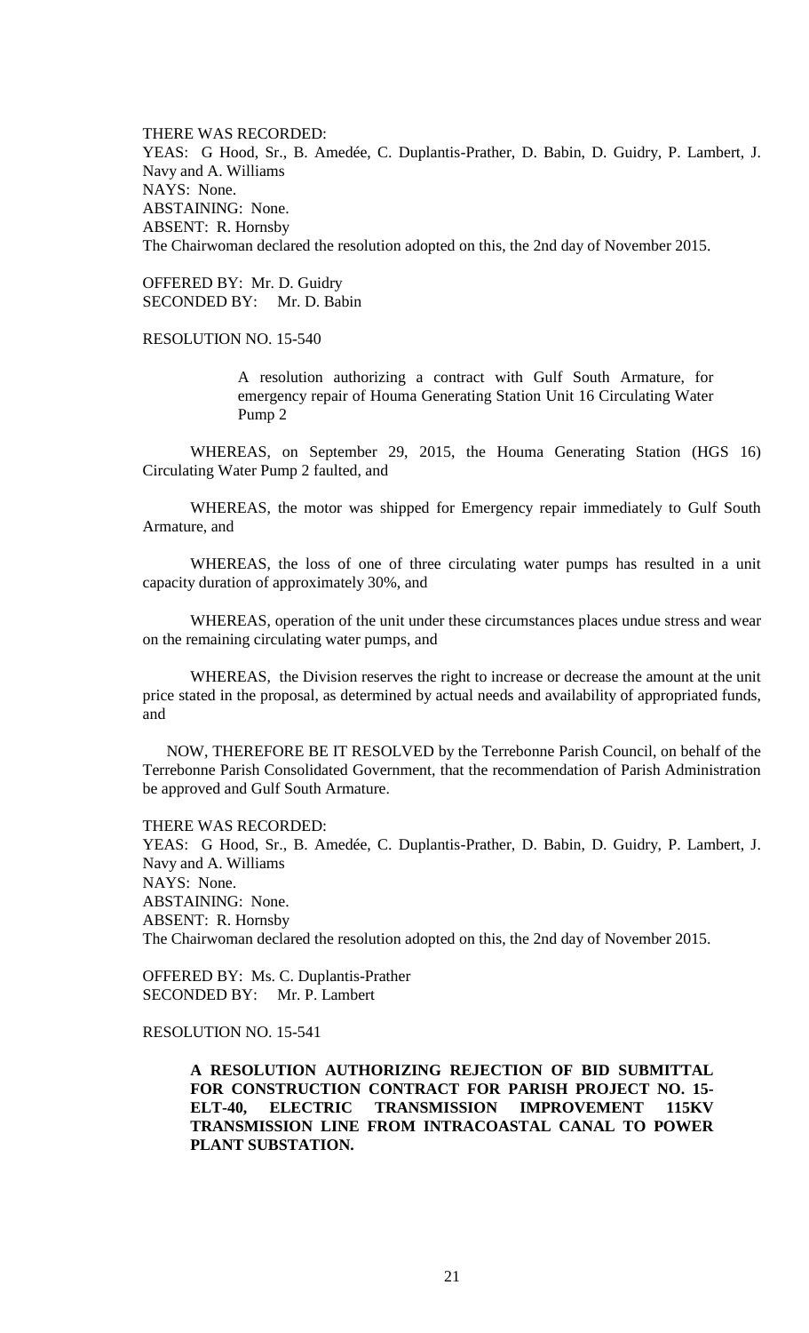THERE WAS RECORDED:
YEAS: G Hood, Sr., B. Amedée, C. Duplantis-Prather, D. Babin, D. Guidry, P. Lambert, J. Navy and A. Williams
NAYS: None.
ABSTAINING: None.
ABSENT: R. Hornsby
The Chairwoman declared the resolution adopted on this, the 2nd day of November 2015.

OFFERED BY: Mr. D. Guidry
SECONDED BY: Mr. D. Babin

RESOLUTION NO. 15-540

> A resolution authorizing a contract with Gulf South Armature, for emergency repair of Houma Generating Station Unit 16 Circulating Water Pump 2

WHEREAS, on September 29, 2015, the Houma Generating Station (HGS 16) Circulating Water Pump 2 faulted, and

WHEREAS, the motor was shipped for Emergency repair immediately to Gulf South Armature, and

WHEREAS, the loss of one of three circulating water pumps has resulted in a unit capacity duration of approximately 30%, and

WHEREAS, operation of the unit under these circumstances places undue stress and wear on the remaining circulating water pumps, and

WHEREAS, the Division reserves the right to increase or decrease the amount at the unit price stated in the proposal, as determined by actual needs and availability of appropriated funds, and

NOW, THEREFORE BE IT RESOLVED by the Terrebonne Parish Council, on behalf of the Terrebonne Parish Consolidated Government, that the recommendation of Parish Administration be approved and Gulf South Armature.

THERE WAS RECORDED:
YEAS: G Hood, Sr., B. Amedée, C. Duplantis-Prather, D. Babin, D. Guidry, P. Lambert, J. Navy and A. Williams
NAYS: None.
ABSTAINING: None.
ABSENT: R. Hornsby
The Chairwoman declared the resolution adopted on this, the 2nd day of November 2015.

OFFERED BY: Ms. C. Duplantis-Prather
SECONDED BY: Mr. P. Lambert

RESOLUTION NO. 15-541

> **A RESOLUTION AUTHORIZING REJECTION OF BID SUBMITTAL FOR CONSTRUCTION CONTRACT FOR PARISH PROJECT NO. 15-ELT-40, ELECTRIC TRANSMISSION IMPROVEMENT 115KV TRANSMISSION LINE FROM INTRACOASTAL CANAL TO POWER PLANT SUBSTATION.**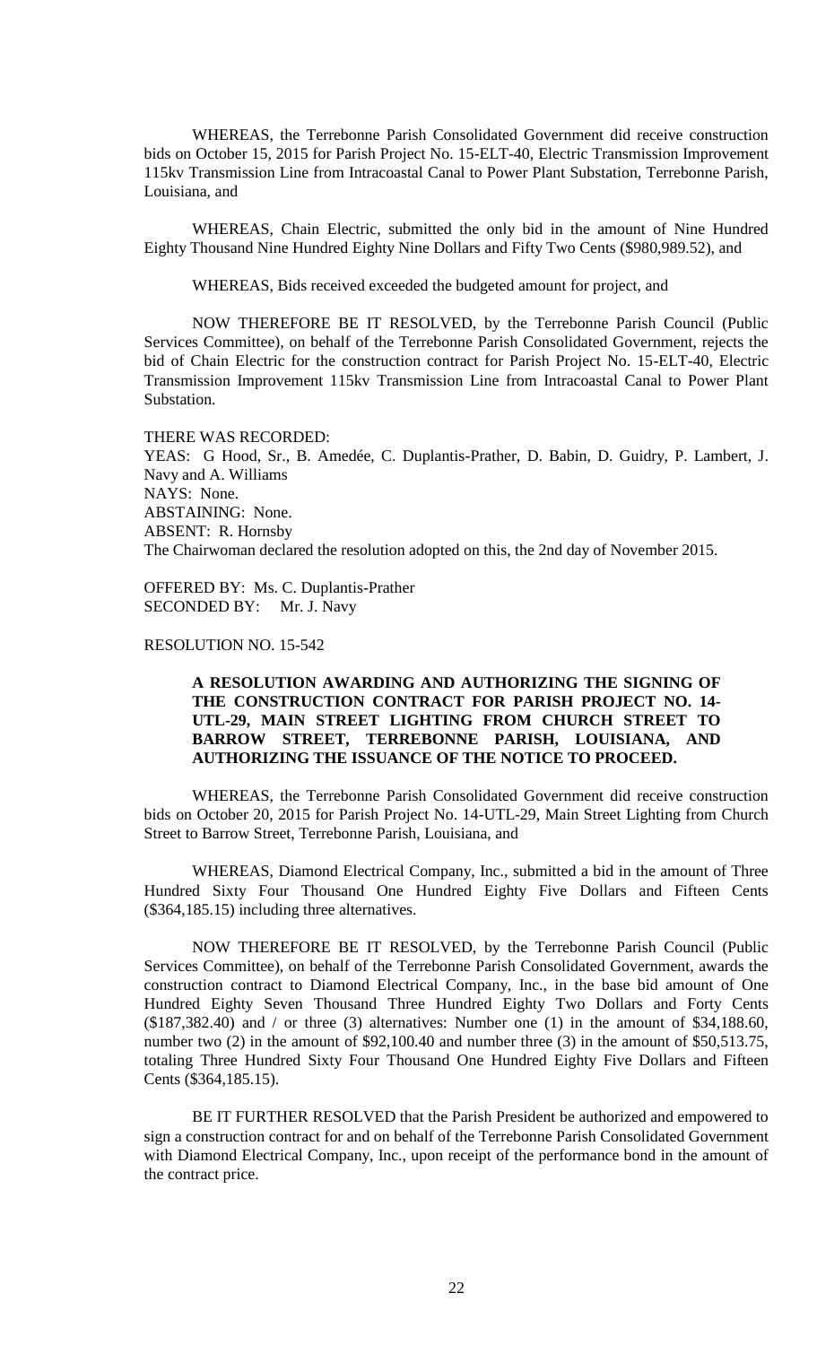WHEREAS, the Terrebonne Parish Consolidated Government did receive construction bids on October 15, 2015 for Parish Project No. 15-ELT-40, Electric Transmission Improvement 115kv Transmission Line from Intracoastal Canal to Power Plant Substation, Terrebonne Parish, Louisiana, and

WHEREAS, Chain Electric, submitted the only bid in the amount of Nine Hundred Eighty Thousand Nine Hundred Eighty Nine Dollars and Fifty Two Cents ($980,989.52), and

WHEREAS, Bids received exceeded the budgeted amount for project, and

NOW THEREFORE BE IT RESOLVED, by the Terrebonne Parish Council (Public Services Committee), on behalf of the Terrebonne Parish Consolidated Government, rejects the bid of Chain Electric for the construction contract for Parish Project No. 15-ELT-40, Electric Transmission Improvement 115kv Transmission Line from Intracoastal Canal to Power Plant Substation.

THERE WAS RECORDED:
YEAS: G Hood, Sr., B. Amedée, C. Duplantis-Prather, D. Babin, D. Guidry, P. Lambert, J. Navy and A. Williams
NAYS: None.
ABSTAINING: None.
ABSENT: R. Hornsby
The Chairwoman declared the resolution adopted on this, the 2nd day of November 2015.

OFFERED BY: Ms. C. Duplantis-Prather
SECONDED BY: Mr. J. Navy

RESOLUTION NO. 15-542

**A RESOLUTION AWARDING AND AUTHORIZING THE SIGNING OF THE CONSTRUCTION CONTRACT FOR PARISH PROJECT NO. 14-UTL-29, MAIN STREET LIGHTING FROM CHURCH STREET TO BARROW STREET, TERREBONNE PARISH, LOUISIANA, AND AUTHORIZING THE ISSUANCE OF THE NOTICE TO PROCEED.**

WHEREAS, the Terrebonne Parish Consolidated Government did receive construction bids on October 20, 2015 for Parish Project No. 14-UTL-29, Main Street Lighting from Church Street to Barrow Street, Terrebonne Parish, Louisiana, and

WHEREAS, Diamond Electrical Company, Inc., submitted a bid in the amount of Three Hundred Sixty Four Thousand One Hundred Eighty Five Dollars and Fifteen Cents ($364,185.15) including three alternatives.

NOW THEREFORE BE IT RESOLVED, by the Terrebonne Parish Council (Public Services Committee), on behalf of the Terrebonne Parish Consolidated Government, awards the construction contract to Diamond Electrical Company, Inc., in the base bid amount of One Hundred Eighty Seven Thousand Three Hundred Eighty Two Dollars and Forty Cents ($187,382.40) and / or three (3) alternatives: Number one (1) in the amount of $34,188.60, number two (2) in the amount of $92,100.40 and number three (3) in the amount of $50,513.75, totaling Three Hundred Sixty Four Thousand One Hundred Eighty Five Dollars and Fifteen Cents ($364,185.15).

BE IT FURTHER RESOLVED that the Parish President be authorized and empowered to sign a construction contract for and on behalf of the Terrebonne Parish Consolidated Government with Diamond Electrical Company, Inc., upon receipt of the performance bond in the amount of the contract price.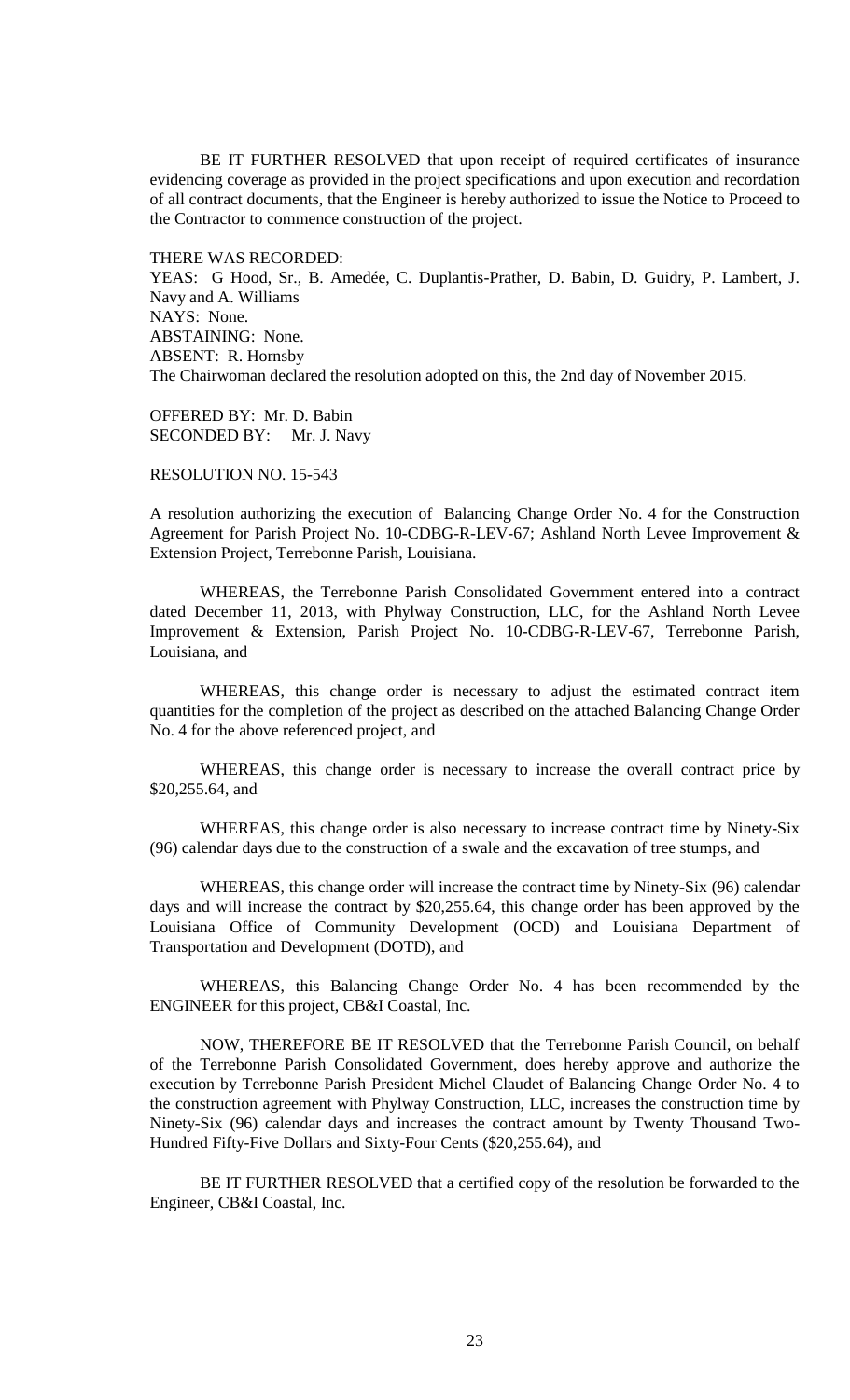BE IT FURTHER RESOLVED that upon receipt of required certificates of insurance evidencing coverage as provided in the project specifications and upon execution and recordation of all contract documents, that the Engineer is hereby authorized to issue the Notice to Proceed to the Contractor to commence construction of the project.

THERE WAS RECORDED:
YEAS: G Hood, Sr., B. Amedée, C. Duplantis-Prather, D. Babin, D. Guidry, P. Lambert, J. Navy and A. Williams
NAYS: None.
ABSTAINING: None.
ABSENT: R. Hornsby
The Chairwoman declared the resolution adopted on this, the 2nd day of November 2015.

OFFERED BY: Mr. D. Babin
SECONDED BY: Mr. J. Navy

RESOLUTION NO. 15-543

A resolution authorizing the execution of Balancing Change Order No. 4 for the Construction Agreement for Parish Project No. 10-CDBG-R-LEV-67; Ashland North Levee Improvement & Extension Project, Terrebonne Parish, Louisiana.

WHEREAS, the Terrebonne Parish Consolidated Government entered into a contract dated December 11, 2013, with Phylway Construction, LLC, for the Ashland North Levee Improvement & Extension, Parish Project No. 10-CDBG-R-LEV-67, Terrebonne Parish, Louisiana, and

WHEREAS, this change order is necessary to adjust the estimated contract item quantities for the completion of the project as described on the attached Balancing Change Order No. 4 for the above referenced project, and

WHEREAS, this change order is necessary to increase the overall contract price by $20,255.64, and

WHEREAS, this change order is also necessary to increase contract time by Ninety-Six (96) calendar days due to the construction of a swale and the excavation of tree stumps, and

WHEREAS, this change order will increase the contract time by Ninety-Six (96) calendar days and will increase the contract by $20,255.64, this change order has been approved by the Louisiana Office of Community Development (OCD) and Louisiana Department of Transportation and Development (DOTD), and

WHEREAS, this Balancing Change Order No. 4 has been recommended by the ENGINEER for this project, CB&I Coastal, Inc.

NOW, THEREFORE BE IT RESOLVED that the Terrebonne Parish Council, on behalf of the Terrebonne Parish Consolidated Government, does hereby approve and authorize the execution by Terrebonne Parish President Michel Claudet of Balancing Change Order No. 4 to the construction agreement with Phylway Construction, LLC, increases the construction time by Ninety-Six (96) calendar days and increases the contract amount by Twenty Thousand Two-Hundred Fifty-Five Dollars and Sixty-Four Cents ($20,255.64), and

BE IT FURTHER RESOLVED that a certified copy of the resolution be forwarded to the Engineer, CB&I Coastal, Inc.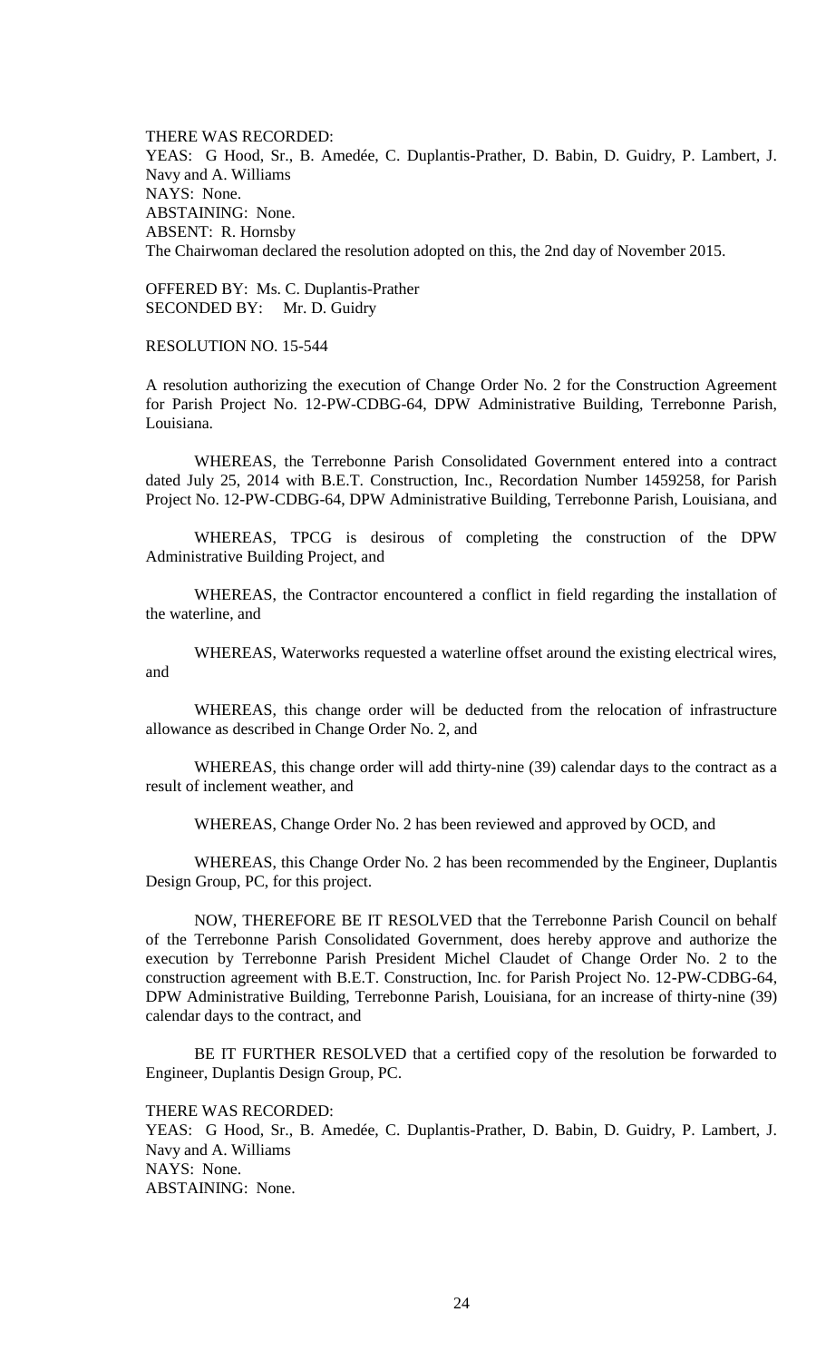THERE WAS RECORDED:
YEAS: G Hood, Sr., B. Amedée, C. Duplantis-Prather, D. Babin, D. Guidry, P. Lambert, J. Navy and A. Williams
NAYS: None.
ABSTAINING: None.
ABSENT: R. Hornsby
The Chairwoman declared the resolution adopted on this, the 2nd day of November 2015.

OFFERED BY: Ms. C. Duplantis-Prather
SECONDED BY: Mr. D. Guidry

RESOLUTION NO. 15-544

A resolution authorizing the execution of Change Order No. 2 for the Construction Agreement for Parish Project No. 12-PW-CDBG-64, DPW Administrative Building, Terrebonne Parish, Louisiana.

WHEREAS, the Terrebonne Parish Consolidated Government entered into a contract dated July 25, 2014 with B.E.T. Construction, Inc., Recordation Number 1459258, for Parish Project No. 12-PW-CDBG-64, DPW Administrative Building, Terrebonne Parish, Louisiana, and

WHEREAS, TPCG is desirous of completing the construction of the DPW Administrative Building Project, and

WHEREAS, the Contractor encountered a conflict in field regarding the installation of the waterline, and

WHEREAS, Waterworks requested a waterline offset around the existing electrical wires, and

WHEREAS, this change order will be deducted from the relocation of infrastructure allowance as described in Change Order No. 2, and

WHEREAS, this change order will add thirty-nine (39) calendar days to the contract as a result of inclement weather, and

WHEREAS, Change Order No. 2 has been reviewed and approved by OCD, and

WHEREAS, this Change Order No. 2 has been recommended by the Engineer, Duplantis Design Group, PC, for this project.

NOW, THEREFORE BE IT RESOLVED that the Terrebonne Parish Council on behalf of the Terrebonne Parish Consolidated Government, does hereby approve and authorize the execution by Terrebonne Parish President Michel Claudet of Change Order No. 2 to the construction agreement with B.E.T. Construction, Inc. for Parish Project No. 12-PW-CDBG-64, DPW Administrative Building, Terrebonne Parish, Louisiana, for an increase of thirty-nine (39) calendar days to the contract, and

BE IT FURTHER RESOLVED that a certified copy of the resolution be forwarded to Engineer, Duplantis Design Group, PC.

THERE WAS RECORDED:
YEAS: G Hood, Sr., B. Amedée, C. Duplantis-Prather, D. Babin, D. Guidry, P. Lambert, J. Navy and A. Williams
NAYS: None.
ABSTAINING: None.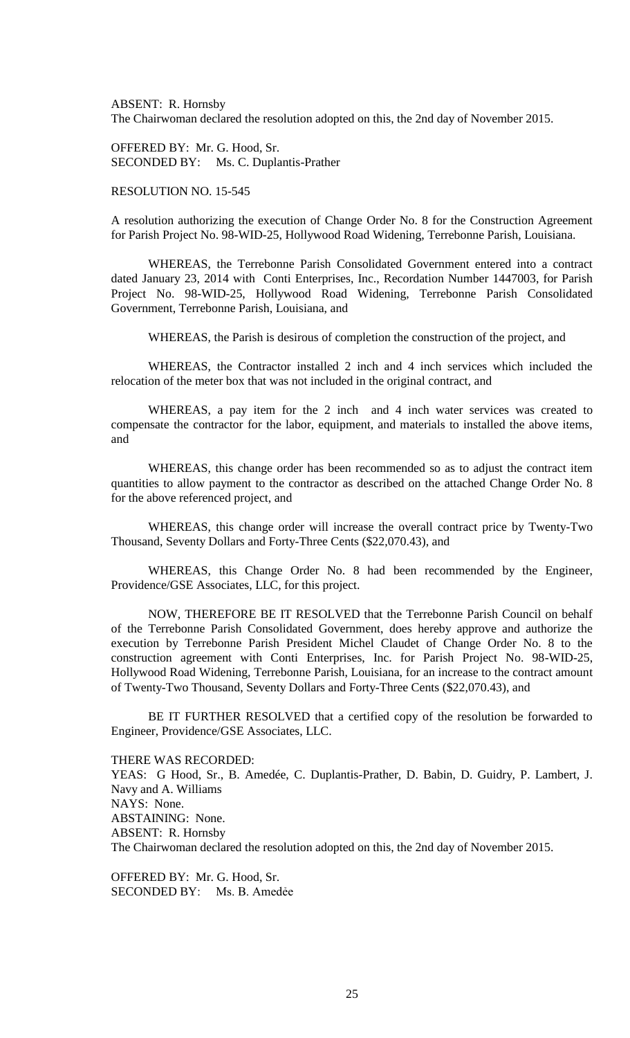ABSENT: R. Hornsby
The Chairwoman declared the resolution adopted on this, the 2nd day of November 2015.

OFFERED BY: Mr. G. Hood, Sr.
SECONDED BY: Ms. C. Duplantis-Prather

RESOLUTION NO. 15-545

A resolution authorizing the execution of Change Order No. 8 for the Construction Agreement for Parish Project No. 98-WID-25, Hollywood Road Widening, Terrebonne Parish, Louisiana.

WHEREAS, the Terrebonne Parish Consolidated Government entered into a contract dated January 23, 2014 with Conti Enterprises, Inc., Recordation Number 1447003, for Parish Project No. 98-WID-25, Hollywood Road Widening, Terrebonne Parish Consolidated Government, Terrebonne Parish, Louisiana, and

WHEREAS, the Parish is desirous of completion the construction of the project, and

WHEREAS, the Contractor installed 2 inch and 4 inch services which included the relocation of the meter box that was not included in the original contract, and

WHEREAS, a pay item for the 2 inch and 4 inch water services was created to compensate the contractor for the labor, equipment, and materials to installed the above items, and

WHEREAS, this change order has been recommended so as to adjust the contract item quantities to allow payment to the contractor as described on the attached Change Order No. 8 for the above referenced project, and

WHEREAS, this change order will increase the overall contract price by Twenty-Two Thousand, Seventy Dollars and Forty-Three Cents ($22,070.43), and

WHEREAS, this Change Order No. 8 had been recommended by the Engineer, Providence/GSE Associates, LLC, for this project.

NOW, THEREFORE BE IT RESOLVED that the Terrebonne Parish Council on behalf of the Terrebonne Parish Consolidated Government, does hereby approve and authorize the execution by Terrebonne Parish President Michel Claudet of Change Order No. 8 to the construction agreement with Conti Enterprises, Inc. for Parish Project No. 98-WID-25, Hollywood Road Widening, Terrebonne Parish, Louisiana, for an increase to the contract amount of Twenty-Two Thousand, Seventy Dollars and Forty-Three Cents ($22,070.43), and

BE IT FURTHER RESOLVED that a certified copy of the resolution be forwarded to Engineer, Providence/GSE Associates, LLC.

THERE WAS RECORDED:
YEAS: G Hood, Sr., B. Amedée, C. Duplantis-Prather, D. Babin, D. Guidry, P. Lambert, J. Navy and A. Williams
NAYS: None.
ABSTAINING: None.
ABSENT: R. Hornsby
The Chairwoman declared the resolution adopted on this, the 2nd day of November 2015.

OFFERED BY: Mr. G. Hood, Sr.
SECONDED BY: Ms. B. Amedẻe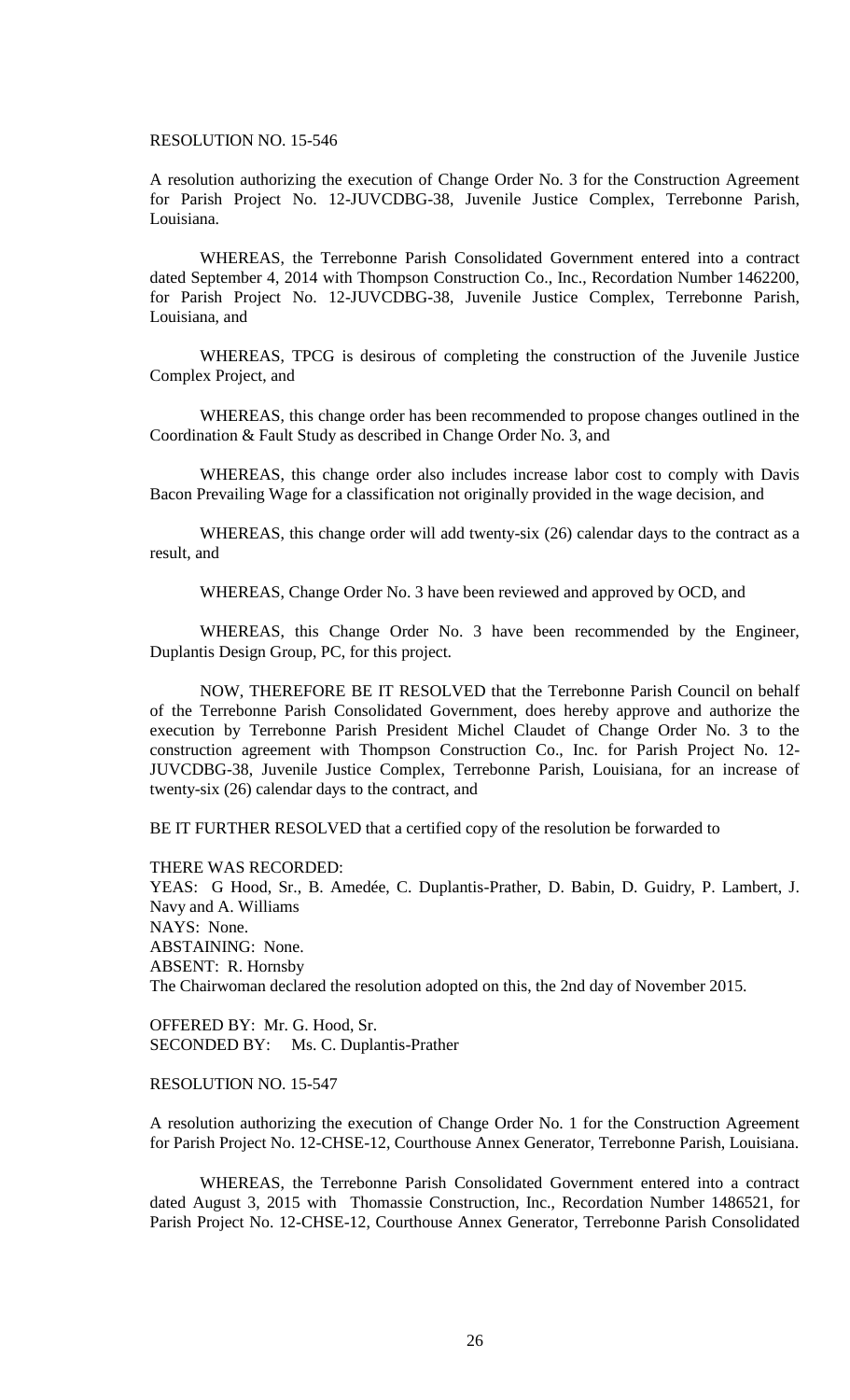RESOLUTION NO. 15-546

A resolution authorizing the execution of Change Order No. 3 for the Construction Agreement for Parish Project No. 12-JUVCDBG-38, Juvenile Justice Complex, Terrebonne Parish, Louisiana.

WHEREAS, the Terrebonne Parish Consolidated Government entered into a contract dated September 4, 2014 with Thompson Construction Co., Inc., Recordation Number 1462200, for Parish Project No. 12-JUVCDBG-38, Juvenile Justice Complex, Terrebonne Parish, Louisiana, and

WHEREAS, TPCG is desirous of completing the construction of the Juvenile Justice Complex Project, and

WHEREAS, this change order has been recommended to propose changes outlined in the Coordination & Fault Study as described in Change Order No. 3, and

WHEREAS, this change order also includes increase labor cost to comply with Davis Bacon Prevailing Wage for a classification not originally provided in the wage decision, and

WHEREAS, this change order will add twenty-six (26) calendar days to the contract as a result, and

WHEREAS, Change Order No. 3 have been reviewed and approved by OCD, and

WHEREAS, this Change Order No. 3 have been recommended by the Engineer, Duplantis Design Group, PC, for this project.

NOW, THEREFORE BE IT RESOLVED that the Terrebonne Parish Council on behalf of the Terrebonne Parish Consolidated Government, does hereby approve and authorize the execution by Terrebonne Parish President Michel Claudet of Change Order No. 3 to the construction agreement with Thompson Construction Co., Inc. for Parish Project No. 12-JUVCDBG-38, Juvenile Justice Complex, Terrebonne Parish, Louisiana, for an increase of twenty-six (26) calendar days to the contract, and

BE IT FURTHER RESOLVED that a certified copy of the resolution be forwarded to

THERE WAS RECORDED:
YEAS: G Hood, Sr., B. Amedée, C. Duplantis-Prather, D. Babin, D. Guidry, P. Lambert, J. Navy and A. Williams
NAYS: None.
ABSTAINING: None.
ABSENT: R. Hornsby
The Chairwoman declared the resolution adopted on this, the 2nd day of November 2015.

OFFERED BY: Mr. G. Hood, Sr.
SECONDED BY: Ms. C. Duplantis-Prather

RESOLUTION NO. 15-547

A resolution authorizing the execution of Change Order No. 1 for the Construction Agreement for Parish Project No. 12-CHSE-12, Courthouse Annex Generator, Terrebonne Parish, Louisiana.

WHEREAS, the Terrebonne Parish Consolidated Government entered into a contract dated August 3, 2015 with Thomassie Construction, Inc., Recordation Number 1486521, for Parish Project No. 12-CHSE-12, Courthouse Annex Generator, Terrebonne Parish Consolidated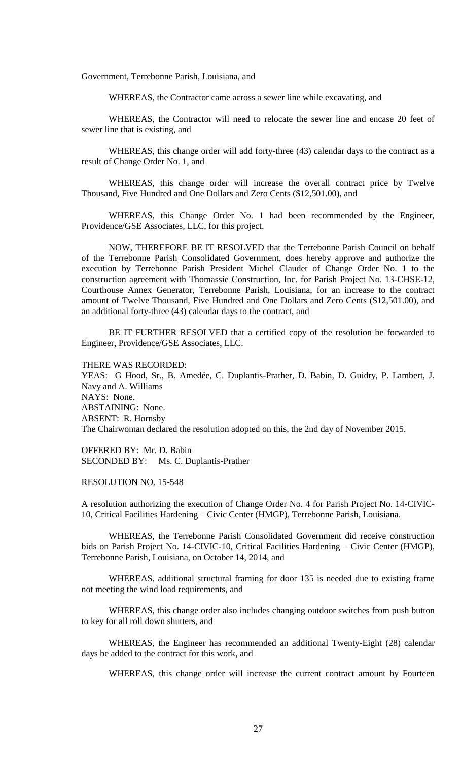Government, Terrebonne Parish, Louisiana, and

WHEREAS, the Contractor came across a sewer line while excavating, and

WHEREAS, the Contractor will need to relocate the sewer line and encase 20 feet of sewer line that is existing, and

WHEREAS, this change order will add forty-three (43) calendar days to the contract as a result of Change Order No. 1, and

WHEREAS, this change order will increase the overall contract price by Twelve Thousand, Five Hundred and One Dollars and Zero Cents ($12,501.00), and

WHEREAS, this Change Order No. 1 had been recommended by the Engineer, Providence/GSE Associates, LLC, for this project.

NOW, THEREFORE BE IT RESOLVED that the Terrebonne Parish Council on behalf of the Terrebonne Parish Consolidated Government, does hereby approve and authorize the execution by Terrebonne Parish President Michel Claudet of Change Order No. 1 to the construction agreement with Thomassie Construction, Inc. for Parish Project No. 13-CHSE-12, Courthouse Annex Generator, Terrebonne Parish, Louisiana, for an increase to the contract amount of Twelve Thousand, Five Hundred and One Dollars and Zero Cents ($12,501.00), and an additional forty-three (43) calendar days to the contract, and

BE IT FURTHER RESOLVED that a certified copy of the resolution be forwarded to Engineer, Providence/GSE Associates, LLC.

THERE WAS RECORDED:
YEAS: G Hood, Sr., B. Amedée, C. Duplantis-Prather, D. Babin, D. Guidry, P. Lambert, J. Navy and A. Williams
NAYS: None.
ABSTAINING: None.
ABSENT: R. Hornsby
The Chairwoman declared the resolution adopted on this, the 2nd day of November 2015.

OFFERED BY: Mr. D. Babin
SECONDED BY: Ms. C. Duplantis-Prather

RESOLUTION NO. 15-548

A resolution authorizing the execution of Change Order No. 4 for Parish Project No. 14-CIVIC-10, Critical Facilities Hardening – Civic Center (HMGP), Terrebonne Parish, Louisiana.

WHEREAS, the Terrebonne Parish Consolidated Government did receive construction bids on Parish Project No. 14-CIVIC-10, Critical Facilities Hardening – Civic Center (HMGP), Terrebonne Parish, Louisiana, on October 14, 2014, and

WHEREAS, additional structural framing for door 135 is needed due to existing frame not meeting the wind load requirements, and

WHEREAS, this change order also includes changing outdoor switches from push button to key for all roll down shutters, and

WHEREAS, the Engineer has recommended an additional Twenty-Eight (28) calendar days be added to the contract for this work, and

WHEREAS, this change order will increase the current contract amount by Fourteen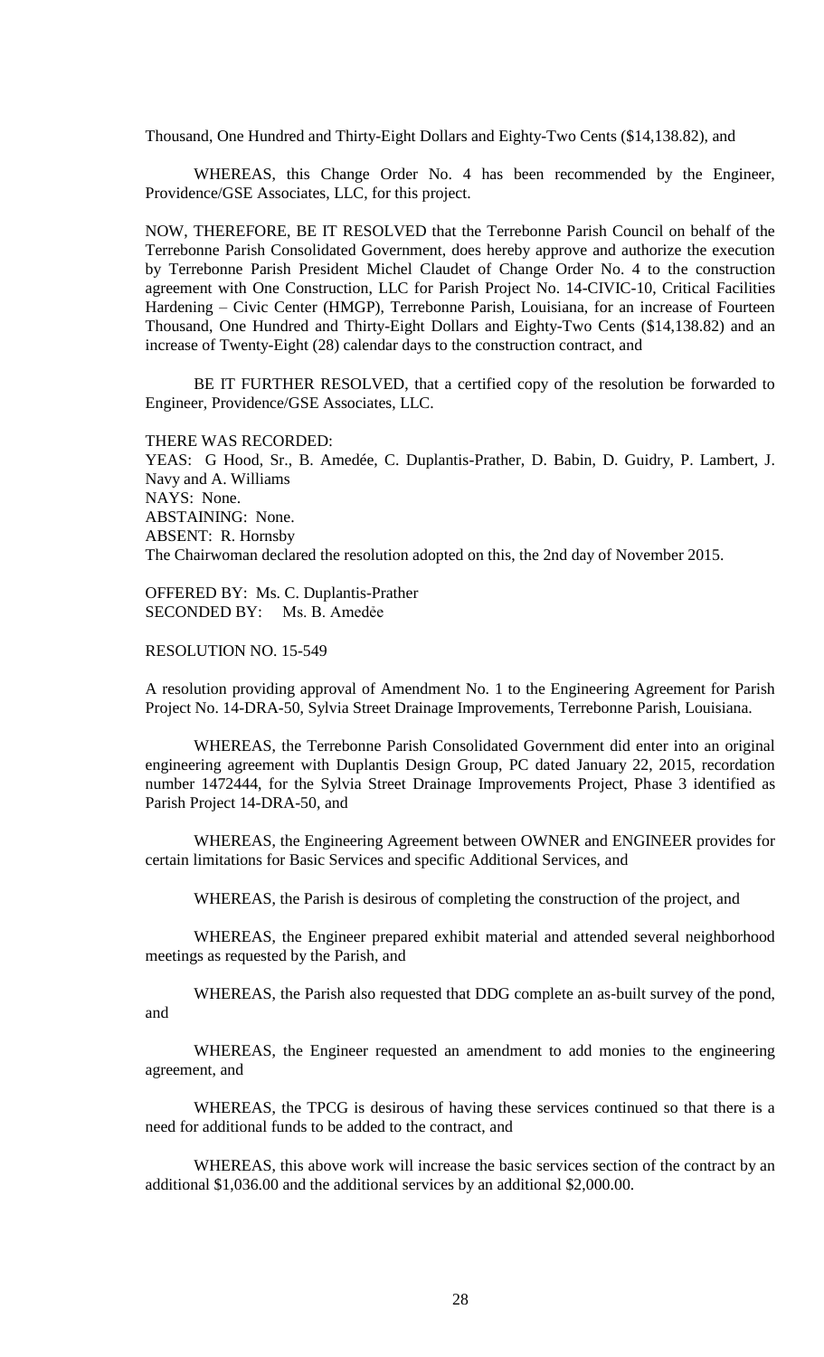Thousand, One Hundred and Thirty-Eight Dollars and Eighty-Two Cents ($14,138.82), and

WHEREAS, this Change Order No. 4 has been recommended by the Engineer, Providence/GSE Associates, LLC, for this project.

NOW, THEREFORE, BE IT RESOLVED that the Terrebonne Parish Council on behalf of the Terrebonne Parish Consolidated Government, does hereby approve and authorize the execution by Terrebonne Parish President Michel Claudet of Change Order No. 4 to the construction agreement with One Construction, LLC for Parish Project No. 14-CIVIC-10, Critical Facilities Hardening – Civic Center (HMGP), Terrebonne Parish, Louisiana, for an increase of Fourteen Thousand, One Hundred and Thirty-Eight Dollars and Eighty-Two Cents ($14,138.82) and an increase of Twenty-Eight (28) calendar days to the construction contract, and

BE IT FURTHER RESOLVED, that a certified copy of the resolution be forwarded to Engineer, Providence/GSE Associates, LLC.

THERE WAS RECORDED:
YEAS: G Hood, Sr., B. Amedée, C. Duplantis-Prather, D. Babin, D. Guidry, P. Lambert, J. Navy and A. Williams
NAYS: None.
ABSTAINING: None.
ABSENT: R. Hornsby
The Chairwoman declared the resolution adopted on this, the 2nd day of November 2015.

OFFERED BY: Ms. C. Duplantis-Prather
SECONDED BY: Ms. B. Amedẻe

RESOLUTION NO. 15-549

A resolution providing approval of Amendment No. 1 to the Engineering Agreement for Parish Project No. 14-DRA-50, Sylvia Street Drainage Improvements, Terrebonne Parish, Louisiana.

WHEREAS, the Terrebonne Parish Consolidated Government did enter into an original engineering agreement with Duplantis Design Group, PC dated January 22, 2015, recordation number 1472444, for the Sylvia Street Drainage Improvements Project, Phase 3 identified as Parish Project 14-DRA-50, and

WHEREAS, the Engineering Agreement between OWNER and ENGINEER provides for certain limitations for Basic Services and specific Additional Services, and

WHEREAS, the Parish is desirous of completing the construction of the project, and

WHEREAS, the Engineer prepared exhibit material and attended several neighborhood meetings as requested by the Parish, and

WHEREAS, the Parish also requested that DDG complete an as-built survey of the pond, and

WHEREAS, the Engineer requested an amendment to add monies to the engineering agreement, and

WHEREAS, the TPCG is desirous of having these services continued so that there is a need for additional funds to be added to the contract, and

WHEREAS, this above work will increase the basic services section of the contract by an additional $1,036.00 and the additional services by an additional $2,000.00.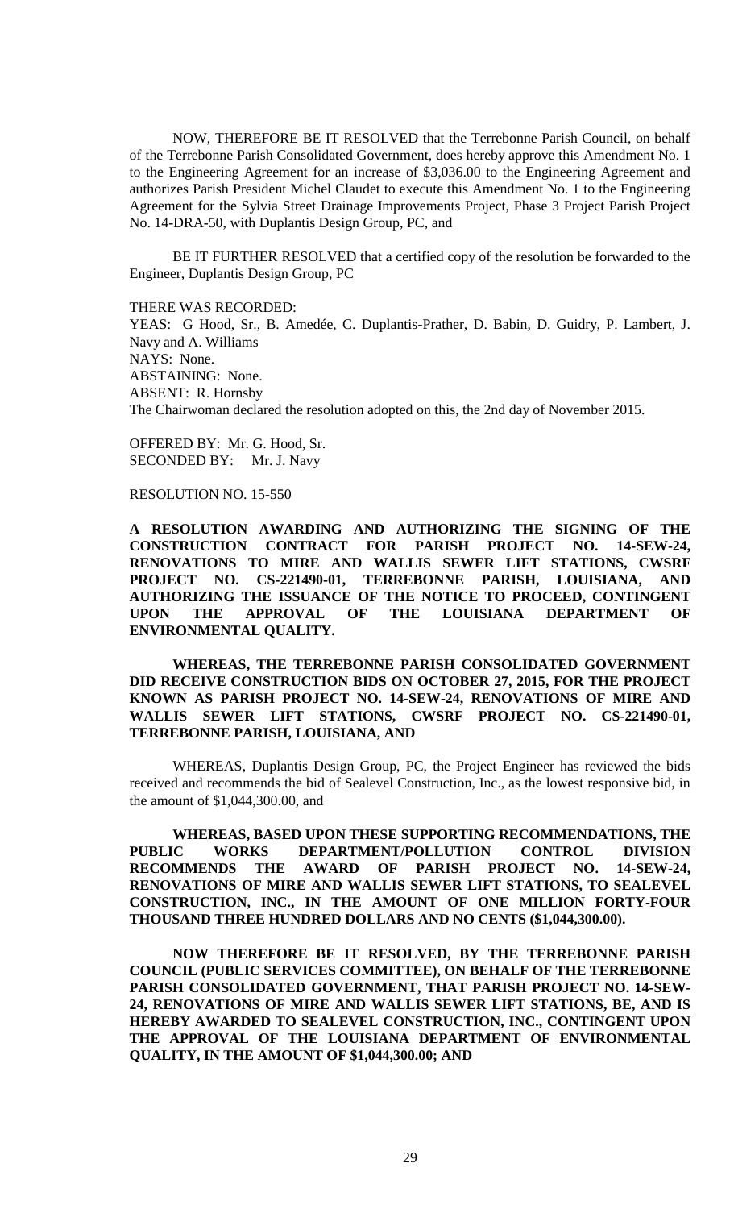NOW, THEREFORE BE IT RESOLVED that the Terrebonne Parish Council, on behalf of the Terrebonne Parish Consolidated Government, does hereby approve this Amendment No. 1 to the Engineering Agreement for an increase of $3,036.00 to the Engineering Agreement and authorizes Parish President Michel Claudet to execute this Amendment No. 1 to the Engineering Agreement for the Sylvia Street Drainage Improvements Project, Phase 3 Project Parish Project No. 14-DRA-50, with Duplantis Design Group, PC, and

BE IT FURTHER RESOLVED that a certified copy of the resolution be forwarded to the Engineer, Duplantis Design Group, PC

THERE WAS RECORDED:
YEAS: G Hood, Sr., B. Amedée, C. Duplantis-Prather, D. Babin, D. Guidry, P. Lambert, J. Navy and A. Williams
NAYS: None.
ABSTAINING: None.
ABSENT: R. Hornsby
The Chairwoman declared the resolution adopted on this, the 2nd day of November 2015.

OFFERED BY: Mr. G. Hood, Sr.
SECONDED BY: Mr. J. Navy

RESOLUTION NO. 15-550

**A RESOLUTION AWARDING AND AUTHORIZING THE SIGNING OF THE CONSTRUCTION CONTRACT FOR PARISH PROJECT NO. 14-SEW-24, RENOVATIONS TO MIRE AND WALLIS SEWER LIFT STATIONS, CWSRF PROJECT NO. CS-221490-01, TERREBONNE PARISH, LOUISIANA, AND AUTHORIZING THE ISSUANCE OF THE NOTICE TO PROCEED, CONTINGENT UPON THE APPROVAL OF THE LOUISIANA DEPARTMENT OF ENVIRONMENTAL QUALITY.**

**WHEREAS, THE TERREBONNE PARISH CONSOLIDATED GOVERNMENT DID RECEIVE CONSTRUCTION BIDS ON OCTOBER 27, 2015, FOR THE PROJECT KNOWN AS PARISH PROJECT NO. 14-SEW-24, RENOVATIONS OF MIRE AND WALLIS SEWER LIFT STATIONS, CWSRF PROJECT NO. CS-221490-01, TERREBONNE PARISH, LOUISIANA, AND**

WHEREAS, Duplantis Design Group, PC, the Project Engineer has reviewed the bids received and recommends the bid of Sealevel Construction, Inc., as the lowest responsive bid, in the amount of $1,044,300.00, and

**WHEREAS, BASED UPON THESE SUPPORTING RECOMMENDATIONS, THE PUBLIC WORKS DEPARTMENT/POLLUTION CONTROL DIVISION RECOMMENDS THE AWARD OF PARISH PROJECT NO. 14-SEW-24, RENOVATIONS OF MIRE AND WALLIS SEWER LIFT STATIONS, TO SEALEVEL CONSTRUCTION, INC., IN THE AMOUNT OF ONE MILLION FORTY-FOUR THOUSAND THREE HUNDRED DOLLARS AND NO CENTS ($1,044,300.00).**

**NOW THEREFORE BE IT RESOLVED, BY THE TERREBONNE PARISH COUNCIL (PUBLIC SERVICES COMMITTEE), ON BEHALF OF THE TERREBONNE PARISH CONSOLIDATED GOVERNMENT, THAT PARISH PROJECT NO. 14-SEW-24, RENOVATIONS OF MIRE AND WALLIS SEWER LIFT STATIONS, BE, AND IS HEREBY AWARDED TO SEALEVEL CONSTRUCTION, INC., CONTINGENT UPON THE APPROVAL OF THE LOUISIANA DEPARTMENT OF ENVIRONMENTAL QUALITY, IN THE AMOUNT OF $1,044,300.00; AND**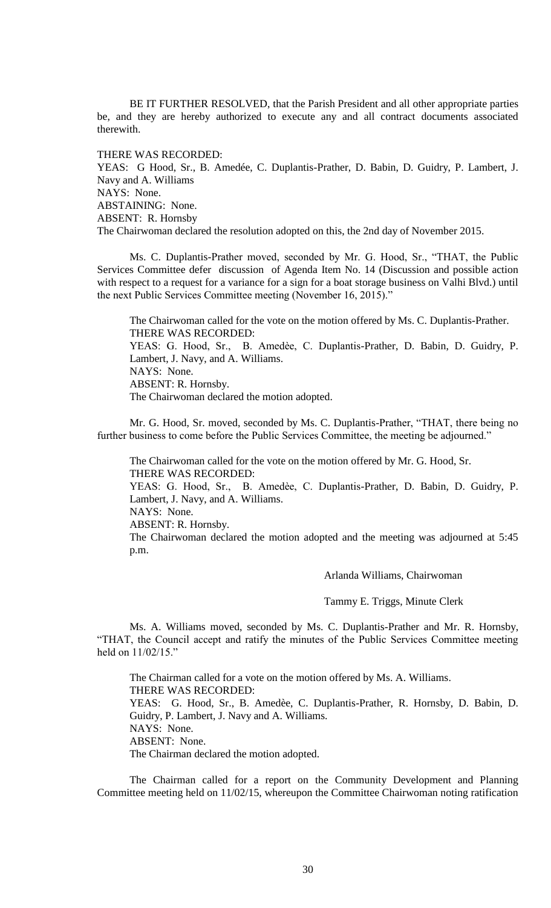BE IT FURTHER RESOLVED, that the Parish President and all other appropriate parties be, and they are hereby authorized to execute any and all contract documents associated therewith.

THERE WAS RECORDED:
YEAS: G Hood, Sr., B. Amedée, C. Duplantis-Prather, D. Babin, D. Guidry, P. Lambert, J. Navy and A. Williams
NAYS: None.
ABSTAINING: None.
ABSENT: R. Hornsby
The Chairwoman declared the resolution adopted on this, the 2nd day of November 2015.

Ms. C. Duplantis-Prather moved, seconded by Mr. G. Hood, Sr., "THAT, the Public Services Committee defer discussion of Agenda Item No. 14 (Discussion and possible action with respect to a request for a variance for a sign for a boat storage business on Valhi Blvd.) until the next Public Services Committee meeting (November 16, 2015)."

The Chairwoman called for the vote on the motion offered by Ms. C. Duplantis-Prather.
THERE WAS RECORDED:
YEAS: G. Hood, Sr., B. Amedèe, C. Duplantis-Prather, D. Babin, D. Guidry, P. Lambert, J. Navy, and A. Williams.
NAYS: None.
ABSENT: R. Hornsby.
The Chairwoman declared the motion adopted.

Mr. G. Hood, Sr. moved, seconded by Ms. C. Duplantis-Prather, "THAT, there being no further business to come before the Public Services Committee, the meeting be adjourned."

The Chairwoman called for the vote on the motion offered by Mr. G. Hood, Sr.
THERE WAS RECORDED:
YEAS: G. Hood, Sr., B. Amedèe, C. Duplantis-Prather, D. Babin, D. Guidry, P. Lambert, J. Navy, and A. Williams.
NAYS: None.
ABSENT: R. Hornsby.
The Chairwoman declared the motion adopted and the meeting was adjourned at 5:45 p.m.

Arlanda Williams, Chairwoman

Tammy E. Triggs, Minute Clerk

Ms. A. Williams moved, seconded by Ms. C. Duplantis-Prather and Mr. R. Hornsby, "THAT, the Council accept and ratify the minutes of the Public Services Committee meeting held on 11/02/15."

The Chairman called for a vote on the motion offered by Ms. A. Williams.
THERE WAS RECORDED:
YEAS: G. Hood, Sr., B. Amedèe, C. Duplantis-Prather, R. Hornsby, D. Babin, D. Guidry, P. Lambert, J. Navy and A. Williams.
NAYS: None.
ABSENT: None.
The Chairman declared the motion adopted.

The Chairman called for a report on the Community Development and Planning Committee meeting held on 11/02/15, whereupon the Committee Chairwoman noting ratification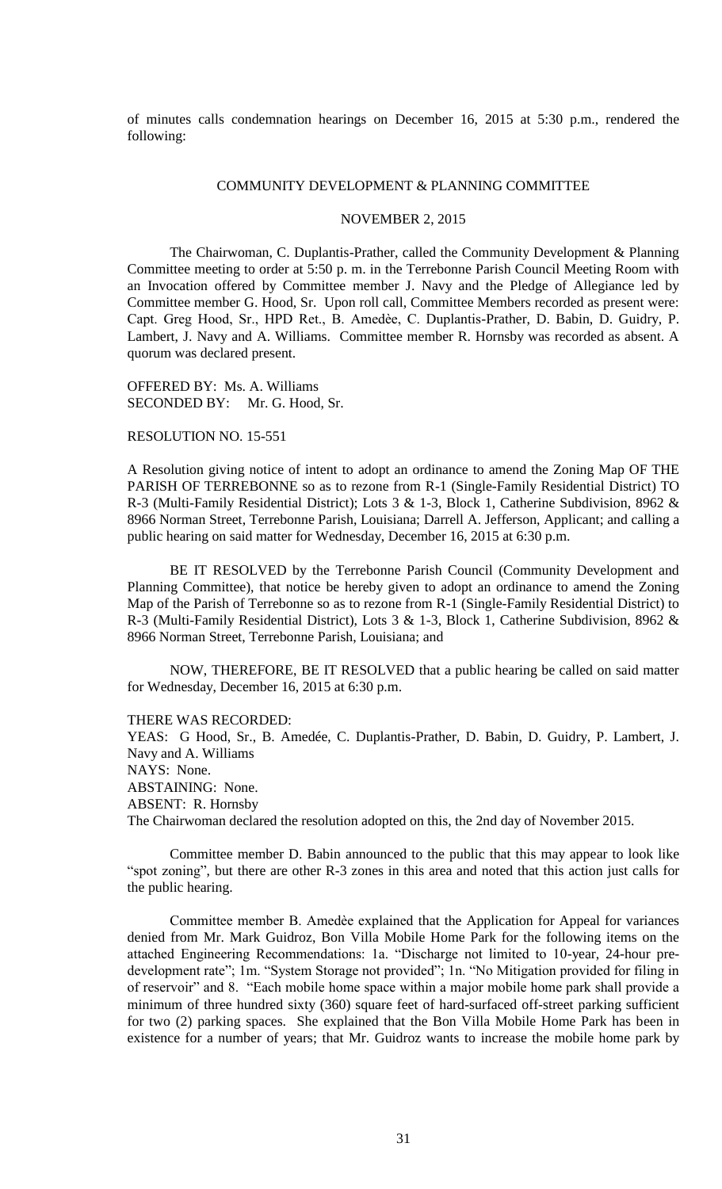of minutes calls condemnation hearings on December 16, 2015 at 5:30 p.m., rendered the following:

## COMMUNITY DEVELOPMENT & PLANNING COMMITTEE

## NOVEMBER 2, 2015

The Chairwoman, C. Duplantis-Prather, called the Community Development & Planning Committee meeting to order at 5:50 p. m. in the Terrebonne Parish Council Meeting Room with an Invocation offered by Committee member J. Navy and the Pledge of Allegiance led by Committee member G. Hood, Sr. Upon roll call, Committee Members recorded as present were: Capt. Greg Hood, Sr., HPD Ret., B. Amedèe, C. Duplantis-Prather, D. Babin, D. Guidry, P. Lambert, J. Navy and A. Williams. Committee member R. Hornsby was recorded as absent. A quorum was declared present.

OFFERED BY: Ms. A. Williams
SECONDED BY: Mr. G. Hood, Sr.

RESOLUTION NO. 15-551

A Resolution giving notice of intent to adopt an ordinance to amend the Zoning Map OF THE PARISH OF TERREBONNE so as to rezone from R-1 (Single-Family Residential District) TO R-3 (Multi-Family Residential District); Lots 3 & 1-3, Block 1, Catherine Subdivision, 8962 & 8966 Norman Street, Terrebonne Parish, Louisiana; Darrell A. Jefferson, Applicant; and calling a public hearing on said matter for Wednesday, December 16, 2015 at 6:30 p.m.

BE IT RESOLVED by the Terrebonne Parish Council (Community Development and Planning Committee), that notice be hereby given to adopt an ordinance to amend the Zoning Map of the Parish of Terrebonne so as to rezone from R-1 (Single-Family Residential District) to R-3 (Multi-Family Residential District), Lots 3 & 1-3, Block 1, Catherine Subdivision, 8962 & 8966 Norman Street, Terrebonne Parish, Louisiana; and

NOW, THEREFORE, BE IT RESOLVED that a public hearing be called on said matter for Wednesday, December 16, 2015 at 6:30 p.m.

THERE WAS RECORDED:
YEAS: G Hood, Sr., B. Amedée, C. Duplantis-Prather, D. Babin, D. Guidry, P. Lambert, J. Navy and A. Williams
NAYS: None.
ABSTAINING: None.
ABSENT: R. Hornsby
The Chairwoman declared the resolution adopted on this, the 2nd day of November 2015.

Committee member D. Babin announced to the public that this may appear to look like "spot zoning", but there are other R-3 zones in this area and noted that this action just calls for the public hearing.

Committee member B. Amedèe explained that the Application for Appeal for variances denied from Mr. Mark Guidroz, Bon Villa Mobile Home Park for the following items on the attached Engineering Recommendations: 1a. "Discharge not limited to 10-year, 24-hour pre-development rate"; 1m. "System Storage not provided"; 1n. "No Mitigation provided for filing in of reservoir" and 8. "Each mobile home space within a major mobile home park shall provide a minimum of three hundred sixty (360) square feet of hard-surfaced off-street parking sufficient for two (2) parking spaces. She explained that the Bon Villa Mobile Home Park has been in existence for a number of years; that Mr. Guidroz wants to increase the mobile home park by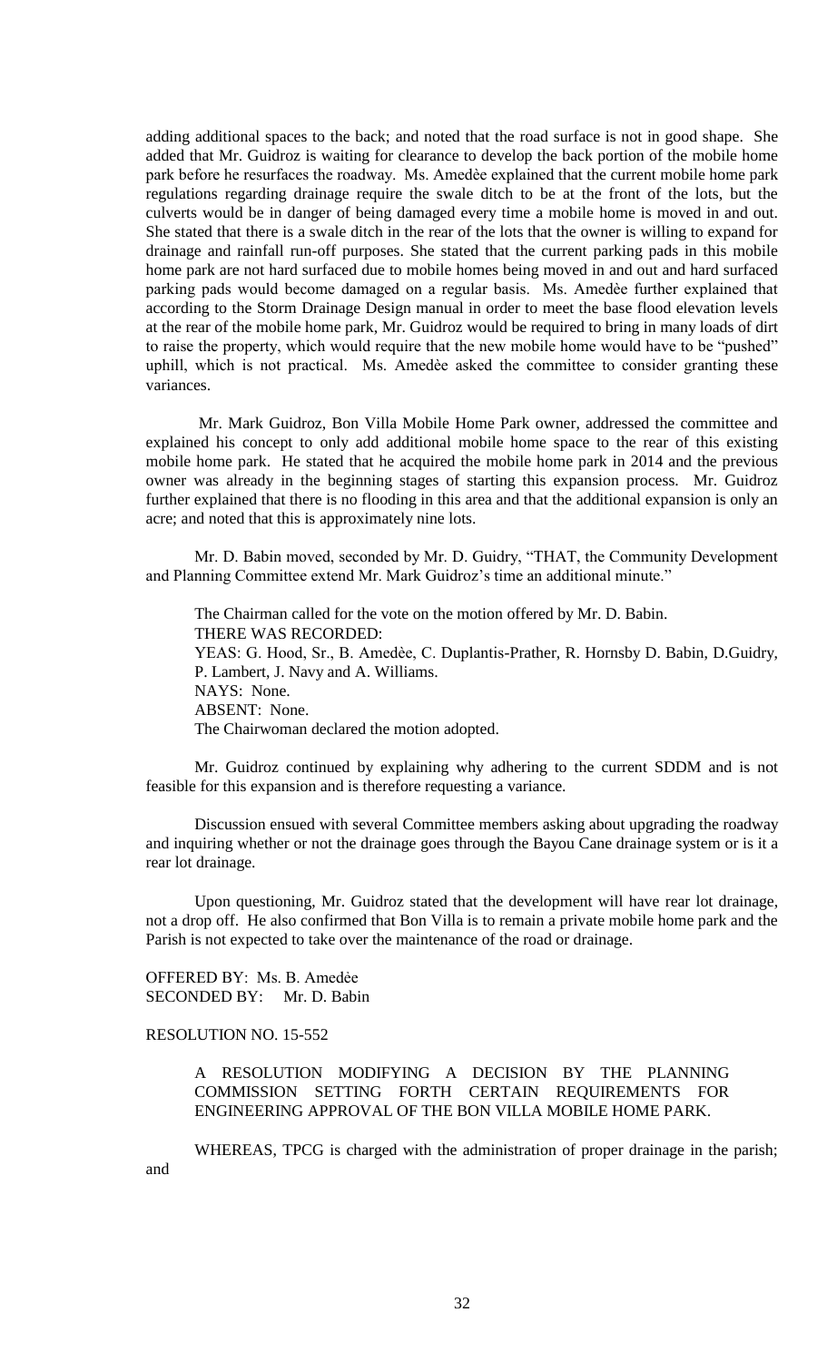adding additional spaces to the back; and noted that the road surface is not in good shape. She added that Mr. Guidroz is waiting for clearance to develop the back portion of the mobile home park before he resurfaces the roadway. Ms. Amedèe explained that the current mobile home park regulations regarding drainage require the swale ditch to be at the front of the lots, but the culverts would be in danger of being damaged every time a mobile home is moved in and out. She stated that there is a swale ditch in the rear of the lots that the owner is willing to expand for drainage and rainfall run-off purposes. She stated that the current parking pads in this mobile home park are not hard surfaced due to mobile homes being moved in and out and hard surfaced parking pads would become damaged on a regular basis. Ms. Amedèe further explained that according to the Storm Drainage Design manual in order to meet the base flood elevation levels at the rear of the mobile home park, Mr. Guidroz would be required to bring in many loads of dirt to raise the property, which would require that the new mobile home would have to be "pushed" uphill, which is not practical. Ms. Amedèe asked the committee to consider granting these variances.

Mr. Mark Guidroz, Bon Villa Mobile Home Park owner, addressed the committee and explained his concept to only add additional mobile home space to the rear of this existing mobile home park. He stated that he acquired the mobile home park in 2014 and the previous owner was already in the beginning stages of starting this expansion process. Mr. Guidroz further explained that there is no flooding in this area and that the additional expansion is only an acre; and noted that this is approximately nine lots.

Mr. D. Babin moved, seconded by Mr. D. Guidry, "THAT, the Community Development and Planning Committee extend Mr. Mark Guidroz's time an additional minute."

The Chairman called for the vote on the motion offered by Mr. D. Babin.
THERE WAS RECORDED:
YEAS: G. Hood, Sr., B. Amedèe, C. Duplantis-Prather, R. Hornsby D. Babin, D.Guidry, P. Lambert, J. Navy and A. Williams.
NAYS: None.
ABSENT: None.
The Chairwoman declared the motion adopted.

Mr. Guidroz continued by explaining why adhering to the current SDDM and is not feasible for this expansion and is therefore requesting a variance.

Discussion ensued with several Committee members asking about upgrading the roadway and inquiring whether or not the drainage goes through the Bayou Cane drainage system or is it a rear lot drainage.

Upon questioning, Mr. Guidroz stated that the development will have rear lot drainage, not a drop off. He also confirmed that Bon Villa is to remain a private mobile home park and the Parish is not expected to take over the maintenance of the road or drainage.

OFFERED BY: Ms. B. Amedèe
SECONDED BY: Mr. D. Babin

RESOLUTION NO. 15-552

A RESOLUTION MODIFYING A DECISION BY THE PLANNING COMMISSION SETTING FORTH CERTAIN REQUIREMENTS FOR ENGINEERING APPROVAL OF THE BON VILLA MOBILE HOME PARK.

WHEREAS, TPCG is charged with the administration of proper drainage in the parish; and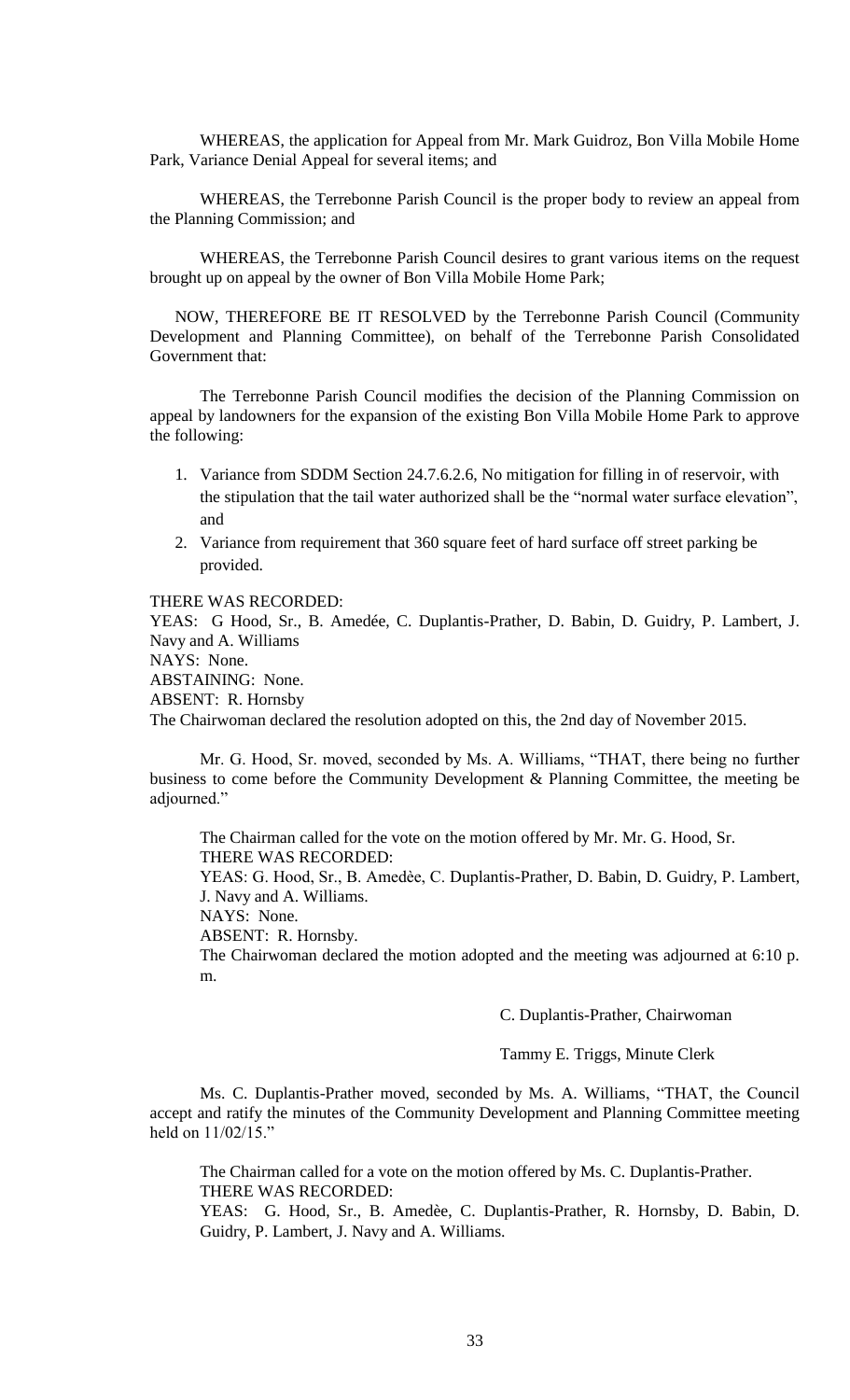WHEREAS, the application for Appeal from Mr. Mark Guidroz, Bon Villa Mobile Home Park, Variance Denial Appeal for several items; and

WHEREAS, the Terrebonne Parish Council is the proper body to review an appeal from the Planning Commission; and

WHEREAS, the Terrebonne Parish Council desires to grant various items on the request brought up on appeal by the owner of Bon Villa Mobile Home Park;

NOW, THEREFORE BE IT RESOLVED by the Terrebonne Parish Council (Community Development and Planning Committee), on behalf of the Terrebonne Parish Consolidated Government that:

The Terrebonne Parish Council modifies the decision of the Planning Commission on appeal by landowners for the expansion of the existing Bon Villa Mobile Home Park to approve the following:

1. Variance from SDDM Section 24.7.6.2.6, No mitigation for filling in of reservoir, with the stipulation that the tail water authorized shall be the "normal water surface elevation", and
2. Variance from requirement that 360 square feet of hard surface off street parking be provided.

THERE WAS RECORDED:
YEAS: G Hood, Sr., B. Amedée, C. Duplantis-Prather, D. Babin, D. Guidry, P. Lambert, J. Navy and A. Williams
NAYS: None.
ABSTAINING: None.
ABSENT: R. Hornsby
The Chairwoman declared the resolution adopted on this, the 2nd day of November 2015.

Mr. G. Hood, Sr. moved, seconded by Ms. A. Williams, "THAT, there being no further business to come before the Community Development & Planning Committee, the meeting be adjourned."

The Chairman called for the vote on the motion offered by Mr. Mr. G. Hood, Sr.
THERE WAS RECORDED:
YEAS: G. Hood, Sr., B. Amedèe, C. Duplantis-Prather, D. Babin, D. Guidry, P. Lambert, J. Navy and A. Williams.
NAYS: None.
ABSENT: R. Hornsby.
The Chairwoman declared the motion adopted and the meeting was adjourned at 6:10 p. m.

C. Duplantis-Prather, Chairwoman

Tammy E. Triggs, Minute Clerk

Ms. C. Duplantis-Prather moved, seconded by Ms. A. Williams, "THAT, the Council accept and ratify the minutes of the Community Development and Planning Committee meeting held on 11/02/15."

The Chairman called for a vote on the motion offered by Ms. C. Duplantis-Prather.
THERE WAS RECORDED:
YEAS: G. Hood, Sr., B. Amedèe, C. Duplantis-Prather, R. Hornsby, D. Babin, D. Guidry, P. Lambert, J. Navy and A. Williams.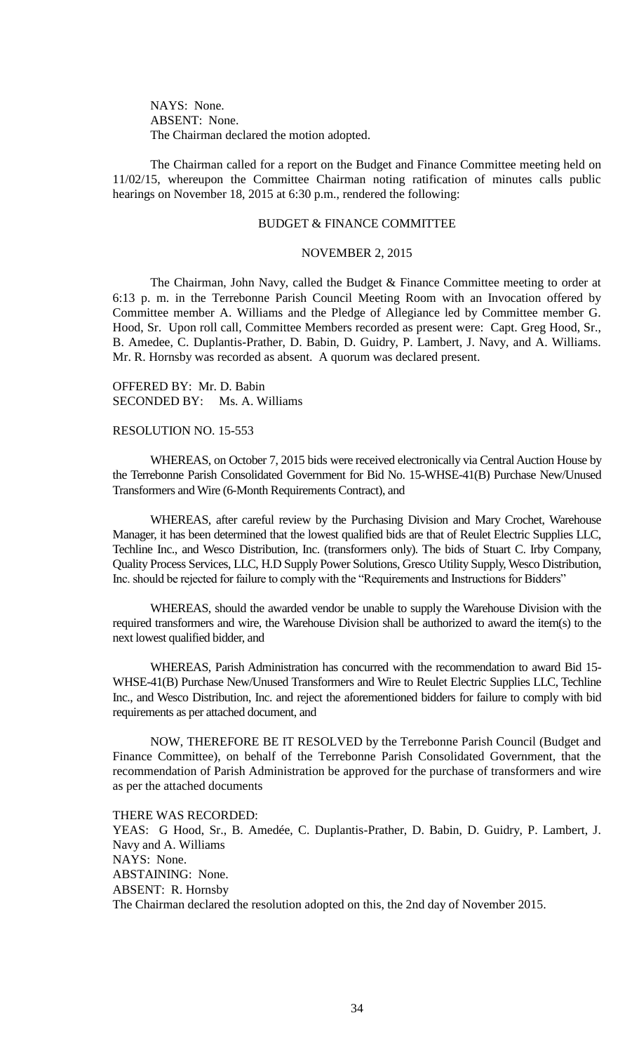NAYS: None.
ABSENT: None.
The Chairman declared the motion adopted.

The Chairman called for a report on the Budget and Finance Committee meeting held on 11/02/15, whereupon the Committee Chairman noting ratification of minutes calls public hearings on November 18, 2015 at 6:30 p.m., rendered the following:

BUDGET & FINANCE COMMITTEE

NOVEMBER 2, 2015

The Chairman, John Navy, called the Budget & Finance Committee meeting to order at 6:13 p. m. in the Terrebonne Parish Council Meeting Room with an Invocation offered by Committee member A. Williams and the Pledge of Allegiance led by Committee member G. Hood, Sr. Upon roll call, Committee Members recorded as present were: Capt. Greg Hood, Sr., B. Amedee, C. Duplantis-Prather, D. Babin, D. Guidry, P. Lambert, J. Navy, and A. Williams. Mr. R. Hornsby was recorded as absent. A quorum was declared present.

OFFERED BY: Mr. D. Babin
SECONDED BY: Ms. A. Williams

RESOLUTION NO. 15-553

WHEREAS, on October 7, 2015 bids were received electronically via Central Auction House by the Terrebonne Parish Consolidated Government for Bid No. 15-WHSE-41(B) Purchase New/Unused Transformers and Wire (6-Month Requirements Contract), and

WHEREAS, after careful review by the Purchasing Division and Mary Crochet, Warehouse Manager, it has been determined that the lowest qualified bids are that of Reulet Electric Supplies LLC, Techline Inc., and Wesco Distribution, Inc. (transformers only). The bids of Stuart C. Irby Company, Quality Process Services, LLC, H.D Supply Power Solutions, Gresco Utility Supply, Wesco Distribution, Inc. should be rejected for failure to comply with the "Requirements and Instructions for Bidders"

WHEREAS, should the awarded vendor be unable to supply the Warehouse Division with the required transformers and wire, the Warehouse Division shall be authorized to award the item(s) to the next lowest qualified bidder, and

WHEREAS, Parish Administration has concurred with the recommendation to award Bid 15-WHSE-41(B) Purchase New/Unused Transformers and Wire to Reulet Electric Supplies LLC, Techline Inc., and Wesco Distribution, Inc. and reject the aforementioned bidders for failure to comply with bid requirements as per attached document, and

NOW, THEREFORE BE IT RESOLVED by the Terrebonne Parish Council (Budget and Finance Committee), on behalf of the Terrebonne Parish Consolidated Government, that the recommendation of Parish Administration be approved for the purchase of transformers and wire as per the attached documents

THERE WAS RECORDED:
YEAS: G Hood, Sr., B. Amedée, C. Duplantis-Prather, D. Babin, D. Guidry, P. Lambert, J. Navy and A. Williams
NAYS: None.
ABSTAINING: None.
ABSENT: R. Hornsby
The Chairman declared the resolution adopted on this, the 2nd day of November 2015.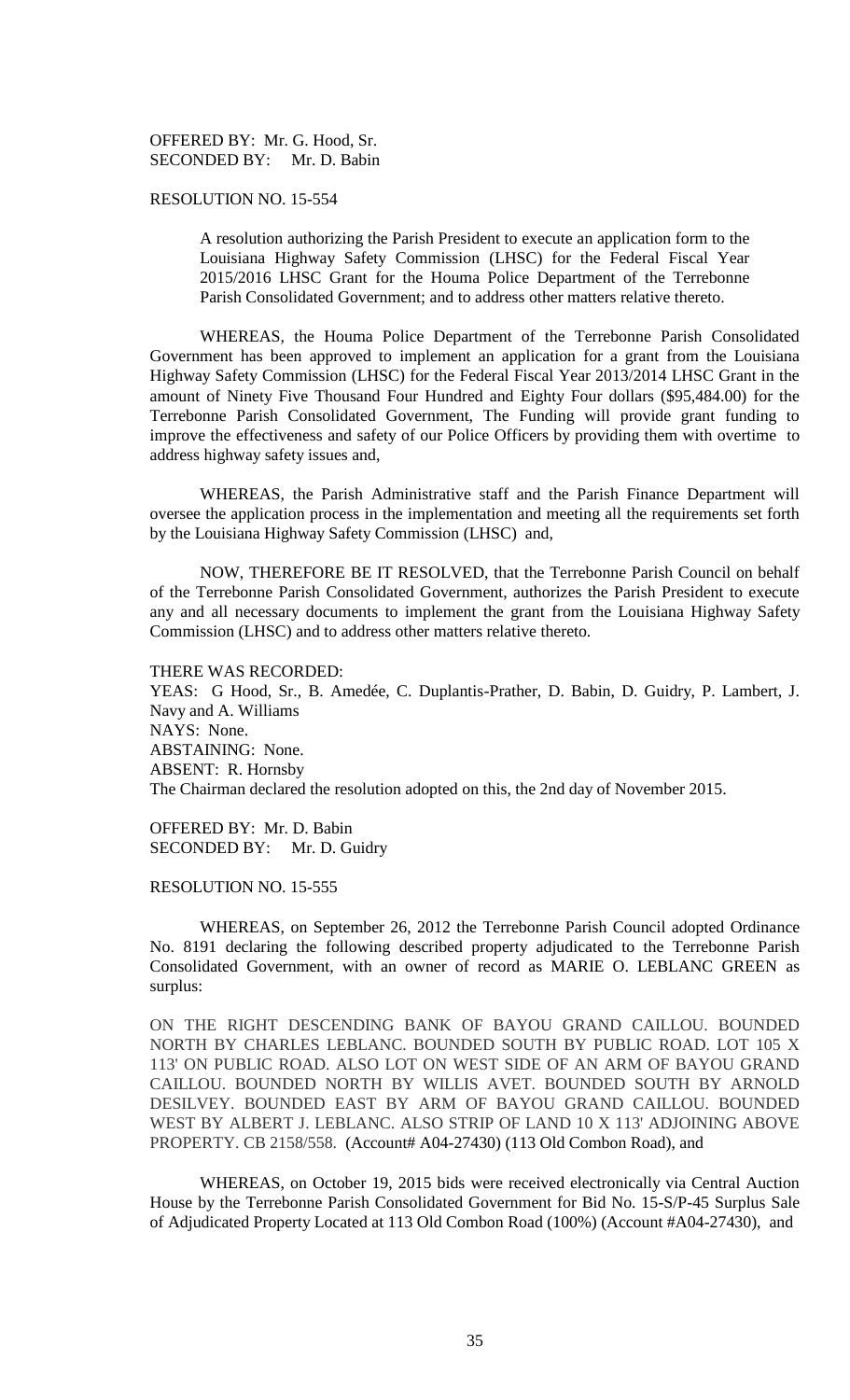OFFERED BY: Mr. G. Hood, Sr.
SECONDED BY: Mr. D. Babin

RESOLUTION NO. 15-554

> A resolution authorizing the Parish President to execute an application form to the Louisiana Highway Safety Commission (LHSC) for the Federal Fiscal Year 2015/2016 LHSC Grant for the Houma Police Department of the Terrebonne Parish Consolidated Government; and to address other matters relative thereto.

WHEREAS, the Houma Police Department of the Terrebonne Parish Consolidated Government has been approved to implement an application for a grant from the Louisiana Highway Safety Commission (LHSC) for the Federal Fiscal Year 2013/2014 LHSC Grant in the amount of Ninety Five Thousand Four Hundred and Eighty Four dollars ($95,484.00) for the Terrebonne Parish Consolidated Government, The Funding will provide grant funding to improve the effectiveness and safety of our Police Officers by providing them with overtime to address highway safety issues and,

WHEREAS, the Parish Administrative staff and the Parish Finance Department will oversee the application process in the implementation and meeting all the requirements set forth by the Louisiana Highway Safety Commission (LHSC) and,

NOW, THEREFORE BE IT RESOLVED, that the Terrebonne Parish Council on behalf of the Terrebonne Parish Consolidated Government, authorizes the Parish President to execute any and all necessary documents to implement the grant from the Louisiana Highway Safety Commission (LHSC) and to address other matters relative thereto.

THERE WAS RECORDED:
YEAS: G Hood, Sr., B. Amedée, C. Duplantis-Prather, D. Babin, D. Guidry, P. Lambert, J. Navy and A. Williams
NAYS: None.
ABSTAINING: None.
ABSENT: R. Hornsby
The Chairman declared the resolution adopted on this, the 2nd day of November 2015.

OFFERED BY: Mr. D. Babin
SECONDED BY: Mr. D. Guidry

RESOLUTION NO. 15-555

WHEREAS, on September 26, 2012 the Terrebonne Parish Council adopted Ordinance No. 8191 declaring the following described property adjudicated to the Terrebonne Parish Consolidated Government, with an owner of record as MARIE O. LEBLANC GREEN as surplus:

ON THE RIGHT DESCENDING BANK OF BAYOU GRAND CAILLOU. BOUNDED NORTH BY CHARLES LEBLANC. BOUNDED SOUTH BY PUBLIC ROAD. LOT 105 X 113' ON PUBLIC ROAD. ALSO LOT ON WEST SIDE OF AN ARM OF BAYOU GRAND CAILLOU. BOUNDED NORTH BY WILLIS AVET. BOUNDED SOUTH BY ARNOLD DESILVEY. BOUNDED EAST BY ARM OF BAYOU GRAND CAILLOU. BOUNDED WEST BY ALBERT J. LEBLANC. ALSO STRIP OF LAND 10 X 113' ADJOINING ABOVE PROPERTY. CB 2158/558. (Account# A04-27430) (113 Old Combon Road), and

WHEREAS, on October 19, 2015 bids were received electronically via Central Auction House by the Terrebonne Parish Consolidated Government for Bid No. 15-S/P-45 Surplus Sale of Adjudicated Property Located at 113 Old Combon Road (100%) (Account #A04-27430), and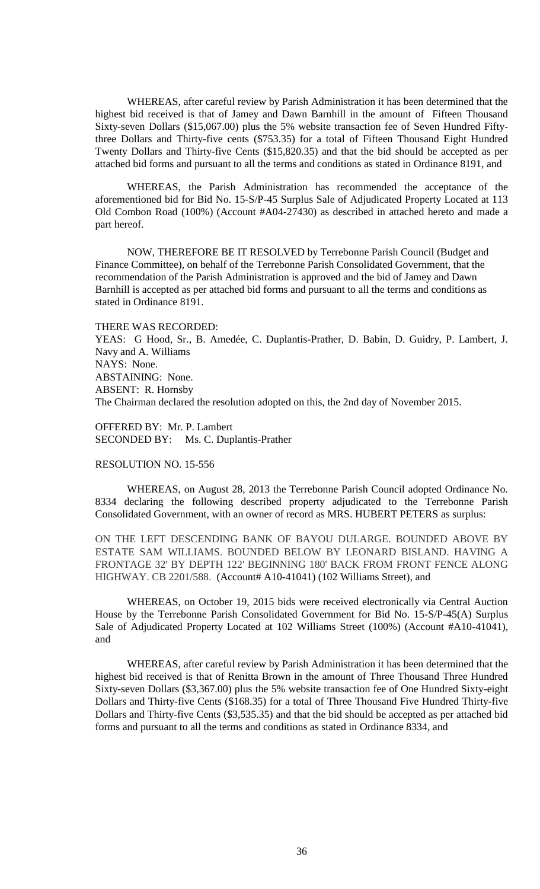WHEREAS, after careful review by Parish Administration it has been determined that the highest bid received is that of Jamey and Dawn Barnhill in the amount of Fifteen Thousand Sixty-seven Dollars ($15,067.00) plus the 5% website transaction fee of Seven Hundred Fifty-three Dollars and Thirty-five cents ($753.35) for a total of Fifteen Thousand Eight Hundred Twenty Dollars and Thirty-five Cents ($15,820.35) and that the bid should be accepted as per attached bid forms and pursuant to all the terms and conditions as stated in Ordinance 8191, and

WHEREAS, the Parish Administration has recommended the acceptance of the aforementioned bid for Bid No. 15-S/P-45 Surplus Sale of Adjudicated Property Located at 113 Old Combon Road (100%) (Account #A04-27430) as described in attached hereto and made a part hereof.

NOW, THEREFORE BE IT RESOLVED by Terrebonne Parish Council (Budget and Finance Committee), on behalf of the Terrebonne Parish Consolidated Government, that the recommendation of the Parish Administration is approved and the bid of Jamey and Dawn Barnhill is accepted as per attached bid forms and pursuant to all the terms and conditions as stated in Ordinance 8191.

THERE WAS RECORDED:
YEAS: G Hood, Sr., B. Amedée, C. Duplantis-Prather, D. Babin, D. Guidry, P. Lambert, J. Navy and A. Williams
NAYS: None.
ABSTAINING: None.
ABSENT: R. Hornsby
The Chairman declared the resolution adopted on this, the 2nd day of November 2015.

OFFERED BY: Mr. P. Lambert
SECONDED BY: Ms. C. Duplantis-Prather

RESOLUTION NO. 15-556

WHEREAS, on August 28, 2013 the Terrebonne Parish Council adopted Ordinance No. 8334 declaring the following described property adjudicated to the Terrebonne Parish Consolidated Government, with an owner of record as MRS. HUBERT PETERS as surplus:

ON THE LEFT DESCENDING BANK OF BAYOU DULARGE. BOUNDED ABOVE BY ESTATE SAM WILLIAMS. BOUNDED BELOW BY LEONARD BISLAND. HAVING A FRONTAGE 32' BY DEPTH 122' BEGINNING 180' BACK FROM FRONT FENCE ALONG HIGHWAY. CB 2201/588. (Account# A10-41041) (102 Williams Street), and

WHEREAS, on October 19, 2015 bids were received electronically via Central Auction House by the Terrebonne Parish Consolidated Government for Bid No. 15-S/P-45(A) Surplus Sale of Adjudicated Property Located at 102 Williams Street (100%) (Account #A10-41041), and

WHEREAS, after careful review by Parish Administration it has been determined that the highest bid received is that of Renitta Brown in the amount of Three Thousand Three Hundred Sixty-seven Dollars ($3,367.00) plus the 5% website transaction fee of One Hundred Sixty-eight Dollars and Thirty-five Cents ($168.35) for a total of Three Thousand Five Hundred Thirty-five Dollars and Thirty-five Cents ($3,535.35) and that the bid should be accepted as per attached bid forms and pursuant to all the terms and conditions as stated in Ordinance 8334, and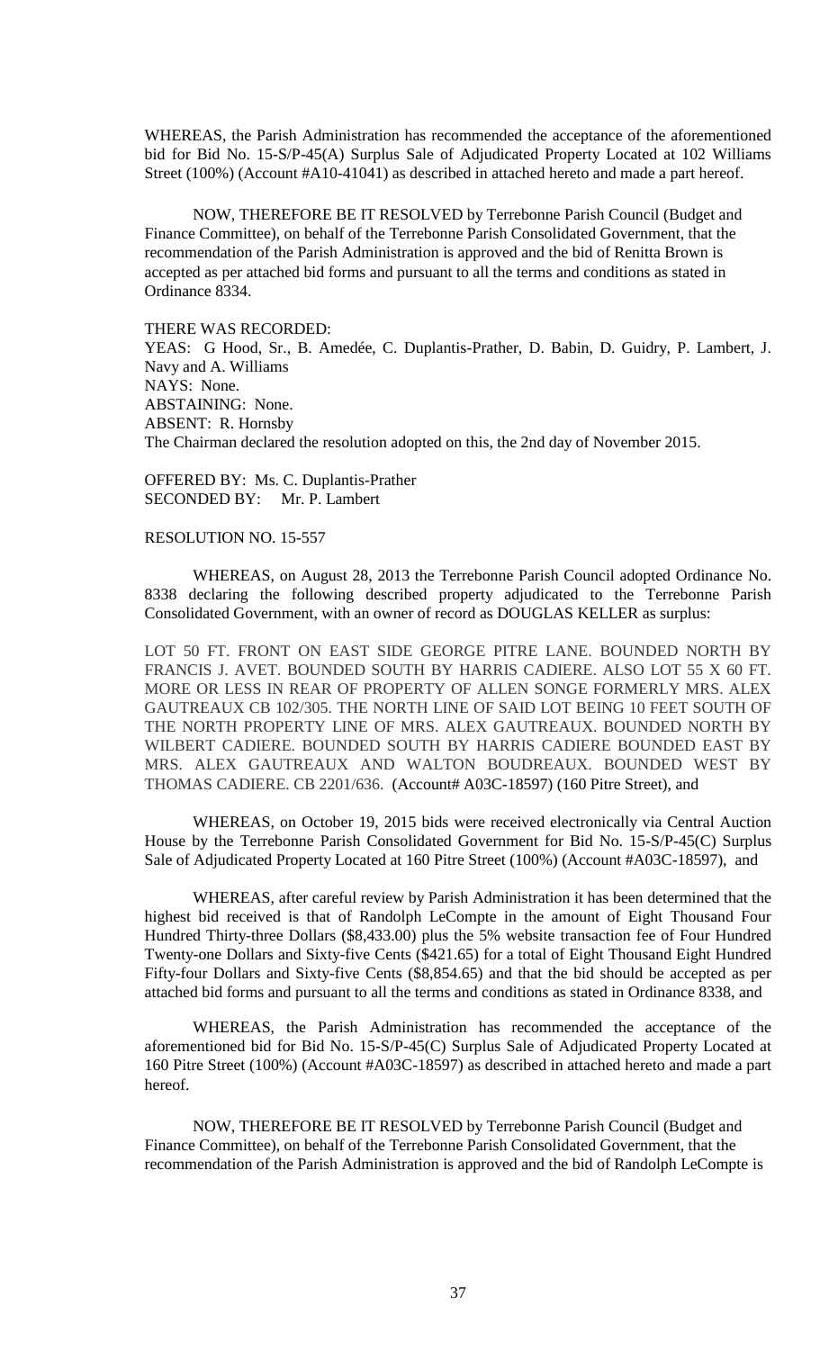WHEREAS, the Parish Administration has recommended the acceptance of the aforementioned bid for Bid No. 15-S/P-45(A) Surplus Sale of Adjudicated Property Located at 102 Williams Street (100%) (Account #A10-41041) as described in attached hereto and made a part hereof.

NOW, THEREFORE BE IT RESOLVED by Terrebonne Parish Council (Budget and Finance Committee), on behalf of the Terrebonne Parish Consolidated Government, that the recommendation of the Parish Administration is approved and the bid of Renitta Brown is accepted as per attached bid forms and pursuant to all the terms and conditions as stated in Ordinance 8334.

THERE WAS RECORDED:
YEAS: G Hood, Sr., B. Amedée, C. Duplantis-Prather, D. Babin, D. Guidry, P. Lambert, J. Navy and A. Williams
NAYS: None.
ABSTAINING: None.
ABSENT: R. Hornsby
The Chairman declared the resolution adopted on this, the 2nd day of November 2015.

OFFERED BY: Ms. C. Duplantis-Prather
SECONDED BY: Mr. P. Lambert

RESOLUTION NO. 15-557

WHEREAS, on August 28, 2013 the Terrebonne Parish Council adopted Ordinance No. 8338 declaring the following described property adjudicated to the Terrebonne Parish Consolidated Government, with an owner of record as DOUGLAS KELLER as surplus:

LOT 50 FT. FRONT ON EAST SIDE GEORGE PITRE LANE. BOUNDED NORTH BY FRANCIS J. AVET. BOUNDED SOUTH BY HARRIS CADIERE. ALSO LOT 55 X 60 FT. MORE OR LESS IN REAR OF PROPERTY OF ALLEN SONGE FORMERLY MRS. ALEX GAUTREAUX CB 102/305. THE NORTH LINE OF SAID LOT BEING 10 FEET SOUTH OF THE NORTH PROPERTY LINE OF MRS. ALEX GAUTREAUX. BOUNDED NORTH BY WILBERT CADIERE. BOUNDED SOUTH BY HARRIS CADIERE BOUNDED EAST BY MRS. ALEX GAUTREAUX AND WALTON BOUDREAUX. BOUNDED WEST BY THOMAS CADIERE. CB 2201/636. (Account# A03C-18597) (160 Pitre Street), and

WHEREAS, on October 19, 2015 bids were received electronically via Central Auction House by the Terrebonne Parish Consolidated Government for Bid No. 15-S/P-45(C) Surplus Sale of Adjudicated Property Located at 160 Pitre Street (100%) (Account #A03C-18597), and

WHEREAS, after careful review by Parish Administration it has been determined that the highest bid received is that of Randolph LeCompte in the amount of Eight Thousand Four Hundred Thirty-three Dollars ($8,433.00) plus the 5% website transaction fee of Four Hundred Twenty-one Dollars and Sixty-five Cents ($421.65) for a total of Eight Thousand Eight Hundred Fifty-four Dollars and Sixty-five Cents ($8,854.65) and that the bid should be accepted as per attached bid forms and pursuant to all the terms and conditions as stated in Ordinance 8338, and

WHEREAS, the Parish Administration has recommended the acceptance of the aforementioned bid for Bid No. 15-S/P-45(C) Surplus Sale of Adjudicated Property Located at 160 Pitre Street (100%) (Account #A03C-18597) as described in attached hereto and made a part hereof.

NOW, THEREFORE BE IT RESOLVED by Terrebonne Parish Council (Budget and Finance Committee), on behalf of the Terrebonne Parish Consolidated Government, that the recommendation of the Parish Administration is approved and the bid of Randolph LeCompte is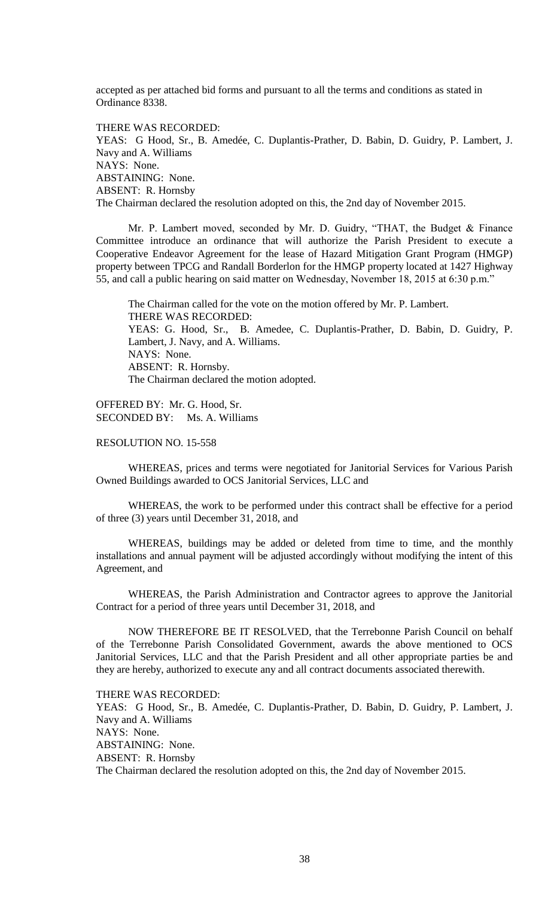accepted as per attached bid forms and pursuant to all the terms and conditions as stated in Ordinance 8338.

THERE WAS RECORDED:
YEAS: G Hood, Sr., B. Amedée, C. Duplantis-Prather, D. Babin, D. Guidry, P. Lambert, J. Navy and A. Williams
NAYS: None.
ABSTAINING: None.
ABSENT: R. Hornsby
The Chairman declared the resolution adopted on this, the 2nd day of November 2015.

Mr. P. Lambert moved, seconded by Mr. D. Guidry, "THAT, the Budget & Finance Committee introduce an ordinance that will authorize the Parish President to execute a Cooperative Endeavor Agreement for the lease of Hazard Mitigation Grant Program (HMGP) property between TPCG and Randall Borderlon for the HMGP property located at 1427 Highway 55, and call a public hearing on said matter on Wednesday, November 18, 2015 at 6:30 p.m."

The Chairman called for the vote on the motion offered by Mr. P. Lambert.
THERE WAS RECORDED:
YEAS: G. Hood, Sr., B. Amedee, C. Duplantis-Prather, D. Babin, D. Guidry, P. Lambert, J. Navy, and A. Williams.
NAYS: None.
ABSENT: R. Hornsby.
The Chairman declared the motion adopted.

OFFERED BY: Mr. G. Hood, Sr.
SECONDED BY: Ms. A. Williams

RESOLUTION NO. 15-558

WHEREAS, prices and terms were negotiated for Janitorial Services for Various Parish Owned Buildings awarded to OCS Janitorial Services, LLC and

WHEREAS, the work to be performed under this contract shall be effective for a period of three (3) years until December 31, 2018, and

WHEREAS, buildings may be added or deleted from time to time, and the monthly installations and annual payment will be adjusted accordingly without modifying the intent of this Agreement, and

WHEREAS, the Parish Administration and Contractor agrees to approve the Janitorial Contract for a period of three years until December 31, 2018, and

NOW THEREFORE BE IT RESOLVED, that the Terrebonne Parish Council on behalf of the Terrebonne Parish Consolidated Government, awards the above mentioned to OCS Janitorial Services, LLC and that the Parish President and all other appropriate parties be and they are hereby, authorized to execute any and all contract documents associated therewith.

THERE WAS RECORDED:
YEAS: G Hood, Sr., B. Amedée, C. Duplantis-Prather, D. Babin, D. Guidry, P. Lambert, J. Navy and A. Williams
NAYS: None.
ABSTAINING: None.
ABSENT: R. Hornsby
The Chairman declared the resolution adopted on this, the 2nd day of November 2015.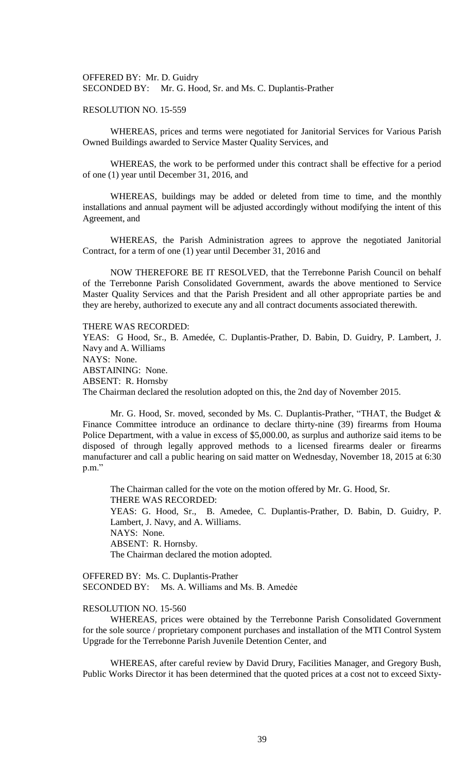OFFERED BY: Mr. D. Guidry
SECONDED BY: Mr. G. Hood, Sr. and Ms. C. Duplantis-Prather

RESOLUTION NO. 15-559

WHEREAS, prices and terms were negotiated for Janitorial Services for Various Parish Owned Buildings awarded to Service Master Quality Services, and

WHEREAS, the work to be performed under this contract shall be effective for a period of one (1) year until December 31, 2016, and

WHEREAS, buildings may be added or deleted from time to time, and the monthly installations and annual payment will be adjusted accordingly without modifying the intent of this Agreement, and

WHEREAS, the Parish Administration agrees to approve the negotiated Janitorial Contract, for a term of one (1) year until December 31, 2016 and

NOW THEREFORE BE IT RESOLVED, that the Terrebonne Parish Council on behalf of the Terrebonne Parish Consolidated Government, awards the above mentioned to Service Master Quality Services and that the Parish President and all other appropriate parties be and they are hereby, authorized to execute any and all contract documents associated therewith.

THERE WAS RECORDED:
YEAS: G Hood, Sr., B. Amedée, C. Duplantis-Prather, D. Babin, D. Guidry, P. Lambert, J. Navy and A. Williams
NAYS: None.
ABSTAINING: None.
ABSENT: R. Hornsby
The Chairman declared the resolution adopted on this, the 2nd day of November 2015.

Mr. G. Hood, Sr. moved, seconded by Ms. C. Duplantis-Prather, "THAT, the Budget & Finance Committee introduce an ordinance to declare thirty-nine (39) firearms from Houma Police Department, with a value in excess of $5,000.00, as surplus and authorize said items to be disposed of through legally approved methods to a licensed firearms dealer or firearms manufacturer and call a public hearing on said matter on Wednesday, November 18, 2015 at 6:30 p.m."

The Chairman called for the vote on the motion offered by Mr. G. Hood, Sr.
THERE WAS RECORDED:
YEAS: G. Hood, Sr., B. Amedee, C. Duplantis-Prather, D. Babin, D. Guidry, P. Lambert, J. Navy, and A. Williams.
NAYS: None.
ABSENT: R. Hornsby.
The Chairman declared the motion adopted.

OFFERED BY: Ms. C. Duplantis-Prather
SECONDED BY: Ms. A. Williams and Ms. B. Amedėe

RESOLUTION NO. 15-560

WHEREAS, prices were obtained by the Terrebonne Parish Consolidated Government for the sole source / proprietary component purchases and installation of the MTI Control System Upgrade for the Terrebonne Parish Juvenile Detention Center, and

WHEREAS, after careful review by David Drury, Facilities Manager, and Gregory Bush, Public Works Director it has been determined that the quoted prices at a cost not to exceed Sixty-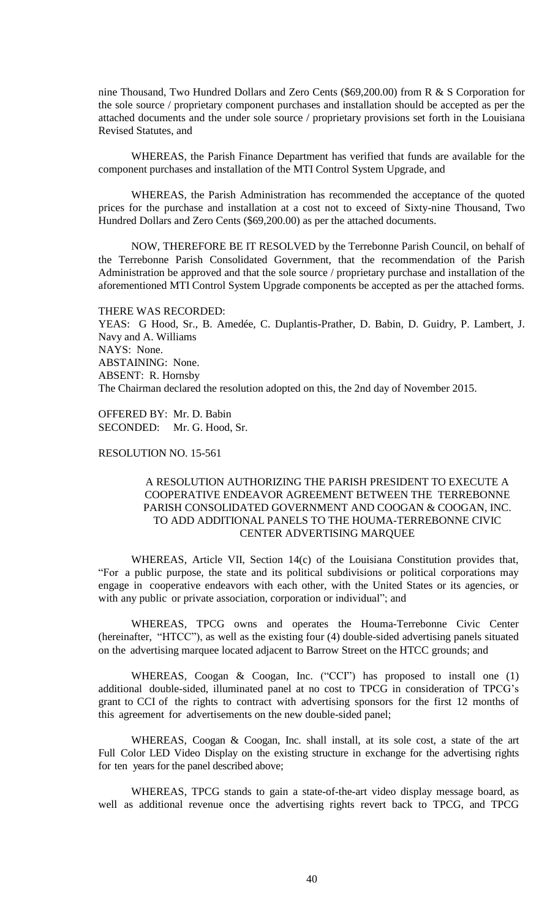nine Thousand, Two Hundred Dollars and Zero Cents ($69,200.00) from R & S Corporation for the sole source / proprietary component purchases and installation should be accepted as per the attached documents and the under sole source / proprietary provisions set forth in the Louisiana Revised Statutes, and

WHEREAS, the Parish Finance Department has verified that funds are available for the component purchases and installation of the MTI Control System Upgrade, and

WHEREAS, the Parish Administration has recommended the acceptance of the quoted prices for the purchase and installation at a cost not to exceed of Sixty-nine Thousand, Two Hundred Dollars and Zero Cents ($69,200.00) as per the attached documents.

NOW, THEREFORE BE IT RESOLVED by the Terrebonne Parish Council, on behalf of the Terrebonne Parish Consolidated Government, that the recommendation of the Parish Administration be approved and that the sole source / proprietary purchase and installation of the aforementioned MTI Control System Upgrade components be accepted as per the attached forms.

THERE WAS RECORDED:
YEAS: G Hood, Sr., B. Amedée, C. Duplantis-Prather, D. Babin, D. Guidry, P. Lambert, J. Navy and A. Williams
NAYS: None.
ABSTAINING: None.
ABSENT: R. Hornsby
The Chairman declared the resolution adopted on this, the 2nd day of November 2015.

OFFERED BY: Mr. D. Babin
SECONDED: Mr. G. Hood, Sr.

RESOLUTION NO. 15-561

A RESOLUTION AUTHORIZING THE PARISH PRESIDENT TO EXECUTE A COOPERATIVE ENDEAVOR AGREEMENT BETWEEN THE TERREBONNE PARISH CONSOLIDATED GOVERNMENT AND COOGAN & COOGAN, INC. TO ADD ADDITIONAL PANELS TO THE HOUMA-TERREBONNE CIVIC CENTER ADVERTISING MARQUEE

WHEREAS, Article VII, Section 14(c) of the Louisiana Constitution provides that, "For a public purpose, the state and its political subdivisions or political corporations may engage in cooperative endeavors with each other, with the United States or its agencies, or with any public or private association, corporation or individual"; and

WHEREAS, TPCG owns and operates the Houma-Terrebonne Civic Center (hereinafter, "HTCC"), as well as the existing four (4) double-sided advertising panels situated on the advertising marquee located adjacent to Barrow Street on the HTCC grounds; and

WHEREAS, Coogan & Coogan, Inc. ("CCI") has proposed to install one (1) additional double-sided, illuminated panel at no cost to TPCG in consideration of TPCG's grant to CCI of the rights to contract with advertising sponsors for the first 12 months of this agreement for advertisements on the new double-sided panel;

WHEREAS, Coogan & Coogan, Inc. shall install, at its sole cost, a state of the art Full Color LED Video Display on the existing structure in exchange for the advertising rights for ten years for the panel described above;

WHEREAS, TPCG stands to gain a state-of-the-art video display message board, as well as additional revenue once the advertising rights revert back to TPCG, and TPCG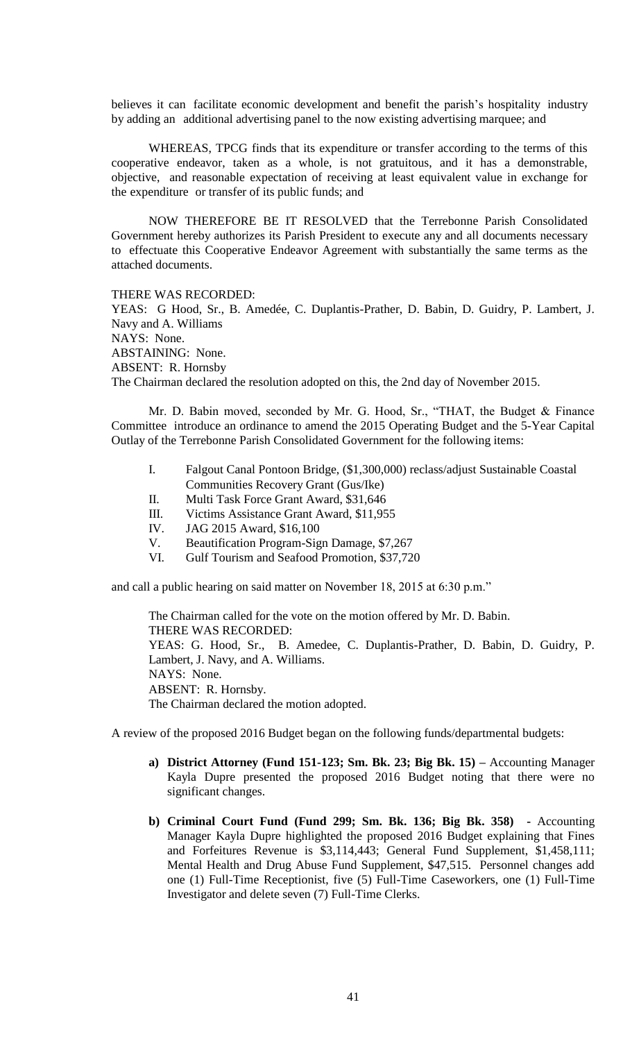believes it can facilitate economic development and benefit the parish's hospitality industry by adding an additional advertising panel to the now existing advertising marquee; and

WHEREAS, TPCG finds that its expenditure or transfer according to the terms of this cooperative endeavor, taken as a whole, is not gratuitous, and it has a demonstrable, objective, and reasonable expectation of receiving at least equivalent value in exchange for the expenditure or transfer of its public funds; and

NOW THEREFORE BE IT RESOLVED that the Terrebonne Parish Consolidated Government hereby authorizes its Parish President to execute any and all documents necessary to effectuate this Cooperative Endeavor Agreement with substantially the same terms as the attached documents.

THERE WAS RECORDED:
YEAS: G Hood, Sr., B. Amedée, C. Duplantis-Prather, D. Babin, D. Guidry, P. Lambert, J. Navy and A. Williams
NAYS: None.
ABSTAINING: None.
ABSENT: R. Hornsby
The Chairman declared the resolution adopted on this, the 2nd day of November 2015.

Mr. D. Babin moved, seconded by Mr. G. Hood, Sr., "THAT, the Budget & Finance Committee introduce an ordinance to amend the 2015 Operating Budget and the 5-Year Capital Outlay of the Terrebonne Parish Consolidated Government for the following items:

I. Falgout Canal Pontoon Bridge, ($1,300,000) reclass/adjust Sustainable Coastal Communities Recovery Grant (Gus/Ike)
II. Multi Task Force Grant Award, $31,646
III. Victims Assistance Grant Award, $11,955
IV. JAG 2015 Award, $16,100
V. Beautification Program-Sign Damage, $7,267
VI. Gulf Tourism and Seafood Promotion, $37,720

and call a public hearing on said matter on November 18, 2015 at 6:30 p.m."

The Chairman called for the vote on the motion offered by Mr. D. Babin.
THERE WAS RECORDED:
YEAS: G. Hood, Sr., B. Amedee, C. Duplantis-Prather, D. Babin, D. Guidry, P. Lambert, J. Navy, and A. Williams.
NAYS: None.
ABSENT: R. Hornsby.
The Chairman declared the motion adopted.

A review of the proposed 2016 Budget began on the following funds/departmental budgets:

a) **District Attorney (Fund 151-123; Sm. Bk. 23; Big Bk. 15)** – Accounting Manager Kayla Dupre presented the proposed 2016 Budget noting that there were no significant changes.

b) **Criminal Court Fund (Fund 299; Sm. Bk. 136; Big Bk. 358)** - Accounting Manager Kayla Dupre highlighted the proposed 2016 Budget explaining that Fines and Forfeitures Revenue is $3,114,443; General Fund Supplement, $1,458,111; Mental Health and Drug Abuse Fund Supplement, $47,515. Personnel changes add one (1) Full-Time Receptionist, five (5) Full-Time Caseworkers, one (1) Full-Time Investigator and delete seven (7) Full-Time Clerks.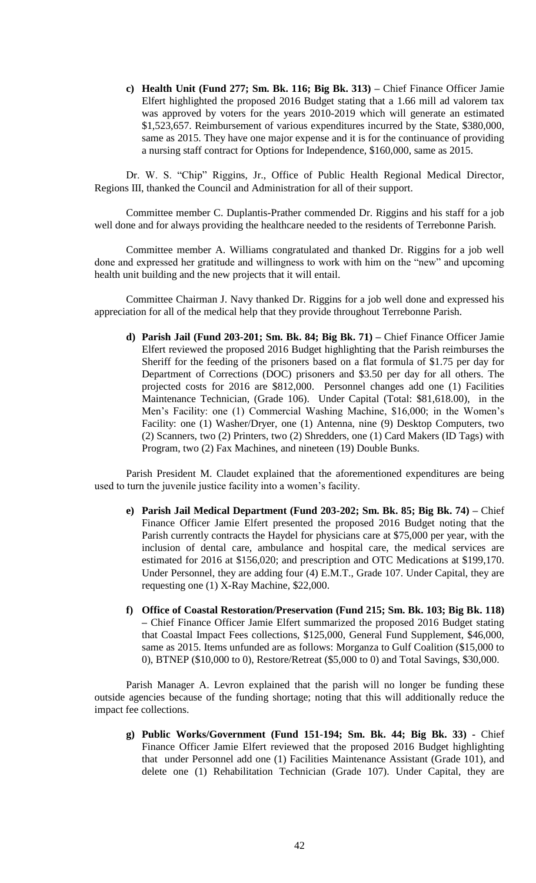c) **Health Unit (Fund 277; Sm. Bk. 116; Big Bk. 313) –** Chief Finance Officer Jamie Elfert highlighted the proposed 2016 Budget stating that a 1.66 mill ad valorem tax was approved by voters for the years 2010-2019 which will generate an estimated $1,523,657. Reimbursement of various expenditures incurred by the State, $380,000, same as 2015. They have one major expense and it is for the continuance of providing a nursing staff contract for Options for Independence, $160,000, same as 2015.

Dr. W. S. "Chip" Riggins, Jr., Office of Public Health Regional Medical Director, Regions III, thanked the Council and Administration for all of their support.

Committee member C. Duplantis-Prather commended Dr. Riggins and his staff for a job well done and for always providing the healthcare needed to the residents of Terrebonne Parish.

Committee member A. Williams congratulated and thanked Dr. Riggins for a job well done and expressed her gratitude and willingness to work with him on the "new" and upcoming health unit building and the new projects that it will entail.

Committee Chairman J. Navy thanked Dr. Riggins for a job well done and expressed his appreciation for all of the medical help that they provide throughout Terrebonne Parish.

d) **Parish Jail (Fund 203-201; Sm. Bk. 84; Big Bk. 71) –** Chief Finance Officer Jamie Elfert reviewed the proposed 2016 Budget highlighting that the Parish reimburses the Sheriff for the feeding of the prisoners based on a flat formula of $1.75 per day for Department of Corrections (DOC) prisoners and $3.50 per day for all others. The projected costs for 2016 are $812,000. Personnel changes add one (1) Facilities Maintenance Technician, (Grade 106). Under Capital (Total: $81,618.00), in the Men's Facility: one (1) Commercial Washing Machine, $16,000; in the Women's Facility: one (1) Washer/Dryer, one (1) Antenna, nine (9) Desktop Computers, two (2) Scanners, two (2) Printers, two (2) Shredders, one (1) Card Makers (ID Tags) with Program, two (2) Fax Machines, and nineteen (19) Double Bunks.

Parish President M. Claudet explained that the aforementioned expenditures are being used to turn the juvenile justice facility into a women's facility.

e) **Parish Jail Medical Department (Fund 203-202; Sm. Bk. 85; Big Bk. 74) –** Chief Finance Officer Jamie Elfert presented the proposed 2016 Budget noting that the Parish currently contracts the Haydel for physicians care at $75,000 per year, with the inclusion of dental care, ambulance and hospital care, the medical services are estimated for 2016 at $156,020; and prescription and OTC Medications at $199,170. Under Personnel, they are adding four (4) E.M.T., Grade 107. Under Capital, they are requesting one (1) X-Ray Machine, $22,000.

f) **Office of Coastal Restoration/Preservation (Fund 215; Sm. Bk. 103; Big Bk. 118) –** Chief Finance Officer Jamie Elfert summarized the proposed 2016 Budget stating that Coastal Impact Fees collections, $125,000, General Fund Supplement, $46,000, same as 2015. Items unfunded are as follows: Morganza to Gulf Coalition ($15,000 to 0), BTNEP ($10,000 to 0), Restore/Retreat ($5,000 to 0) and Total Savings, $30,000.

Parish Manager A. Levron explained that the parish will no longer be funding these outside agencies because of the funding shortage; noting that this will additionally reduce the impact fee collections.

g) **Public Works/Government (Fund 151-194; Sm. Bk. 44; Big Bk. 33) -** Chief Finance Officer Jamie Elfert reviewed that the proposed 2016 Budget highlighting that under Personnel add one (1) Facilities Maintenance Assistant (Grade 101), and delete one (1) Rehabilitation Technician (Grade 107). Under Capital, they are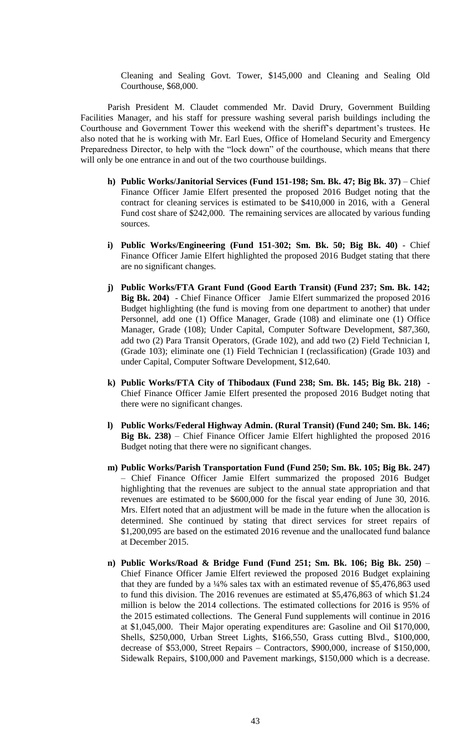Cleaning and Sealing Govt. Tower, $145,000 and Cleaning and Sealing Old Courthouse, $68,000.

Parish President M. Claudet commended Mr. David Drury, Government Building Facilities Manager, and his staff for pressure washing several parish buildings including the Courthouse and Government Tower this weekend with the sheriff's department's trustees. He also noted that he is working with Mr. Earl Eues, Office of Homeland Security and Emergency Preparedness Director, to help with the "lock down" of the courthouse, which means that there will only be one entrance in and out of the two courthouse buildings.

- **h) Public Works/Janitorial Services (Fund 151-198; Sm. Bk. 47; Big Bk. 37)** – Chief Finance Officer Jamie Elfert presented the proposed 2016 Budget noting that the contract for cleaning services is estimated to be $410,000 in 2016, with a General Fund cost share of $242,000. The remaining services are allocated by various funding sources.

- **i) Public Works/Engineering (Fund 151-302; Sm. Bk. 50; Big Bk. 40)** - Chief Finance Officer Jamie Elfert highlighted the proposed 2016 Budget stating that there are no significant changes.

- **j) Public Works/FTA Grant Fund (Good Earth Transit) (Fund 237; Sm. Bk. 142; Big Bk. 204)** - Chief Finance Officer Jamie Elfert summarized the proposed 2016 Budget highlighting (the fund is moving from one department to another) that under Personnel, add one (1) Office Manager, Grade (108) and eliminate one (1) Office Manager, Grade (108); Under Capital, Computer Software Development, $87,360, add two (2) Para Transit Operators, (Grade 102), and add two (2) Field Technician I, (Grade 103); eliminate one (1) Field Technician I (reclassification) (Grade 103) and under Capital, Computer Software Development, $12,640.

- **k) Public Works/FTA City of Thibodaux (Fund 238; Sm. Bk. 145; Big Bk. 218)** - Chief Finance Officer Jamie Elfert presented the proposed 2016 Budget noting that there were no significant changes.

- **l) Public Works/Federal Highway Admin. (Rural Transit) (Fund 240; Sm. Bk. 146; Big Bk. 238)** – Chief Finance Officer Jamie Elfert highlighted the proposed 2016 Budget noting that there were no significant changes.

- **m) Public Works/Parish Transportation Fund (Fund 250; Sm. Bk. 105; Big Bk. 247)** – Chief Finance Officer Jamie Elfert summarized the proposed 2016 Budget highlighting that the revenues are subject to the annual state appropriation and that revenues are estimated to be $600,000 for the fiscal year ending of June 30, 2016. Mrs. Elfert noted that an adjustment will be made in the future when the allocation is determined. She continued by stating that direct services for street repairs of $1,200,095 are based on the estimated 2016 revenue and the unallocated fund balance at December 2015.

- **n) Public Works/Road & Bridge Fund (Fund 251; Sm. Bk. 106; Big Bk. 250)** – Chief Finance Officer Jamie Elfert reviewed the proposed 2016 Budget explaining that they are funded by a ¼% sales tax with an estimated revenue of $5,476,863 used to fund this division. The 2016 revenues are estimated at $5,476,863 of which $1.24 million is below the 2014 collections. The estimated collections for 2016 is 95% of the 2015 estimated collections. The General Fund supplements will continue in 2016 at $1,045,000. Their Major operating expenditures are: Gasoline and Oil $170,000, Shells, $250,000, Urban Street Lights, $166,550, Grass cutting Blvd., $100,000, decrease of $53,000, Street Repairs – Contractors, $900,000, increase of $150,000, Sidewalk Repairs, $100,000 and Pavement markings, $150,000 which is a decrease.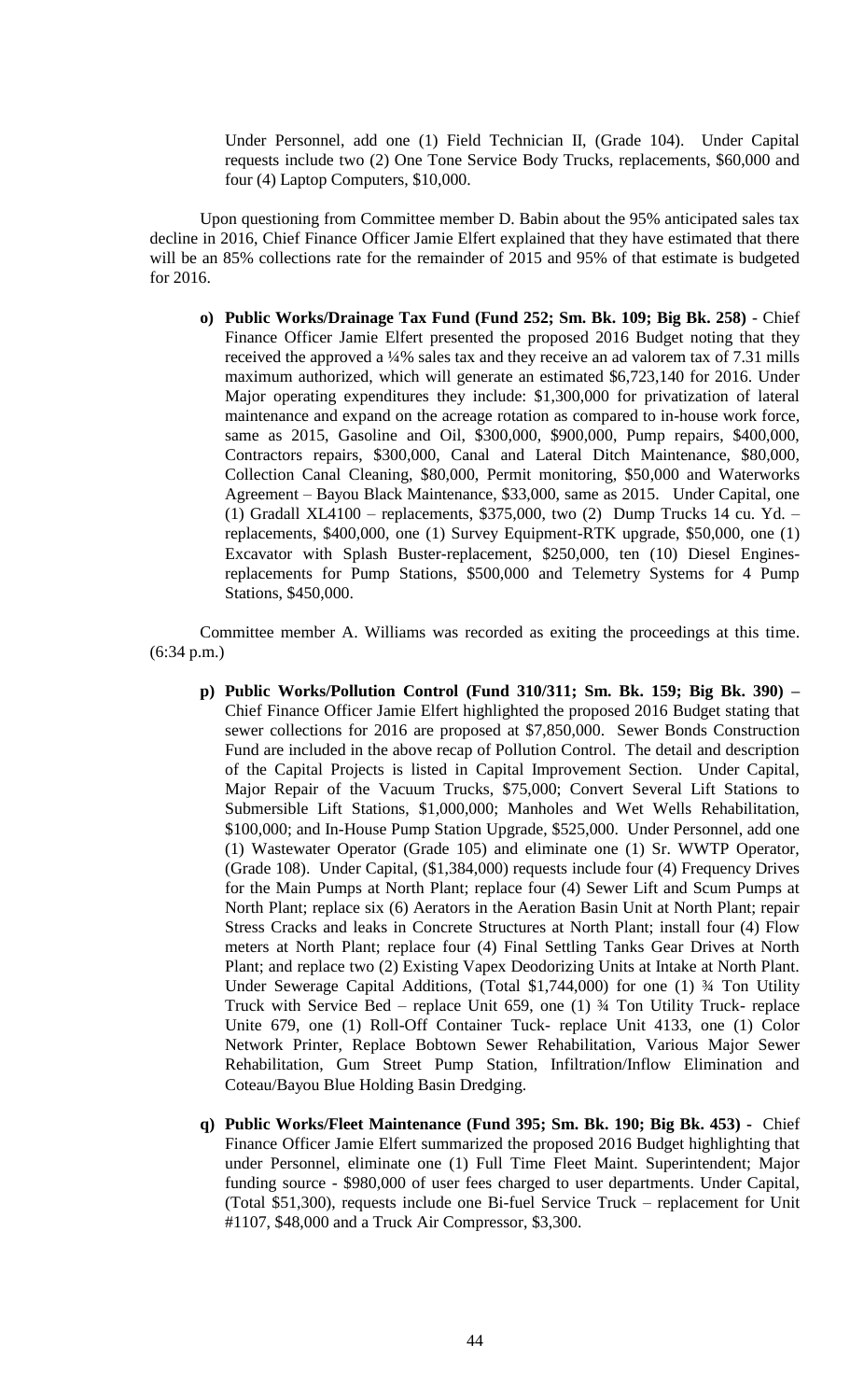Under Personnel, add one (1) Field Technician II, (Grade 104). Under Capital requests include two (2) One Tone Service Body Trucks, replacements, $60,000 and four (4) Laptop Computers, $10,000.

Upon questioning from Committee member D. Babin about the 95% anticipated sales tax decline in 2016, Chief Finance Officer Jamie Elfert explained that they have estimated that there will be an 85% collections rate for the remainder of 2015 and 95% of that estimate is budgeted for 2016.

**o) Public Works/Drainage Tax Fund (Fund 252; Sm. Bk. 109; Big Bk. 258)** - Chief Finance Officer Jamie Elfert presented the proposed 2016 Budget noting that they received the approved a ¼% sales tax and they receive an ad valorem tax of 7.31 mills maximum authorized, which will generate an estimated $6,723,140 for 2016. Under Major operating expenditures they include: $1,300,000 for privatization of lateral maintenance and expand on the acreage rotation as compared to in-house work force, same as 2015, Gasoline and Oil, $300,000, $900,000, Pump repairs, $400,000, Contractors repairs, $300,000, Canal and Lateral Ditch Maintenance, $80,000, Collection Canal Cleaning, $80,000, Permit monitoring, $50,000 and Waterworks Agreement – Bayou Black Maintenance, $33,000, same as 2015. Under Capital, one (1) Gradall XL4100 – replacements, $375,000, two (2) Dump Trucks 14 cu. Yd. – replacements, $400,000, one (1) Survey Equipment-RTK upgrade, $50,000, one (1) Excavator with Splash Buster-replacement, $250,000, ten (10) Diesel Engines-replacements for Pump Stations, $500,000 and Telemetry Systems for 4 Pump Stations, $450,000.

Committee member A. Williams was recorded as exiting the proceedings at this time. (6:34 p.m.)

**p) Public Works/Pollution Control (Fund 310/311; Sm. Bk. 159; Big Bk. 390) –** Chief Finance Officer Jamie Elfert highlighted the proposed 2016 Budget stating that sewer collections for 2016 are proposed at $7,850,000. Sewer Bonds Construction Fund are included in the above recap of Pollution Control. The detail and description of the Capital Projects is listed in Capital Improvement Section. Under Capital, Major Repair of the Vacuum Trucks, $75,000; Convert Several Lift Stations to Submersible Lift Stations, $1,000,000; Manholes and Wet Wells Rehabilitation, $100,000; and In-House Pump Station Upgrade, $525,000. Under Personnel, add one (1) Wastewater Operator (Grade 105) and eliminate one (1) Sr. WWTP Operator, (Grade 108). Under Capital, ($1,384,000) requests include four (4) Frequency Drives for the Main Pumps at North Plant; replace four (4) Sewer Lift and Scum Pumps at North Plant; replace six (6) Aerators in the Aeration Basin Unit at North Plant; repair Stress Cracks and leaks in Concrete Structures at North Plant; install four (4) Flow meters at North Plant; replace four (4) Final Settling Tanks Gear Drives at North Plant; and replace two (2) Existing Vapex Deodorizing Units at Intake at North Plant. Under Sewerage Capital Additions, (Total $1,744,000) for one (1) ¾ Ton Utility Truck with Service Bed – replace Unit 659, one (1) ¾ Ton Utility Truck- replace Unite 679, one (1) Roll-Off Container Tuck- replace Unit 4133, one (1) Color Network Printer, Replace Bobtown Sewer Rehabilitation, Various Major Sewer Rehabilitation, Gum Street Pump Station, Infiltration/Inflow Elimination and Coteau/Bayou Blue Holding Basin Dredging.

**q) Public Works/Fleet Maintenance (Fund 395; Sm. Bk. 190; Big Bk. 453) -** Chief Finance Officer Jamie Elfert summarized the proposed 2016 Budget highlighting that under Personnel, eliminate one (1) Full Time Fleet Maint. Superintendent; Major funding source - $980,000 of user fees charged to user departments. Under Capital, (Total $51,300), requests include one Bi-fuel Service Truck – replacement for Unit #1107, $48,000 and a Truck Air Compressor, $3,300.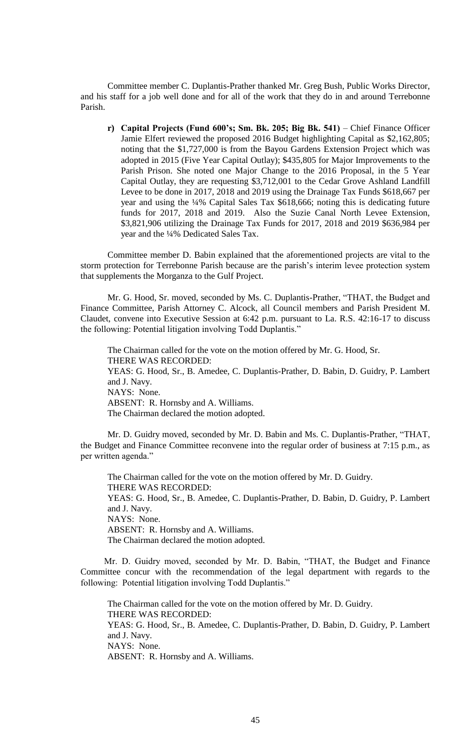Committee member C. Duplantis-Prather thanked Mr. Greg Bush, Public Works Director, and his staff for a job well done and for all of the work that they do in and around Terrebonne Parish.

**r) Capital Projects (Fund 600's; Sm. Bk. 205; Big Bk. 541)** – Chief Finance Officer Jamie Elfert reviewed the proposed 2016 Budget highlighting Capital as $2,162,805; noting that the $1,727,000 is from the Bayou Gardens Extension Project which was adopted in 2015 (Five Year Capital Outlay); $435,805 for Major Improvements to the Parish Prison. She noted one Major Change to the 2016 Proposal, in the 5 Year Capital Outlay, they are requesting $3,712,001 to the Cedar Grove Ashland Landfill Levee to be done in 2017, 2018 and 2019 using the Drainage Tax Funds $618,667 per year and using the ¼% Capital Sales Tax $618,666; noting this is dedicating future funds for 2017, 2018 and 2019. Also the Suzie Canal North Levee Extension, $3,821,906 utilizing the Drainage Tax Funds for 2017, 2018 and 2019 $636,984 per year and the ¼% Dedicated Sales Tax.

Committee member D. Babin explained that the aforementioned projects are vital to the storm protection for Terrebonne Parish because are the parish's interim levee protection system that supplements the Morganza to the Gulf Project.

Mr. G. Hood, Sr. moved, seconded by Ms. C. Duplantis-Prather, "THAT, the Budget and Finance Committee, Parish Attorney C. Alcock, all Council members and Parish President M. Claudet, convene into Executive Session at 6:42 p.m. pursuant to La. R.S. 42:16-17 to discuss the following: Potential litigation involving Todd Duplantis."

The Chairman called for the vote on the motion offered by Mr. G. Hood, Sr.
THERE WAS RECORDED:
YEAS: G. Hood, Sr., B. Amedee, C. Duplantis-Prather, D. Babin, D. Guidry, P. Lambert and J. Navy.
NAYS: None.
ABSENT: R. Hornsby and A. Williams.
The Chairman declared the motion adopted.

Mr. D. Guidry moved, seconded by Mr. D. Babin and Ms. C. Duplantis-Prather, "THAT, the Budget and Finance Committee reconvene into the regular order of business at 7:15 p.m., as per written agenda."

The Chairman called for the vote on the motion offered by Mr. D. Guidry.
THERE WAS RECORDED:
YEAS: G. Hood, Sr., B. Amedee, C. Duplantis-Prather, D. Babin, D. Guidry, P. Lambert and J. Navy.
NAYS: None.
ABSENT: R. Hornsby and A. Williams.
The Chairman declared the motion adopted.

Mr. D. Guidry moved, seconded by Mr. D. Babin, "THAT, the Budget and Finance Committee concur with the recommendation of the legal department with regards to the following: Potential litigation involving Todd Duplantis."

The Chairman called for the vote on the motion offered by Mr. D. Guidry.
THERE WAS RECORDED:
YEAS: G. Hood, Sr., B. Amedee, C. Duplantis-Prather, D. Babin, D. Guidry, P. Lambert and J. Navy.
NAYS: None.
ABSENT: R. Hornsby and A. Williams.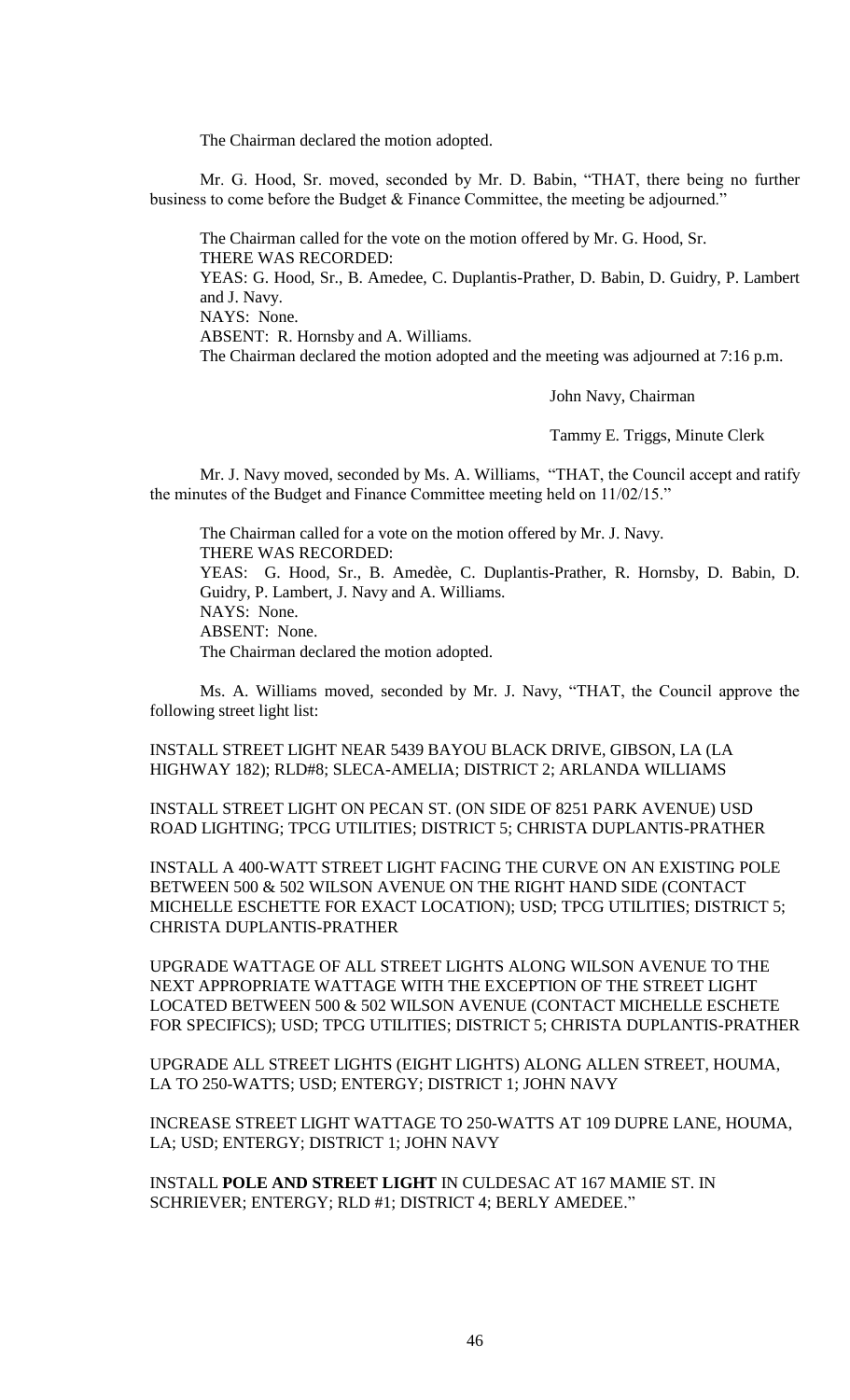The Chairman declared the motion adopted.

Mr. G. Hood, Sr. moved, seconded by Mr. D. Babin, "THAT, there being no further business to come before the Budget & Finance Committee, the meeting be adjourned."

The Chairman called for the vote on the motion offered by Mr. G. Hood, Sr.
THERE WAS RECORDED:
YEAS: G. Hood, Sr., B. Amedee, C. Duplantis-Prather, D. Babin, D. Guidry, P. Lambert and J. Navy.
NAYS: None.
ABSENT: R. Hornsby and A. Williams.
The Chairman declared the motion adopted and the meeting was adjourned at 7:16 p.m.

John Navy, Chairman

Tammy E. Triggs, Minute Clerk

Mr. J. Navy moved, seconded by Ms. A. Williams, "THAT, the Council accept and ratify the minutes of the Budget and Finance Committee meeting held on 11/02/15."

The Chairman called for a vote on the motion offered by Mr. J. Navy.
THERE WAS RECORDED:
YEAS: G. Hood, Sr., B. Amedèe, C. Duplantis-Prather, R. Hornsby, D. Babin, D. Guidry, P. Lambert, J. Navy and A. Williams.
NAYS: None.
ABSENT: None.
The Chairman declared the motion adopted.

Ms. A. Williams moved, seconded by Mr. J. Navy, "THAT, the Council approve the following street light list:

INSTALL STREET LIGHT NEAR 5439 BAYOU BLACK DRIVE, GIBSON, LA (LA HIGHWAY 182); RLD#8; SLECA-AMELIA; DISTRICT 2; ARLANDA WILLIAMS

INSTALL STREET LIGHT ON PECAN ST. (ON SIDE OF 8251 PARK AVENUE) USD ROAD LIGHTING; TPCG UTILITIES; DISTRICT 5; CHRISTA DUPLANTIS-PRATHER

INSTALL A 400-WATT STREET LIGHT FACING THE CURVE ON AN EXISTING POLE BETWEEN 500 & 502 WILSON AVENUE ON THE RIGHT HAND SIDE (CONTACT MICHELLE ESCHETTE FOR EXACT LOCATION); USD; TPCG UTILITIES; DISTRICT 5; CHRISTA DUPLANTIS-PRATHER

UPGRADE WATTAGE OF ALL STREET LIGHTS ALONG WILSON AVENUE TO THE NEXT APPROPRIATE WATTAGE WITH THE EXCEPTION OF THE STREET LIGHT LOCATED BETWEEN 500 & 502 WILSON AVENUE (CONTACT MICHELLE ESCHETE FOR SPECIFICS); USD; TPCG UTILITIES; DISTRICT 5; CHRISTA DUPLANTIS-PRATHER

UPGRADE ALL STREET LIGHTS (EIGHT LIGHTS) ALONG ALLEN STREET, HOUMA, LA TO 250-WATTS; USD; ENTERGY; DISTRICT 1; JOHN NAVY

INCREASE STREET LIGHT WATTAGE TO 250-WATTS AT 109 DUPRE LANE, HOUMA, LA; USD; ENTERGY; DISTRICT 1; JOHN NAVY

INSTALL **POLE AND STREET LIGHT** IN CULDESAC AT 167 MAMIE ST. IN SCHRIEVER; ENTERGY; RLD #1; DISTRICT 4; BERLY AMEDEE."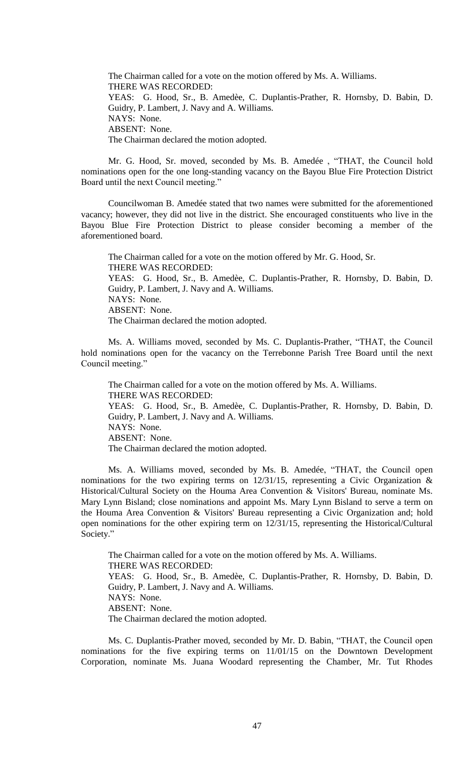The Chairman called for a vote on the motion offered by Ms. A. Williams.
THERE WAS RECORDED:
YEAS: G. Hood, Sr., B. Amedèe, C. Duplantis-Prather, R. Hornsby, D. Babin, D. Guidry, P. Lambert, J. Navy and A. Williams.
NAYS: None.
ABSENT: None.
The Chairman declared the motion adopted.

Mr. G. Hood, Sr. moved, seconded by Ms. B. Amedée , "THAT, the Council hold nominations open for the one long-standing vacancy on the Bayou Blue Fire Protection District Board until the next Council meeting."

Councilwoman B. Amedée stated that two names were submitted for the aforementioned vacancy; however, they did not live in the district. She encouraged constituents who live in the Bayou Blue Fire Protection District to please consider becoming a member of the aforementioned board.

The Chairman called for a vote on the motion offered by Mr. G. Hood, Sr.
THERE WAS RECORDED:
YEAS: G. Hood, Sr., B. Amedèe, C. Duplantis-Prather, R. Hornsby, D. Babin, D. Guidry, P. Lambert, J. Navy and A. Williams.
NAYS: None.
ABSENT: None.
The Chairman declared the motion adopted.

Ms. A. Williams moved, seconded by Ms. C. Duplantis-Prather, "THAT, the Council hold nominations open for the vacancy on the Terrebonne Parish Tree Board until the next Council meeting."

The Chairman called for a vote on the motion offered by Ms. A. Williams.
THERE WAS RECORDED:
YEAS: G. Hood, Sr., B. Amedèe, C. Duplantis-Prather, R. Hornsby, D. Babin, D. Guidry, P. Lambert, J. Navy and A. Williams.
NAYS: None.
ABSENT: None.
The Chairman declared the motion adopted.

Ms. A. Williams moved, seconded by Ms. B. Amedée, "THAT, the Council open nominations for the two expiring terms on 12/31/15, representing a Civic Organization & Historical/Cultural Society on the Houma Area Convention & Visitors' Bureau, nominate Ms. Mary Lynn Bisland; close nominations and appoint Ms. Mary Lynn Bisland to serve a term on the Houma Area Convention & Visitors' Bureau representing a Civic Organization and; hold open nominations for the other expiring term on 12/31/15, representing the Historical/Cultural Society."

The Chairman called for a vote on the motion offered by Ms. A. Williams.
THERE WAS RECORDED:
YEAS: G. Hood, Sr., B. Amedèe, C. Duplantis-Prather, R. Hornsby, D. Babin, D. Guidry, P. Lambert, J. Navy and A. Williams.
NAYS: None.
ABSENT: None.
The Chairman declared the motion adopted.

Ms. C. Duplantis-Prather moved, seconded by Mr. D. Babin, "THAT, the Council open nominations for the five expiring terms on 11/01/15 on the Downtown Development Corporation, nominate Ms. Juana Woodard representing the Chamber, Mr. Tut Rhodes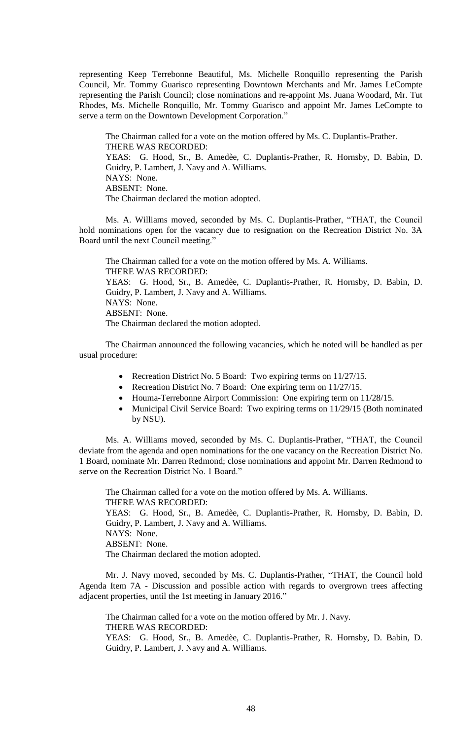representing Keep Terrebonne Beautiful, Ms. Michelle Ronquillo representing the Parish Council, Mr. Tommy Guarisco representing Downtown Merchants and Mr. James LeCompte representing the Parish Council; close nominations and re-appoint Ms. Juana Woodard, Mr. Tut Rhodes, Ms. Michelle Ronquillo, Mr. Tommy Guarisco and appoint Mr. James LeCompte to serve a term on the Downtown Development Corporation."

The Chairman called for a vote on the motion offered by Ms. C. Duplantis-Prather.
THERE WAS RECORDED:
YEAS: G. Hood, Sr., B. Amedèe, C. Duplantis-Prather, R. Hornsby, D. Babin, D. Guidry, P. Lambert, J. Navy and A. Williams.
NAYS: None.
ABSENT: None.
The Chairman declared the motion adopted.

Ms. A. Williams moved, seconded by Ms. C. Duplantis-Prather, "THAT, the Council hold nominations open for the vacancy due to resignation on the Recreation District No. 3A Board until the next Council meeting."

The Chairman called for a vote on the motion offered by Ms. A. Williams.
THERE WAS RECORDED:
YEAS: G. Hood, Sr., B. Amedèe, C. Duplantis-Prather, R. Hornsby, D. Babin, D. Guidry, P. Lambert, J. Navy and A. Williams.
NAYS: None.
ABSENT: None.
The Chairman declared the motion adopted.

The Chairman announced the following vacancies, which he noted will be handled as per usual procedure:

- Recreation District No. 5 Board: Two expiring terms on 11/27/15.
- Recreation District No. 7 Board: One expiring term on 11/27/15.
- Houma-Terrebonne Airport Commission: One expiring term on 11/28/15.
- Municipal Civil Service Board: Two expiring terms on 11/29/15 (Both nominated by NSU).

Ms. A. Williams moved, seconded by Ms. C. Duplantis-Prather, "THAT, the Council deviate from the agenda and open nominations for the one vacancy on the Recreation District No. 1 Board, nominate Mr. Darren Redmond; close nominations and appoint Mr. Darren Redmond to serve on the Recreation District No. 1 Board."

The Chairman called for a vote on the motion offered by Ms. A. Williams.
THERE WAS RECORDED:
YEAS: G. Hood, Sr., B. Amedèe, C. Duplantis-Prather, R. Hornsby, D. Babin, D. Guidry, P. Lambert, J. Navy and A. Williams.
NAYS: None.
ABSENT: None.
The Chairman declared the motion adopted.

Mr. J. Navy moved, seconded by Ms. C. Duplantis-Prather, "THAT, the Council hold Agenda Item 7A - Discussion and possible action with regards to overgrown trees affecting adjacent properties, until the 1st meeting in January 2016."

The Chairman called for a vote on the motion offered by Mr. J. Navy.
THERE WAS RECORDED:
YEAS: G. Hood, Sr., B. Amedèe, C. Duplantis-Prather, R. Hornsby, D. Babin, D. Guidry, P. Lambert, J. Navy and A. Williams.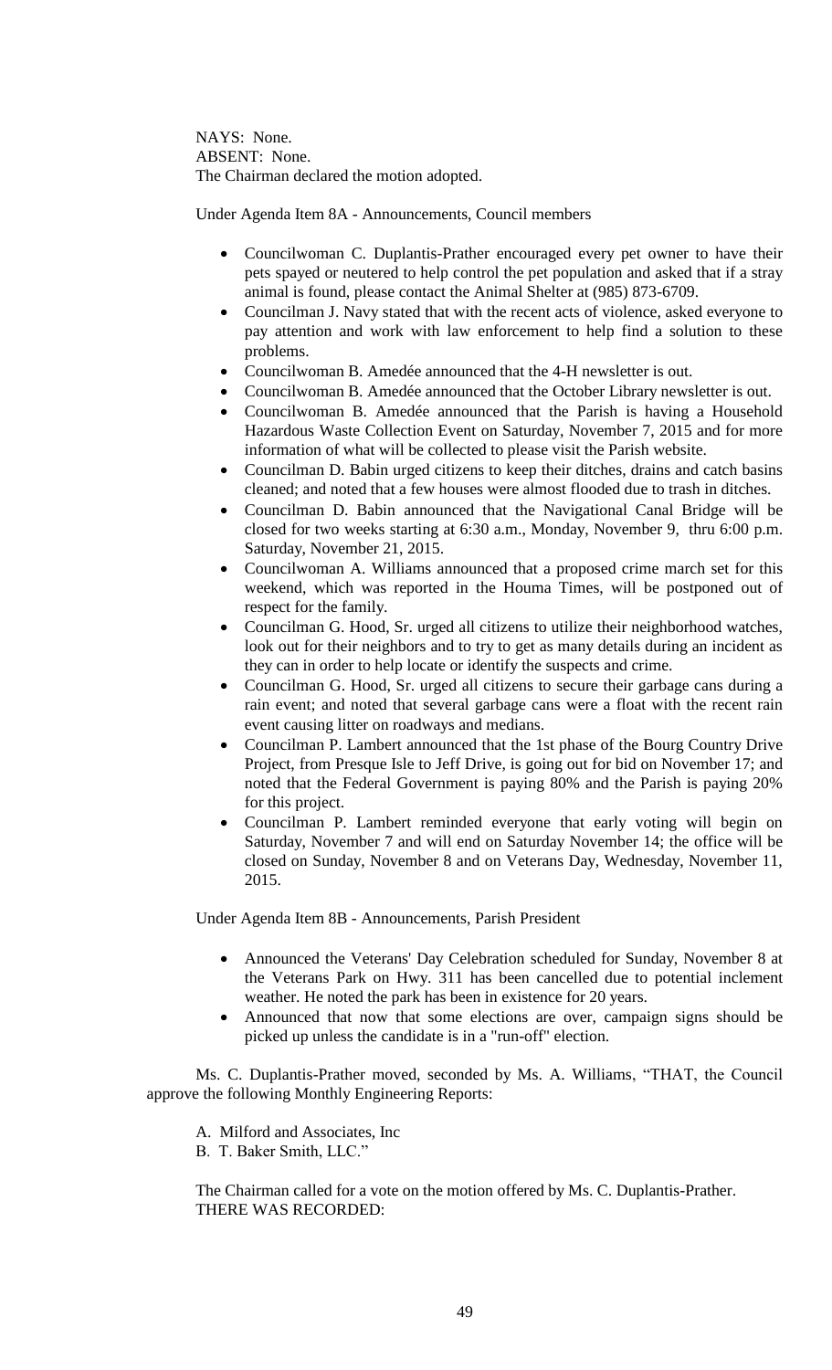NAYS: None.
ABSENT: None.
The Chairman declared the motion adopted.

Under Agenda Item 8A - Announcements, Council members

- Councilwoman C. Duplantis-Prather encouraged every pet owner to have their pets spayed or neutered to help control the pet population and asked that if a stray animal is found, please contact the Animal Shelter at (985) 873-6709.
- Councilman J. Navy stated that with the recent acts of violence, asked everyone to pay attention and work with law enforcement to help find a solution to these problems.
- Councilwoman B. Amedée announced that the 4-H newsletter is out.
- Councilwoman B. Amedée announced that the October Library newsletter is out.
- Councilwoman B. Amedée announced that the Parish is having a Household Hazardous Waste Collection Event on Saturday, November 7, 2015 and for more information of what will be collected to please visit the Parish website.
- Councilman D. Babin urged citizens to keep their ditches, drains and catch basins cleaned; and noted that a few houses were almost flooded due to trash in ditches.
- Councilman D. Babin announced that the Navigational Canal Bridge will be closed for two weeks starting at 6:30 a.m., Monday, November 9, thru 6:00 p.m. Saturday, November 21, 2015.
- Councilwoman A. Williams announced that a proposed crime march set for this weekend, which was reported in the Houma Times, will be postponed out of respect for the family.
- Councilman G. Hood, Sr. urged all citizens to utilize their neighborhood watches, look out for their neighbors and to try to get as many details during an incident as they can in order to help locate or identify the suspects and crime.
- Councilman G. Hood, Sr. urged all citizens to secure their garbage cans during a rain event; and noted that several garbage cans were a float with the recent rain event causing litter on roadways and medians.
- Councilman P. Lambert announced that the 1st phase of the Bourg Country Drive Project, from Presque Isle to Jeff Drive, is going out for bid on November 17; and noted that the Federal Government is paying 80% and the Parish is paying 20% for this project.
- Councilman P. Lambert reminded everyone that early voting will begin on Saturday, November 7 and will end on Saturday November 14; the office will be closed on Sunday, November 8 and on Veterans Day, Wednesday, November 11, 2015.

Under Agenda Item 8B - Announcements, Parish President

- Announced the Veterans' Day Celebration scheduled for Sunday, November 8 at the Veterans Park on Hwy. 311 has been cancelled due to potential inclement weather. He noted the park has been in existence for 20 years.
- Announced that now that some elections are over, campaign signs should be picked up unless the candidate is in a "run-off" election.

Ms. C. Duplantis-Prather moved, seconded by Ms. A. Williams, "THAT, the Council approve the following Monthly Engineering Reports:

A. Milford and Associates, Inc
B. T. Baker Smith, LLC."

The Chairman called for a vote on the motion offered by Ms. C. Duplantis-Prather.
THERE WAS RECORDED: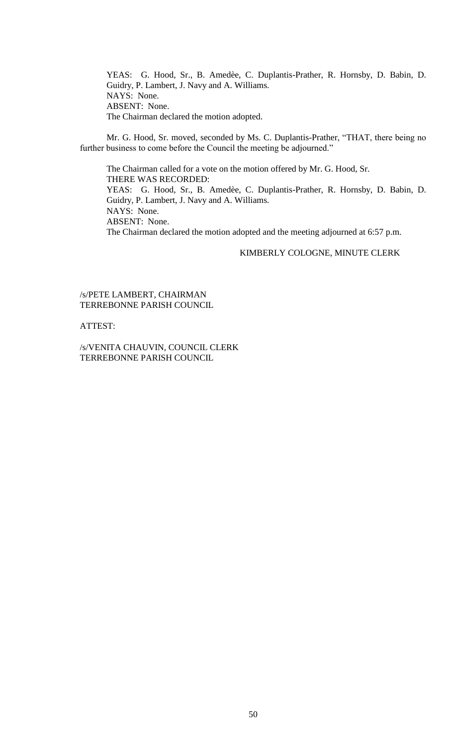YEAS: G. Hood, Sr., B. Amedèe, C. Duplantis-Prather, R. Hornsby, D. Babin, D. Guidry, P. Lambert, J. Navy and A. Williams.
NAYS: None.
ABSENT: None.
The Chairman declared the motion adopted.

Mr. G. Hood, Sr. moved, seconded by Ms. C. Duplantis-Prather, "THAT, there being no further business to come before the Council the meeting be adjourned."

The Chairman called for a vote on the motion offered by Mr. G. Hood, Sr.
THERE WAS RECORDED:
YEAS: G. Hood, Sr., B. Amedèe, C. Duplantis-Prather, R. Hornsby, D. Babin, D. Guidry, P. Lambert, J. Navy and A. Williams.
NAYS: None.
ABSENT: None.
The Chairman declared the motion adopted and the meeting adjourned at 6:57 p.m.

KIMBERLY COLOGNE, MINUTE CLERK

/s/PETE LAMBERT, CHAIRMAN
TERREBONNE PARISH COUNCIL

ATTEST:

/s/VENITA CHAUVIN, COUNCIL CLERK
TERREBONNE PARISH COUNCIL